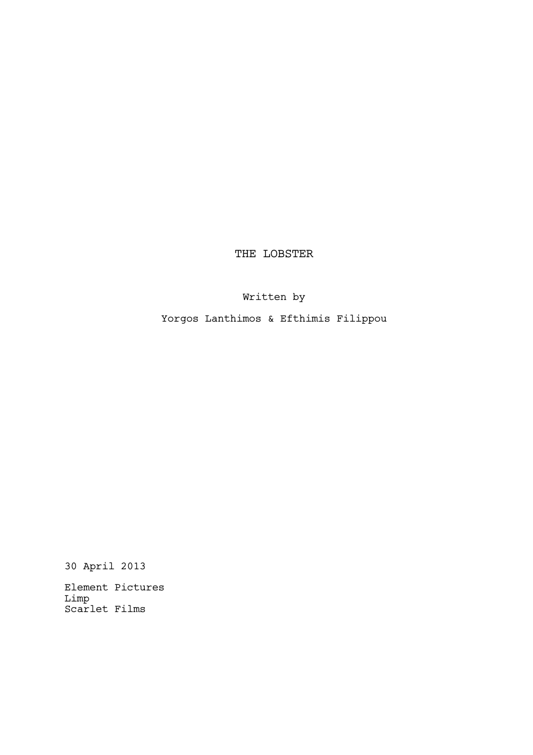# THE LOBSTER

Written by

Yorgos Lanthimos & Efthimis Filippou

30 April 2013

Element Pictures
Limp
Scarlet Films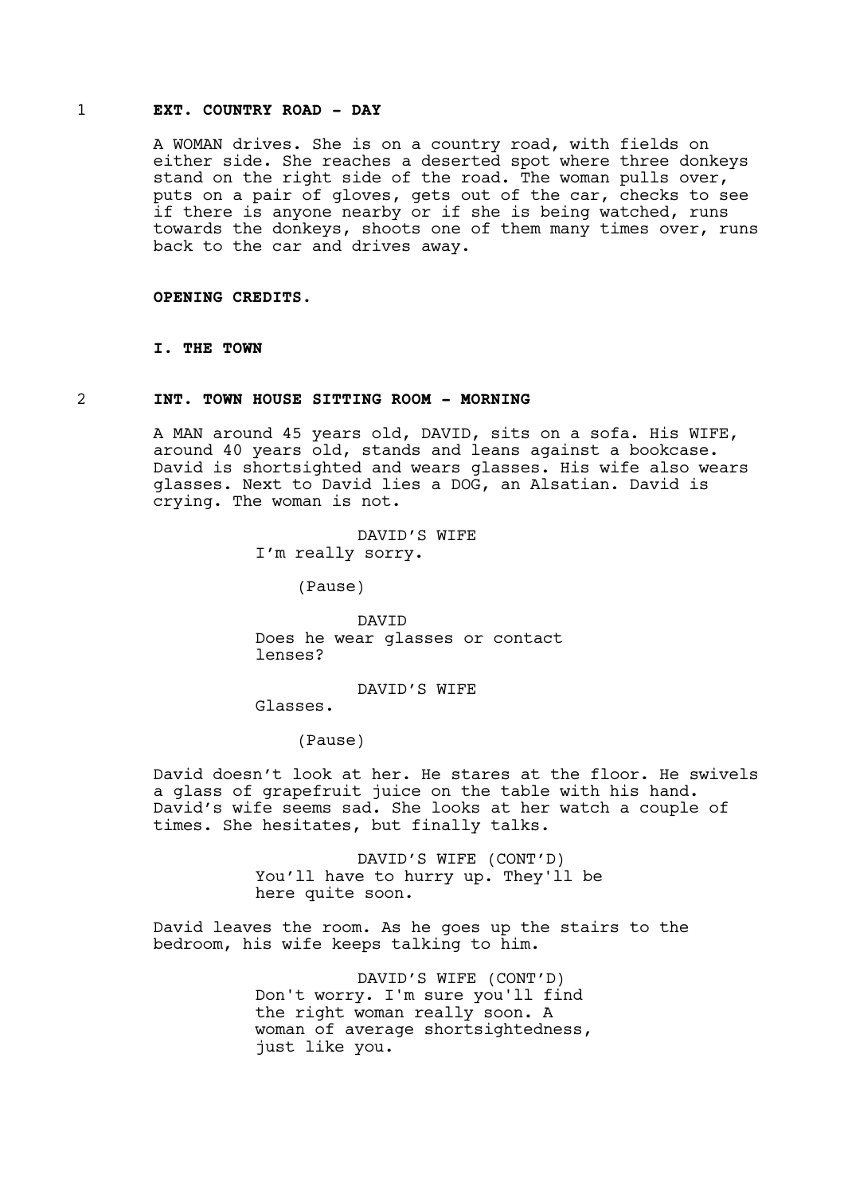1 **EXT. COUNTRY ROAD - DAY**

A WOMAN drives. She is on a country road, with fields on either side. She reaches a deserted spot where three donkeys stand on the right side of the road. The woman pulls over, puts on a pair of gloves, gets out of the car, checks to see if there is anyone nearby or if she is being watched, runs towards the donkeys, shoots one of them many times over, runs back to the car and drives away.

**OPENING CREDITS.**

**I. THE TOWN**

2 **INT. TOWN HOUSE SITTING ROOM - MORNING**

A MAN around 45 years old, DAVID, sits on a sofa. His WIFE, around 40 years old, stands and leans against a bookcase. David is shortsighted and wears glasses. His wife also wears glasses. Next to David lies a DOG, an Alsatian. David is crying. The woman is not.

DAVID'S WIFE
I'm really sorry.

(Pause)

DAVID
Does he wear glasses or contact lenses?

DAVID'S WIFE
Glasses.

(Pause)

David doesn't look at her. He stares at the floor. He swivels a glass of grapefruit juice on the table with his hand. David's wife seems sad. She looks at her watch a couple of times. She hesitates, but finally talks.

DAVID'S WIFE (CONT'D)
You'll have to hurry up. They'll be here quite soon.

David leaves the room. As he goes up the stairs to the bedroom, his wife keeps talking to him.

DAVID'S WIFE (CONT'D)
Don't worry. I'm sure you'll find the right woman really soon. A woman of average shortsightedness, just like you.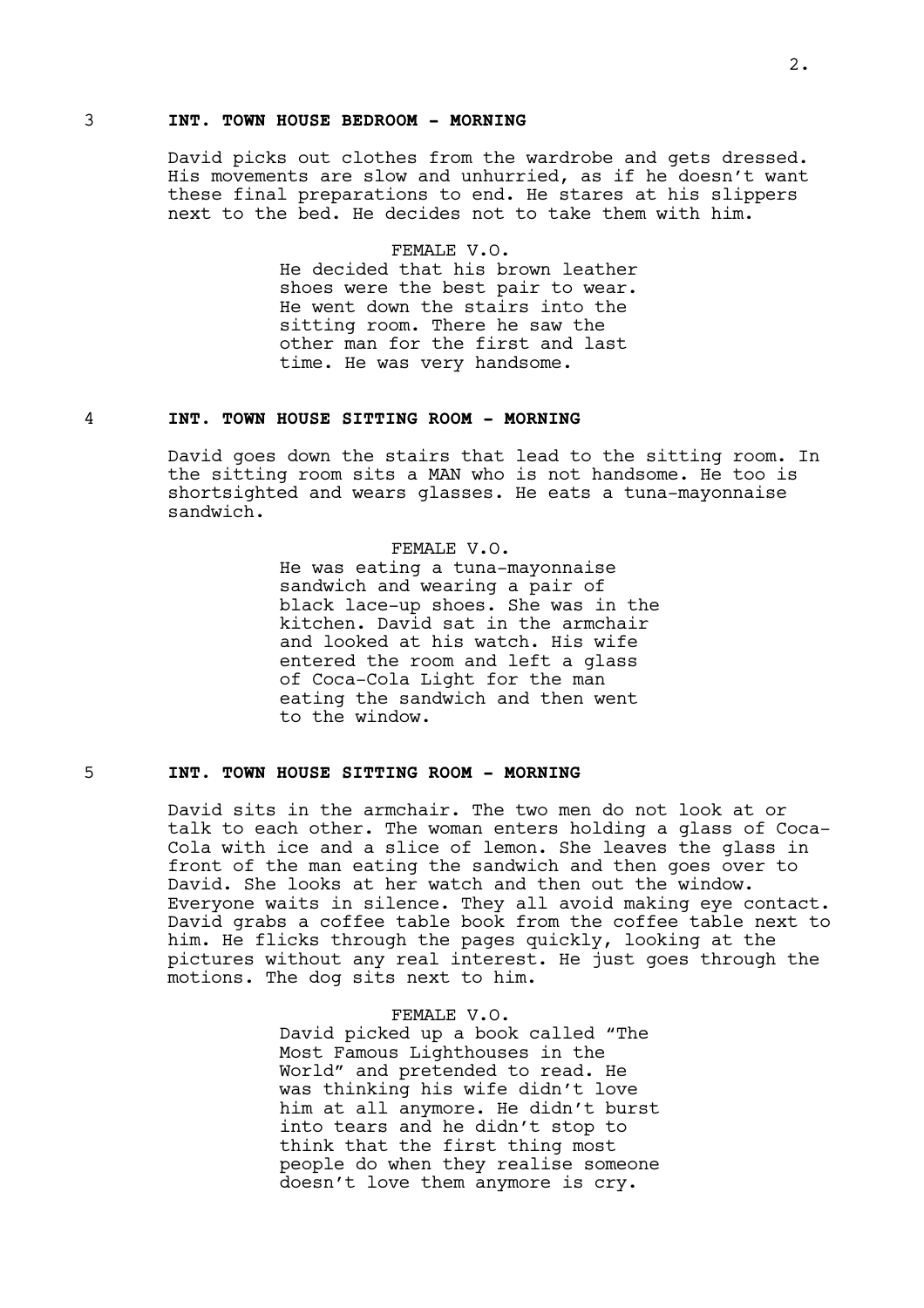3 **INT. TOWN HOUSE BEDROOM - MORNING**

David picks out clothes from the wardrobe and gets dressed. His movements are slow and unhurried, as if he doesn't want these final preparations to end. He stares at his slippers next to the bed. He decides not to take them with him.

FEMALE V.O.
He decided that his brown leather shoes were the best pair to wear. He went down the stairs into the sitting room. There he saw the other man for the first and last time. He was very handsome.

4 **INT. TOWN HOUSE SITTING ROOM - MORNING**

David goes down the stairs that lead to the sitting room. In the sitting room sits a MAN who is not handsome. He too is shortsighted and wears glasses. He eats a tuna-mayonnaise sandwich.

FEMALE V.O.
He was eating a tuna-mayonnaise sandwich and wearing a pair of black lace-up shoes. She was in the kitchen. David sat in the armchair and looked at his watch. His wife entered the room and left a glass of Coca-Cola Light for the man eating the sandwich and then went to the window.

5 **INT. TOWN HOUSE SITTING ROOM - MORNING**

David sits in the armchair. The two men do not look at or talk to each other. The woman enters holding a glass of Coca-Cola with ice and a slice of lemon. She leaves the glass in front of the man eating the sandwich and then goes over to David. She looks at her watch and then out the window. Everyone waits in silence. They all avoid making eye contact. David grabs a coffee table book from the coffee table next to him. He flicks through the pages quickly, looking at the pictures without any real interest. He just goes through the motions. The dog sits next to him.

FEMALE V.O.
David picked up a book called "The Most Famous Lighthouses in the World" and pretended to read. He was thinking his wife didn't love him at all anymore. He didn't burst into tears and he didn't stop to think that the first thing most people do when they realise someone doesn't love them anymore is cry.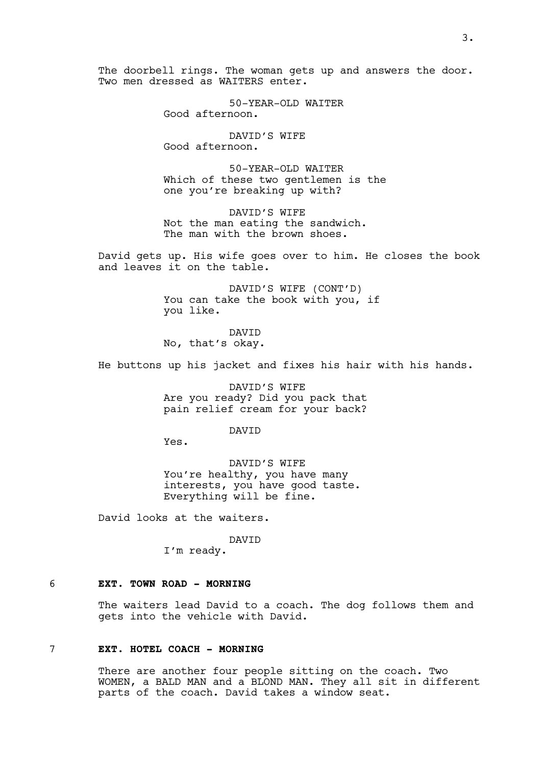The doorbell rings. The woman gets up and answers the door. Two men dressed as WAITERS enter.

50-YEAR-OLD WAITER
Good afternoon.

DAVID'S WIFE
Good afternoon.

50-YEAR-OLD WAITER
Which of these two gentlemen is the one you're breaking up with?

DAVID'S WIFE
Not the man eating the sandwich. The man with the brown shoes.

David gets up. His wife goes over to him. He closes the book and leaves it on the table.

DAVID'S WIFE (CONT'D)
You can take the book with you, if you like.

DAVID
No, that's okay.

He buttons up his jacket and fixes his hair with his hands.

DAVID'S WIFE
Are you ready? Did you pack that pain relief cream for your back?

DAVID
Yes.

DAVID'S WIFE
You're healthy, you have many interests, you have good taste. Everything will be fine.

David looks at the waiters.

DAVID
I'm ready.

6 **EXT. TOWN ROAD - MORNING**

The waiters lead David to a coach. The dog follows them and gets into the vehicle with David.

7 **EXT. HOTEL COACH - MORNING**

There are another four people sitting on the coach. Two WOMEN, a BALD MAN and a BLOND MAN. They all sit in different parts of the coach. David takes a window seat.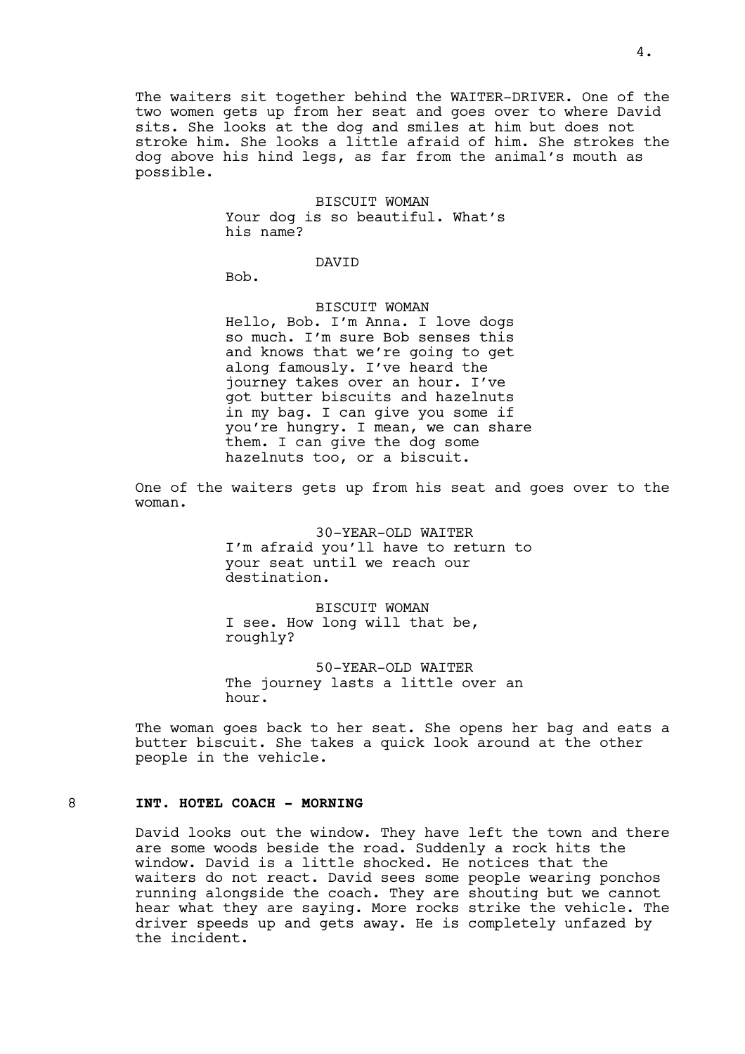The waiters sit together behind the WAITER-DRIVER. One of the two women gets up from her seat and goes over to where David sits. She looks at the dog and smiles at him but does not stroke him. She looks a little afraid of him. She strokes the dog above his hind legs, as far from the animal's mouth as possible.

BISCUIT WOMAN
Your dog is so beautiful. What's his name?

DAVID
Bob.

BISCUIT WOMAN
Hello, Bob. I'm Anna. I love dogs so much. I'm sure Bob senses this and knows that we're going to get along famously. I've heard the journey takes over an hour. I've got butter biscuits and hazelnuts in my bag. I can give you some if you're hungry. I mean, we can share them. I can give the dog some hazelnuts too, or a biscuit.

One of the waiters gets up from his seat and goes over to the woman.

30-YEAR-OLD WAITER
I'm afraid you'll have to return to your seat until we reach our destination.

BISCUIT WOMAN
I see. How long will that be, roughly?

50-YEAR-OLD WAITER
The journey lasts a little over an hour.

The woman goes back to her seat. She opens her bag and eats a butter biscuit. She takes a quick look around at the other people in the vehicle.

**8 INT. HOTEL COACH - MORNING**

David looks out the window. They have left the town and there are some woods beside the road. Suddenly a rock hits the window. David is a little shocked. He notices that the waiters do not react. David sees some people wearing ponchos running alongside the coach. They are shouting but we cannot hear what they are saying. More rocks strike the vehicle. The driver speeds up and gets away. He is completely unfazed by the incident.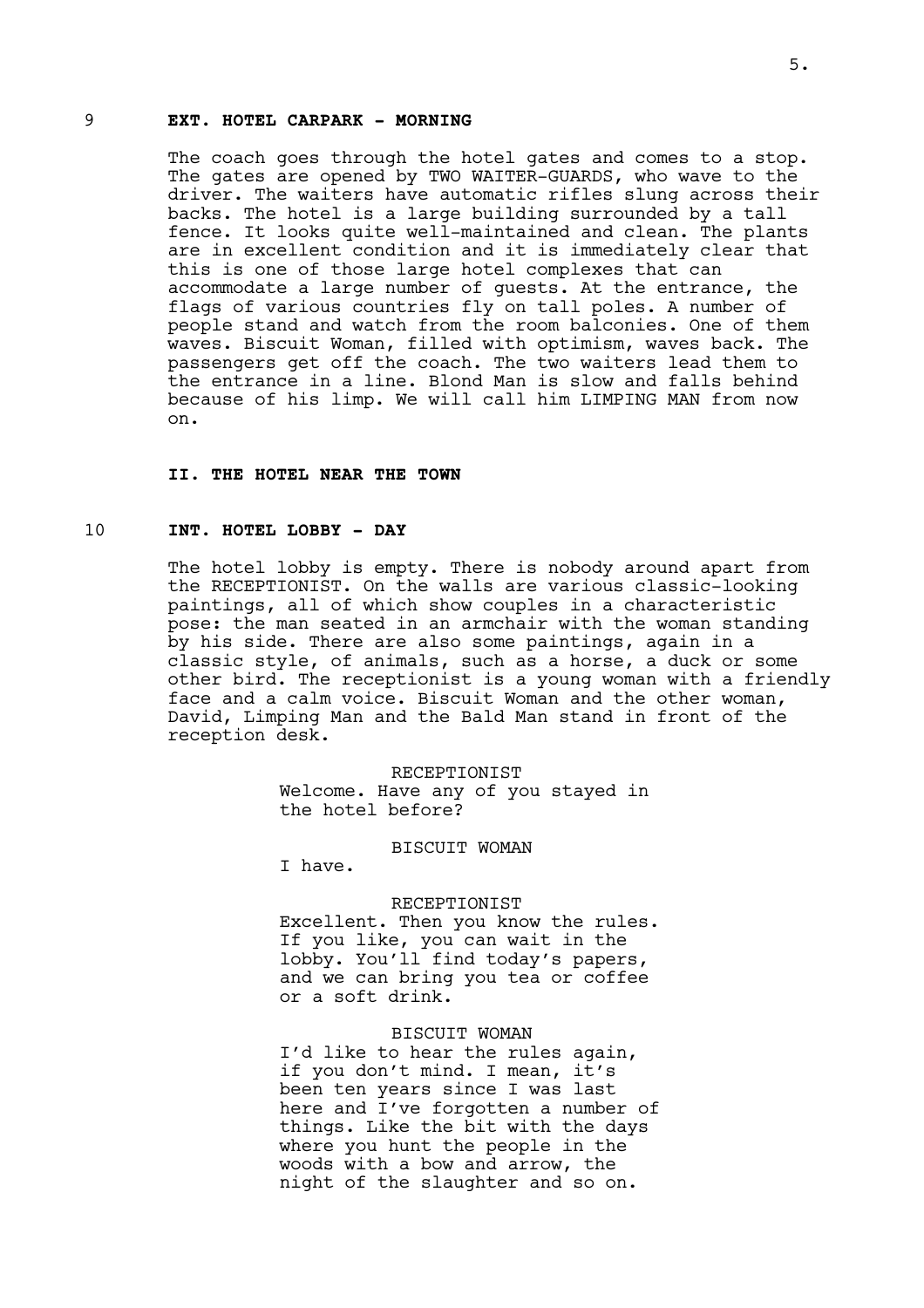9 **EXT. HOTEL CARPARK - MORNING**

The coach goes through the hotel gates and comes to a stop. The gates are opened by TWO WAITER-GUARDS, who wave to the driver. The waiters have automatic rifles slung across their backs. The hotel is a large building surrounded by a tall fence. It looks quite well-maintained and clean. The plants are in excellent condition and it is immediately clear that this is one of those large hotel complexes that can accommodate a large number of guests. At the entrance, the flags of various countries fly on tall poles. A number of people stand and watch from the room balconies. One of them waves. Biscuit Woman, filled with optimism, waves back. The passengers get off the coach. The two waiters lead them to the entrance in a line. Blond Man is slow and falls behind because of his limp. We will call him LIMPING MAN from now on.

**II. THE HOTEL NEAR THE TOWN**

10 **INT. HOTEL LOBBY - DAY**

The hotel lobby is empty. There is nobody around apart from the RECEPTIONIST. On the walls are various classic-looking paintings, all of which show couples in a characteristic pose: the man seated in an armchair with the woman standing by his side. There are also some paintings, again in a classic style, of animals, such as a horse, a duck or some other bird. The receptionist is a young woman with a friendly face and a calm voice. Biscuit Woman and the other woman, David, Limping Man and the Bald Man stand in front of the reception desk.

RECEPTIONIST
Welcome. Have any of you stayed in the hotel before?

BISCUIT WOMAN
I have.

RECEPTIONIST
Excellent. Then you know the rules. If you like, you can wait in the lobby. You'll find today's papers, and we can bring you tea or coffee or a soft drink.

BISCUIT WOMAN
I'd like to hear the rules again, if you don't mind. I mean, it's been ten years since I was last here and I've forgotten a number of things. Like the bit with the days where you hunt the people in the woods with a bow and arrow, the night of the slaughter and so on.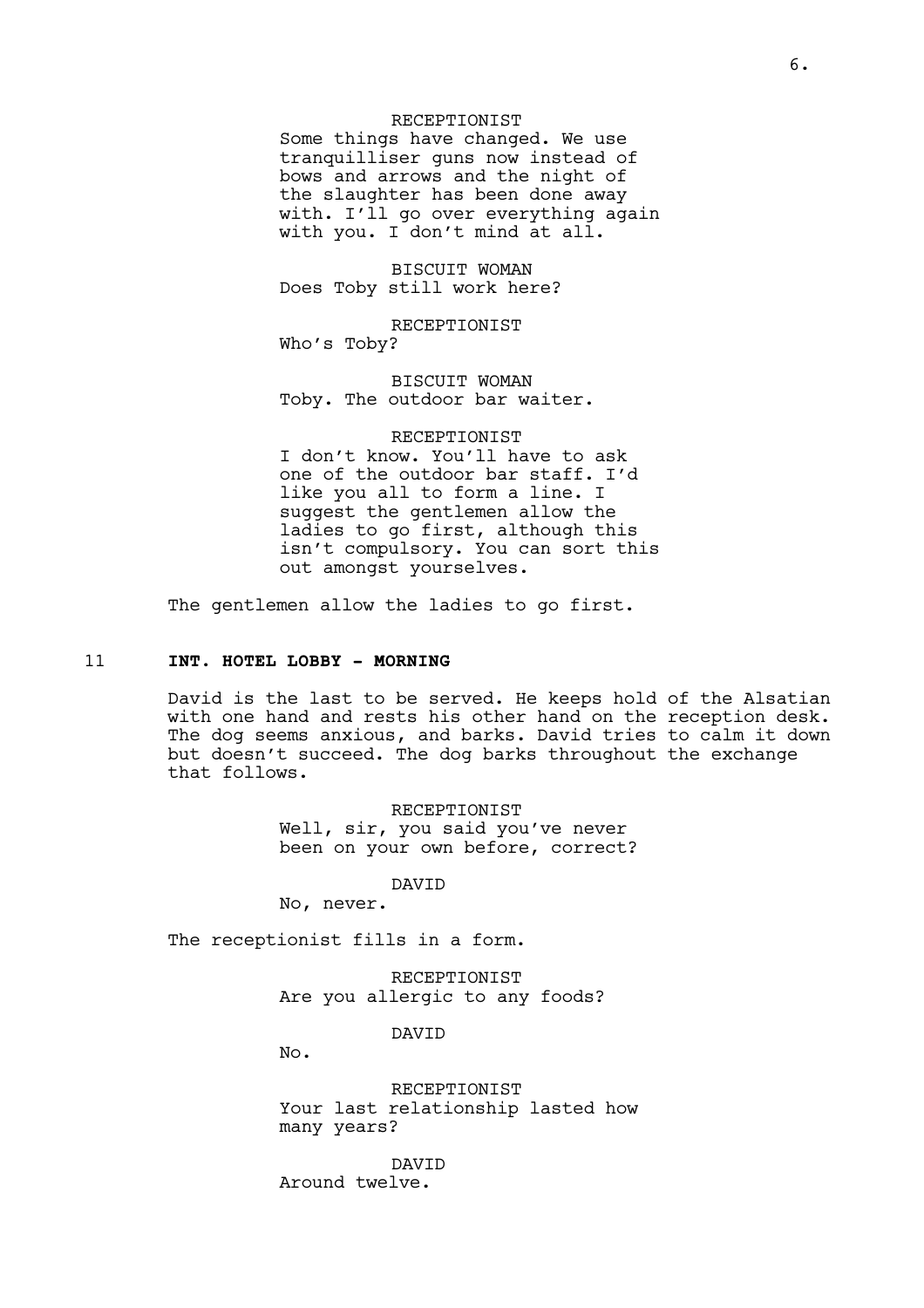RECEPTIONIST
Some things have changed. We use tranquilliser guns now instead of bows and arrows and the night of the slaughter has been done away with. I'll go over everything again with you. I don't mind at all.

BISCUIT WOMAN
Does Toby still work here?

RECEPTIONIST
Who's Toby?

BISCUIT WOMAN
Toby. The outdoor bar waiter.

RECEPTIONIST
I don't know. You'll have to ask one of the outdoor bar staff. I'd like you all to form a line. I suggest the gentlemen allow the ladies to go first, although this isn't compulsory. You can sort this out amongst yourselves.

The gentlemen allow the ladies to go first.

11 **INT. HOTEL LOBBY - MORNING**

David is the last to be served. He keeps hold of the Alsatian with one hand and rests his other hand on the reception desk. The dog seems anxious, and barks. David tries to calm it down but doesn't succeed. The dog barks throughout the exchange that follows.

RECEPTIONIST
Well, sir, you said you've never been on your own before, correct?

DAVID
No, never.

The receptionist fills in a form.

RECEPTIONIST
Are you allergic to any foods?

DAVID
No.

RECEPTIONIST
Your last relationship lasted how many years?

DAVID
Around twelve.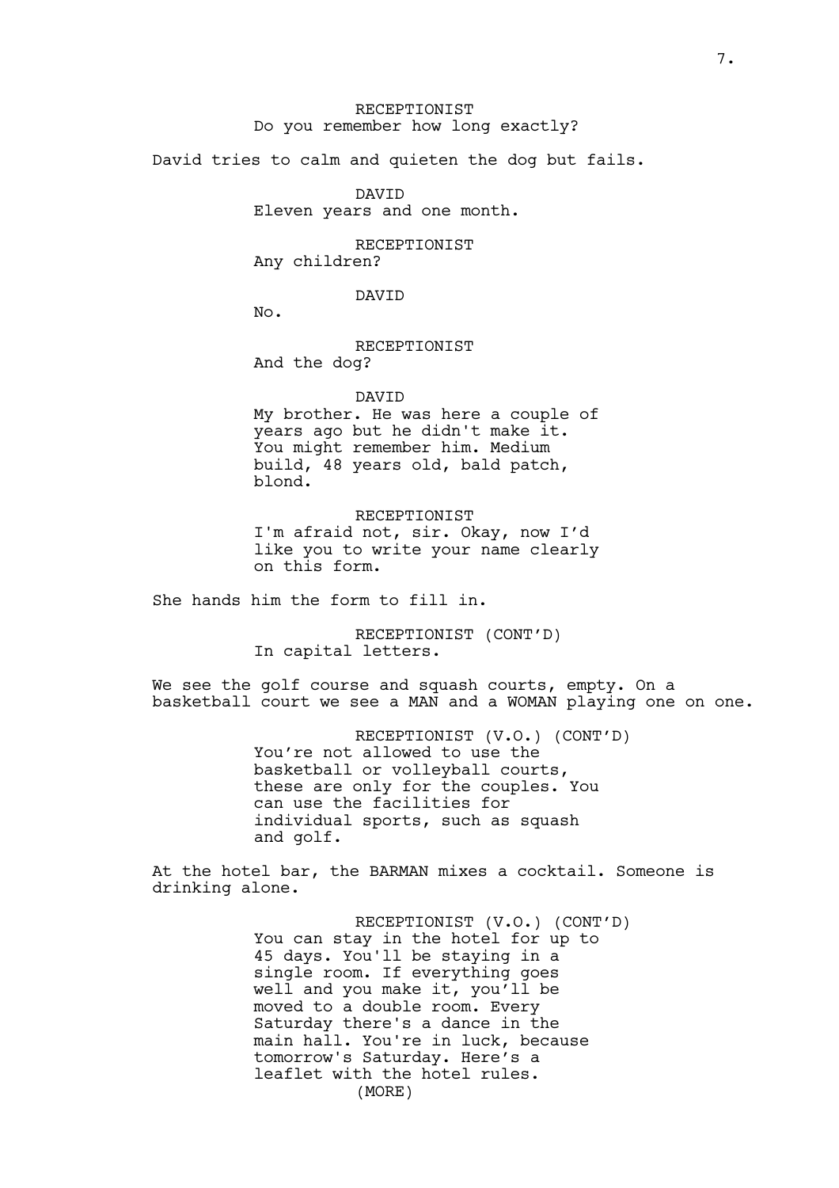RECEPTIONIST
Do you remember how long exactly?

David tries to calm and quieten the dog but fails.

DAVID
Eleven years and one month.

RECEPTIONIST
Any children?

DAVID
No.

RECEPTIONIST
And the dog?

DAVID
My brother. He was here a couple of years ago but he didn't make it. You might remember him. Medium build, 48 years old, bald patch, blond.

RECEPTIONIST
I'm afraid not, sir. Okay, now I'd like you to write your name clearly on this form.

She hands him the form to fill in.

RECEPTIONIST (CONT'D)
In capital letters.

We see the golf course and squash courts, empty. On a basketball court we see a MAN and a WOMAN playing one on one.

RECEPTIONIST (V.O.) (CONT'D)
You're not allowed to use the basketball or volleyball courts, these are only for the couples. You can use the facilities for individual sports, such as squash and golf.

At the hotel bar, the BARMAN mixes a cocktail. Someone is drinking alone.

RECEPTIONIST (V.O.) (CONT'D)
You can stay in the hotel for up to 45 days. You'll be staying in a single room. If everything goes well and you make it, you'll be moved to a double room. Every Saturday there's a dance in the main hall. You're in luck, because tomorrow's Saturday. Here's a leaflet with the hotel rules.
(MORE)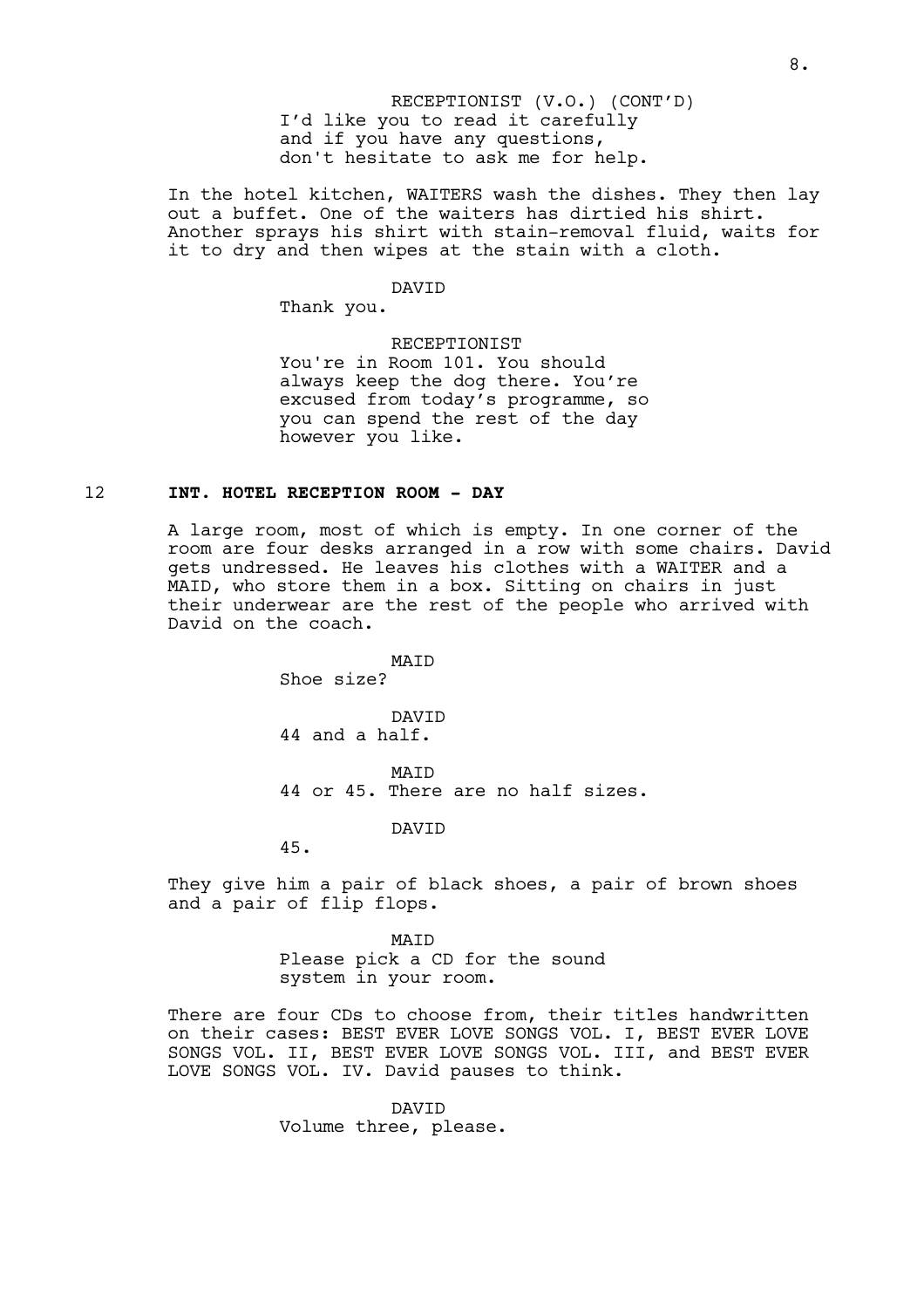RECEPTIONIST (V.O.) (CONT'D)
I'd like you to read it carefully
and if you have any questions,
don't hesitate to ask me for help.

In the hotel kitchen, WAITERS wash the dishes. They then lay out a buffet. One of the waiters has dirtied his shirt. Another sprays his shirt with stain-removal fluid, waits for it to dry and then wipes at the stain with a cloth.

DAVID
Thank you.

RECEPTIONIST
You're in Room 101. You should
always keep the dog there. You're
excused from today's programme, so
you can spend the rest of the day
however you like.

12 **INT. HOTEL RECEPTION ROOM - DAY**

A large room, most of which is empty. In one corner of the room are four desks arranged in a row with some chairs. David gets undressed. He leaves his clothes with a WAITER and a MAID, who store them in a box. Sitting on chairs in just their underwear are the rest of the people who arrived with David on the coach.

MAID
Shoe size?

DAVID
44 and a half.

MAID
44 or 45. There are no half sizes.

DAVID
45.

They give him a pair of black shoes, a pair of brown shoes and a pair of flip flops.

MAID
Please pick a CD for the sound
system in your room.

There are four CDs to choose from, their titles handwritten on their cases: BEST EVER LOVE SONGS VOL. I, BEST EVER LOVE SONGS VOL. II, BEST EVER LOVE SONGS VOL. III, and BEST EVER LOVE SONGS VOL. IV. David pauses to think.

DAVID
Volume three, please.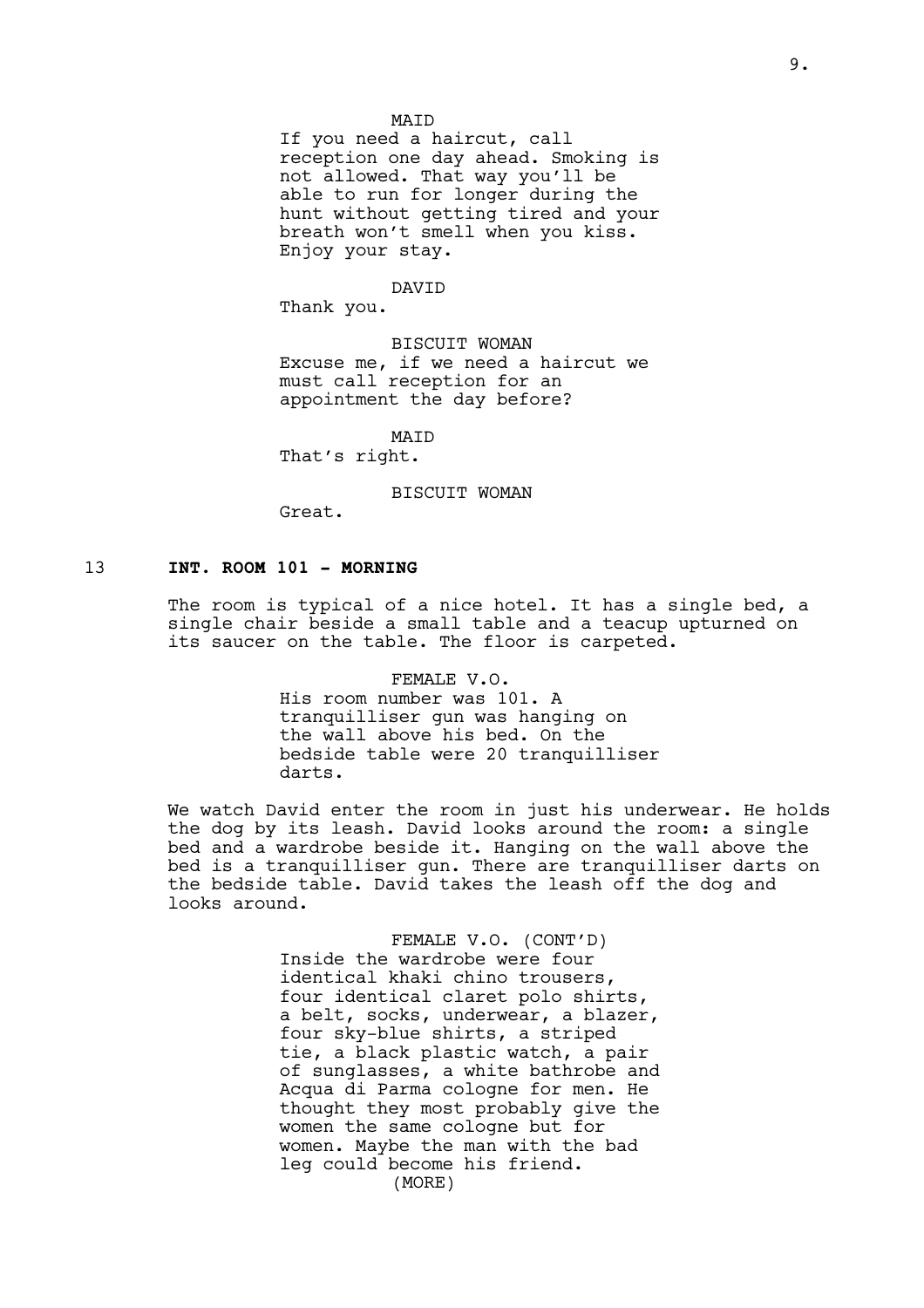MAID
If you need a haircut, call reception one day ahead. Smoking is not allowed. That way you'll be able to run for longer during the hunt without getting tired and your breath won't smell when you kiss. Enjoy your stay.

DAVID
Thank you.

BISCUIT WOMAN
Excuse me, if we need a haircut we must call reception for an appointment the day before?

MAID
That's right.

BISCUIT WOMAN
Great.

13 **INT. ROOM 101 - MORNING**

The room is typical of a nice hotel. It has a single bed, a single chair beside a small table and a teacup upturned on its saucer on the table. The floor is carpeted.

FEMALE V.O.
His room number was 101. A tranquilliser gun was hanging on the wall above his bed. On the bedside table were 20 tranquilliser darts.

We watch David enter the room in just his underwear. He holds the dog by its leash. David looks around the room: a single bed and a wardrobe beside it. Hanging on the wall above the bed is a tranquilliser gun. There are tranquilliser darts on the bedside table. David takes the leash off the dog and looks around.

FEMALE V.O. (CONT'D)
Inside the wardrobe were four identical khaki chino trousers, four identical claret polo shirts, a belt, socks, underwear, a blazer, four sky-blue shirts, a striped tie, a black plastic watch, a pair of sunglasses, a white bathrobe and Acqua di Parma cologne for men. He thought they most probably give the women the same cologne but for women. Maybe the man with the bad leg could become his friend.
(MORE)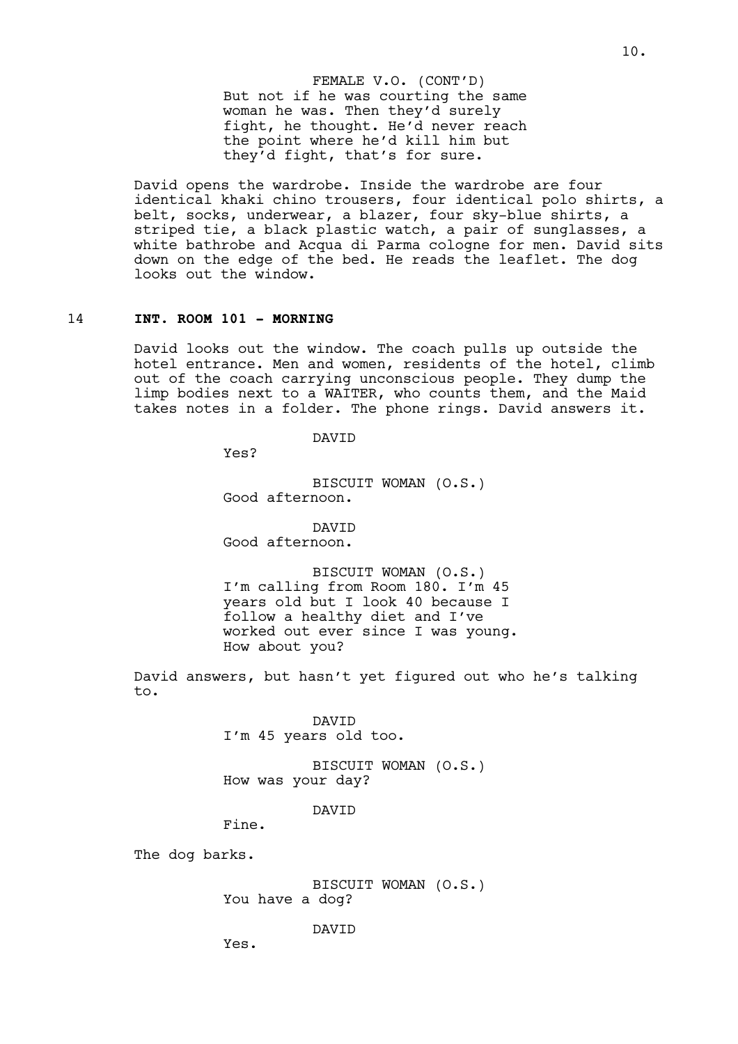FEMALE V.O. (CONT'D)
But not if he was courting the same woman he was. Then they'd surely fight, he thought. He'd never reach the point where he'd kill him but they'd fight, that's for sure.

David opens the wardrobe. Inside the wardrobe are four identical khaki chino trousers, four identical polo shirts, a belt, socks, underwear, a blazer, four sky-blue shirts, a striped tie, a black plastic watch, a pair of sunglasses, a white bathrobe and Acqua di Parma cologne for men. David sits down on the edge of the bed. He reads the leaflet. The dog looks out the window.

14 **INT. ROOM 101 - MORNING**

David looks out the window. The coach pulls up outside the hotel entrance. Men and women, residents of the hotel, climb out of the coach carrying unconscious people. They dump the limp bodies next to a WAITER, who counts them, and the Maid takes notes in a folder. The phone rings. David answers it.

DAVID
Yes?

BISCUIT WOMAN (O.S.)
Good afternoon.

DAVID
Good afternoon.

BISCUIT WOMAN (O.S.)
I'm calling from Room 180. I'm 45 years old but I look 40 because I follow a healthy diet and I've worked out ever since I was young. How about you?

David answers, but hasn't yet figured out who he's talking to.

DAVID
I'm 45 years old too.

BISCUIT WOMAN (O.S.)
How was your day?

DAVID
Fine.

The dog barks.

BISCUIT WOMAN (O.S.)
You have a dog?

DAVID
Yes.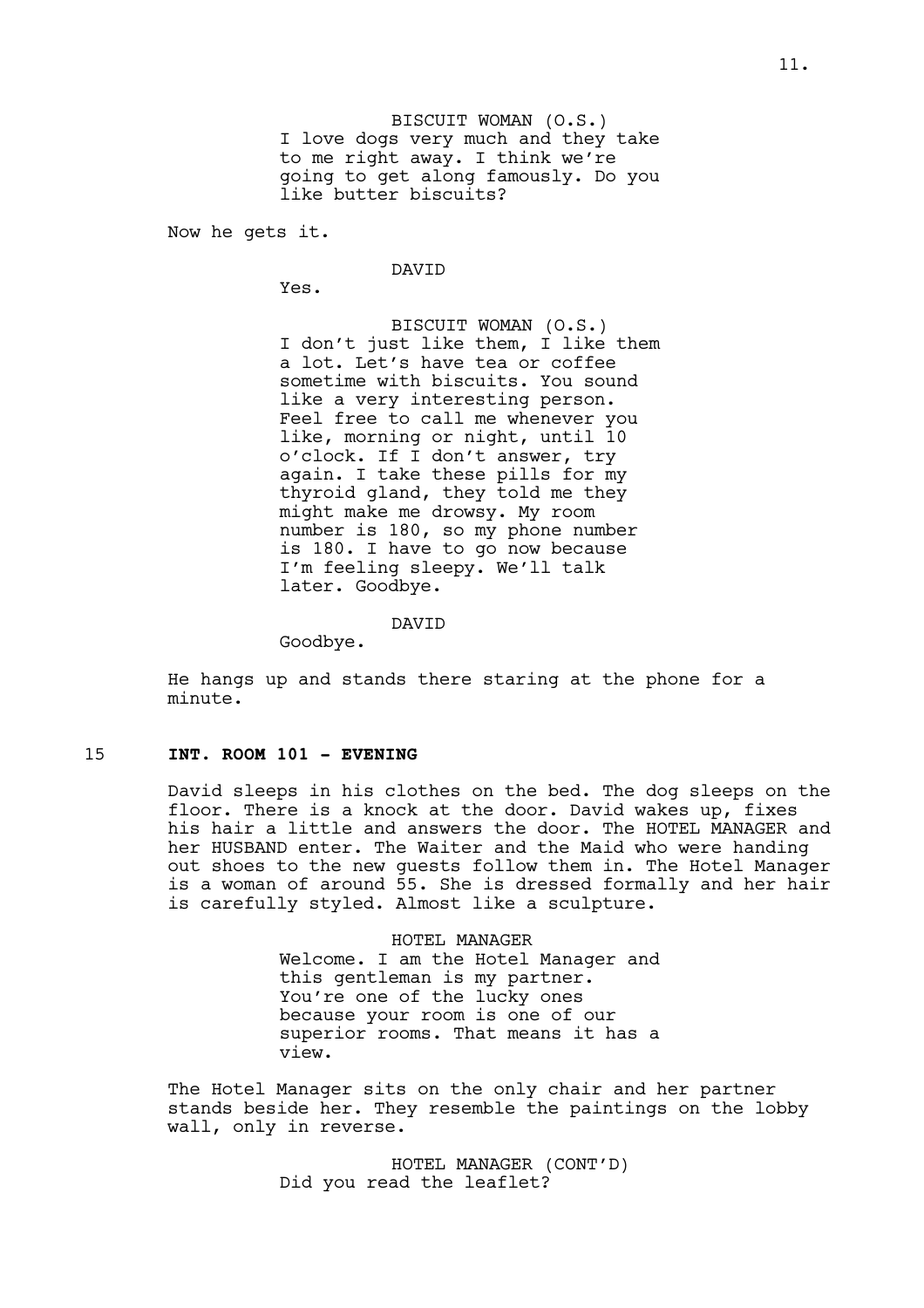BISCUIT WOMAN (O.S.)
I love dogs very much and they take to me right away. I think we're going to get along famously. Do you like butter biscuits?

Now he gets it.

DAVID
Yes.

BISCUIT WOMAN (O.S.)
I don't just like them, I like them a lot. Let's have tea or coffee sometime with biscuits. You sound like a very interesting person. Feel free to call me whenever you like, morning or night, until 10 o'clock. If I don't answer, try again. I take these pills for my thyroid gland, they told me they might make me drowsy. My room number is 180, so my phone number is 180. I have to go now because I'm feeling sleepy. We'll talk later. Goodbye.

DAVID
Goodbye.

He hangs up and stands there staring at the phone for a minute.

15 **INT. ROOM 101 - EVENING**

David sleeps in his clothes on the bed. The dog sleeps on the floor. There is a knock at the door. David wakes up, fixes his hair a little and answers the door. The HOTEL MANAGER and her HUSBAND enter. The Waiter and the Maid who were handing out shoes to the new guests follow them in. The Hotel Manager is a woman of around 55. She is dressed formally and her hair is carefully styled. Almost like a sculpture.

HOTEL MANAGER
Welcome. I am the Hotel Manager and this gentleman is my partner. You're one of the lucky ones because your room is one of our superior rooms. That means it has a view.

The Hotel Manager sits on the only chair and her partner stands beside her. They resemble the paintings on the lobby wall, only in reverse.

HOTEL MANAGER (CONT'D)
Did you read the leaflet?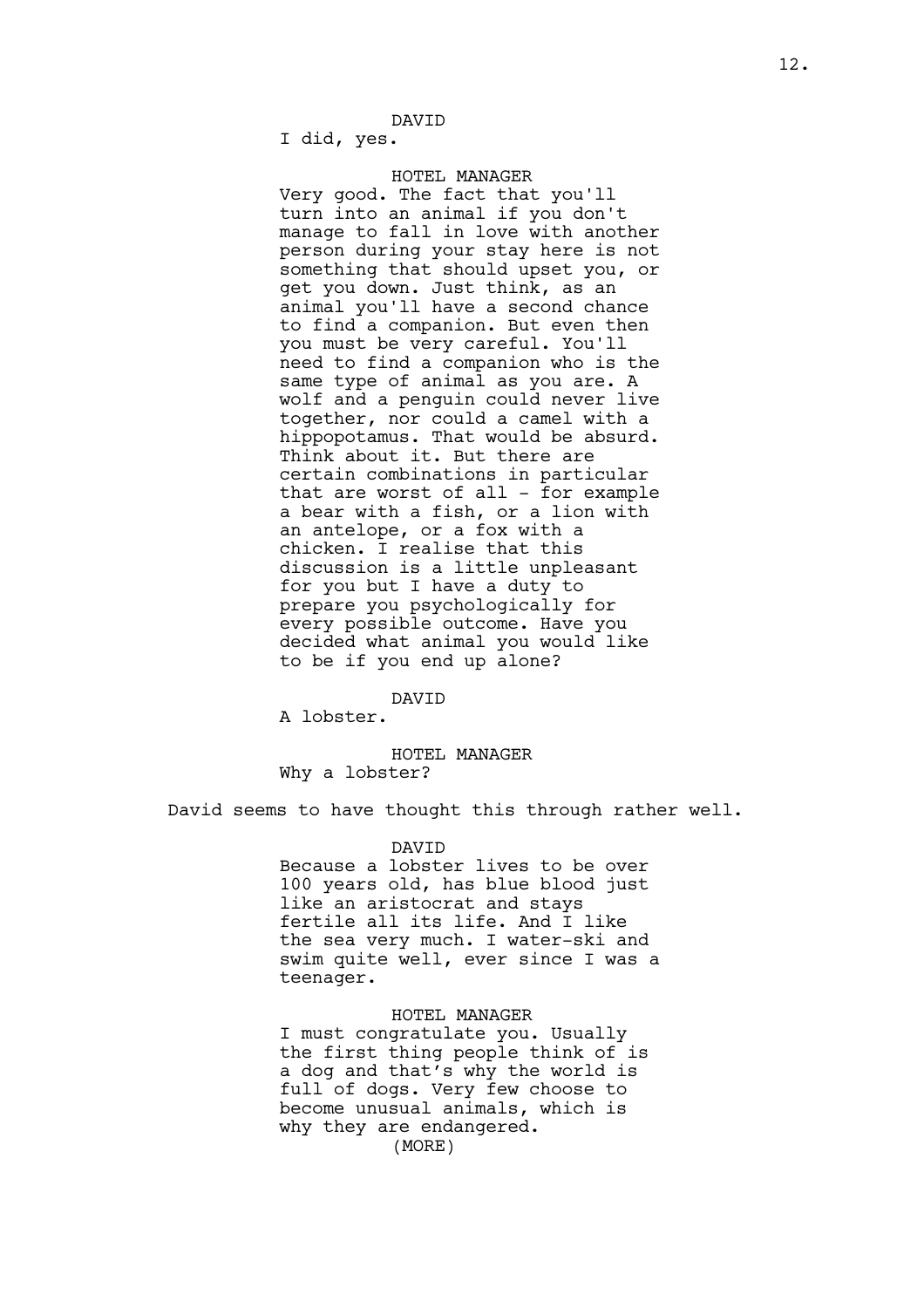DAVID
I did, yes.

HOTEL MANAGER
Very good. The fact that you'll turn into an animal if you don't manage to fall in love with another person during your stay here is not something that should upset you, or get you down. Just think, as an animal you'll have a second chance to find a companion. But even then you must be very careful. You'll need to find a companion who is the same type of animal as you are. A wolf and a penguin could never live together, nor could a camel with a hippopotamus. That would be absurd. Think about it. But there are certain combinations in particular that are worst of all - for example a bear with a fish, or a lion with an antelope, or a fox with a chicken. I realise that this discussion is a little unpleasant for you but I have a duty to prepare you psychologically for every possible outcome. Have you decided what animal you would like to be if you end up alone?

DAVID
A lobster.

HOTEL MANAGER
Why a lobster?

David seems to have thought this through rather well.

DAVID
Because a lobster lives to be over 100 years old, has blue blood just like an aristocrat and stays fertile all its life. And I like the sea very much. I water-ski and swim quite well, ever since I was a teenager.

HOTEL MANAGER
I must congratulate you. Usually the first thing people think of is a dog and that's why the world is full of dogs. Very few choose to become unusual animals, which is why they are endangered.
(MORE)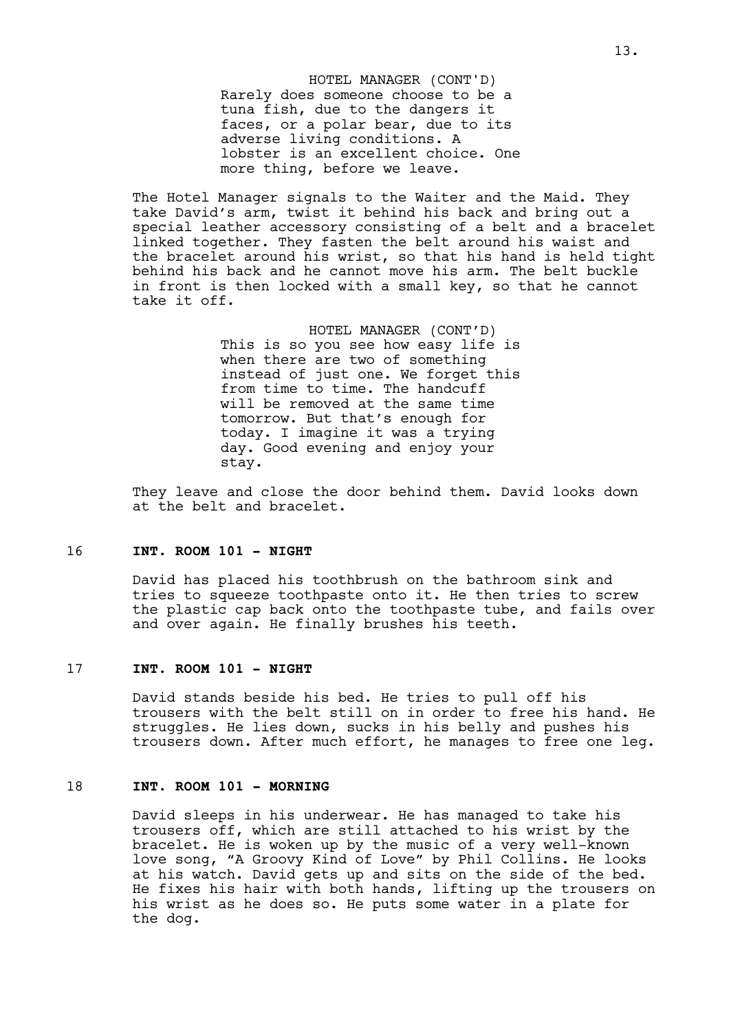HOTEL MANAGER (CONT'D)
Rarely does someone choose to be a tuna fish, due to the dangers it faces, or a polar bear, due to its adverse living conditions. A lobster is an excellent choice. One more thing, before we leave.

The Hotel Manager signals to the Waiter and the Maid. They take David's arm, twist it behind his back and bring out a special leather accessory consisting of a belt and a bracelet linked together. They fasten the belt around his waist and the bracelet around his wrist, so that his hand is held tight behind his back and he cannot move his arm. The belt buckle in front is then locked with a small key, so that he cannot take it off.

HOTEL MANAGER (CONT'D)
This is so you see how easy life is when there are two of something instead of just one. We forget this from time to time. The handcuff will be removed at the same time tomorrow. But that's enough for today. I imagine it was a trying day. Good evening and enjoy your stay.

They leave and close the door behind them. David looks down at the belt and bracelet.

16 **INT. ROOM 101 - NIGHT**

David has placed his toothbrush on the bathroom sink and tries to squeeze toothpaste onto it. He then tries to screw the plastic cap back onto the toothpaste tube, and fails over and over again. He finally brushes his teeth.

17 **INT. ROOM 101 - NIGHT**

David stands beside his bed. He tries to pull off his trousers with the belt still on in order to free his hand. He struggles. He lies down, sucks in his belly and pushes his trousers down. After much effort, he manages to free one leg.

18 **INT. ROOM 101 - MORNING**

David sleeps in his underwear. He has managed to take his trousers off, which are still attached to his wrist by the bracelet. He is woken up by the music of a very well-known love song, "A Groovy Kind of Love" by Phil Collins. He looks at his watch. David gets up and sits on the side of the bed. He fixes his hair with both hands, lifting up the trousers on his wrist as he does so. He puts some water in a plate for the dog.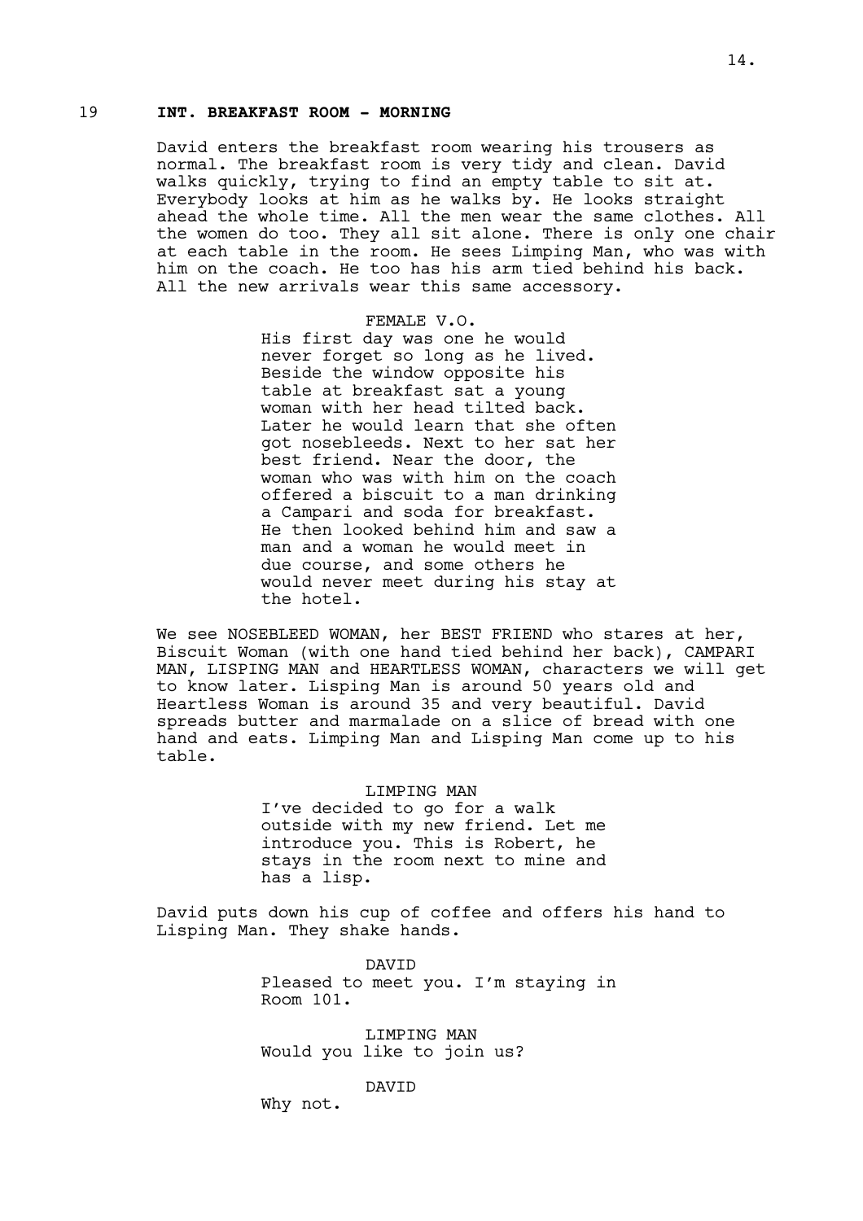### 19 INT. BREAKFAST ROOM - MORNING

David enters the breakfast room wearing his trousers as normal. The breakfast room is very tidy and clean. David walks quickly, trying to find an empty table to sit at. Everybody looks at him as he walks by. He looks straight ahead the whole time. All the men wear the same clothes. All the women do too. They all sit alone. There is only one chair at each table in the room. He sees Limping Man, who was with him on the coach. He too has his arm tied behind his back. All the new arrivals wear this same accessory.

FEMALE V.O.

His first day was one he would never forget so long as he lived. Beside the window opposite his table at breakfast sat a young woman with her head tilted back. Later he would learn that she often got nosebleeds. Next to her sat her best friend. Near the door, the woman who was with him on the coach offered a biscuit to a man drinking a Campari and soda for breakfast. He then looked behind him and saw a man and a woman he would meet in due course, and some others he would never meet during his stay at the hotel.

We see NOSEBLEED WOMAN, her BEST FRIEND who stares at her, Biscuit Woman (with one hand tied behind her back), CAMPARI MAN, LISPING MAN and HEARTLESS WOMAN, characters we will get to know later. Lisping Man is around 50 years old and Heartless Woman is around 35 and very beautiful. David spreads butter and marmalade on a slice of bread with one hand and eats. Limping Man and Lisping Man come up to his table.

LIMPING MAN

I've decided to go for a walk outside with my new friend. Let me introduce you. This is Robert, he stays in the room next to mine and has a lisp.

David puts down his cup of coffee and offers his hand to Lisping Man. They shake hands.

DAVID

Pleased to meet you. I'm staying in Room 101.

LIMPING MAN

Would you like to join us?

DAVID

Why not.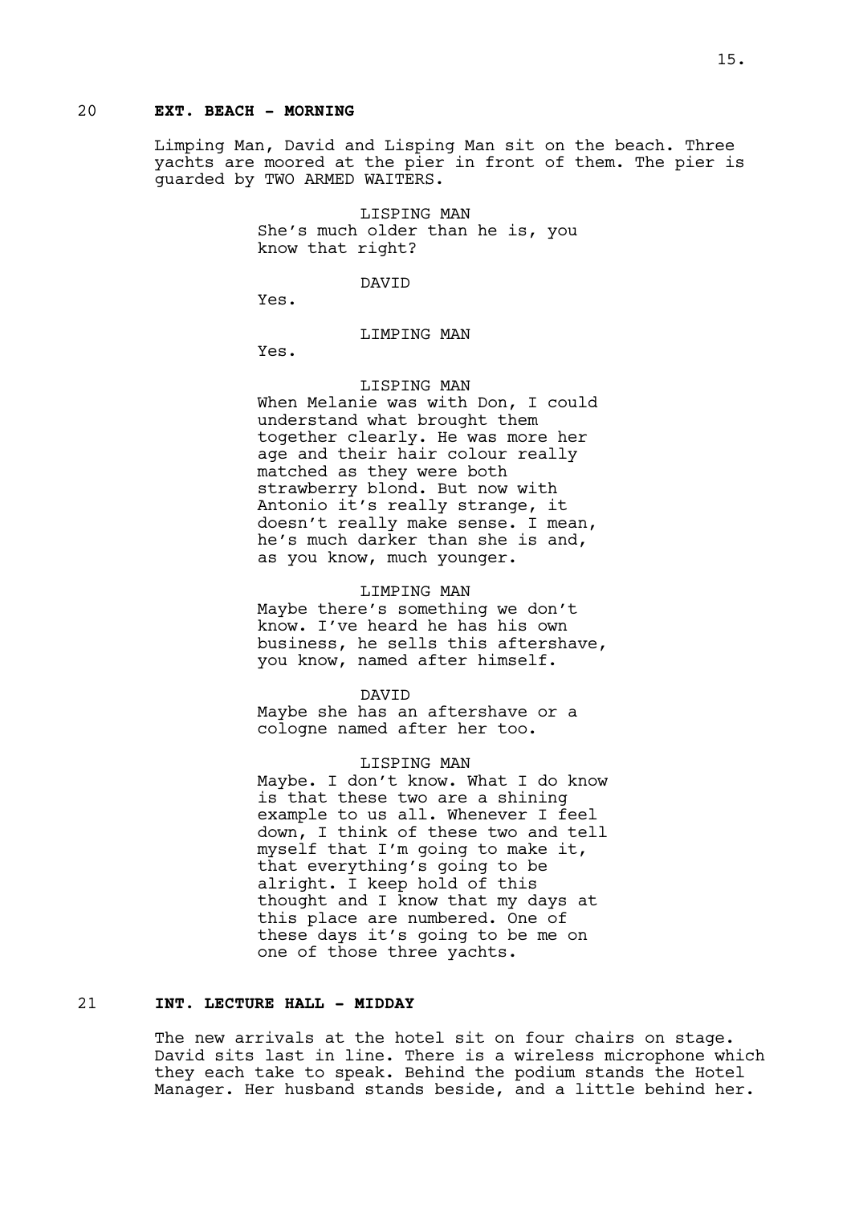20 **EXT. BEACH - MORNING**

Limping Man, David and Lisping Man sit on the beach. Three yachts are moored at the pier in front of them. The pier is guarded by TWO ARMED WAITERS.

LISPING MAN
She's much older than he is, you know that right?

DAVID
Yes.

LIMPING MAN
Yes.

LISPING MAN
When Melanie was with Don, I could understand what brought them together clearly. He was more her age and their hair colour really matched as they were both strawberry blond. But now with Antonio it's really strange, it doesn't really make sense. I mean, he's much darker than she is and, as you know, much younger.

LIMPING MAN
Maybe there's something we don't know. I've heard he has his own business, he sells this aftershave, you know, named after himself.

DAVID
Maybe she has an aftershave or a cologne named after her too.

LISPING MAN
Maybe. I don't know. What I do know is that these two are a shining example to us all. Whenever I feel down, I think of these two and tell myself that I'm going to make it, that everything's going to be alright. I keep hold of this thought and I know that my days at this place are numbered. One of these days it's going to be me on one of those three yachts.

21 **INT. LECTURE HALL - MIDDAY**

The new arrivals at the hotel sit on four chairs on stage. David sits last in line. There is a wireless microphone which they each take to speak. Behind the podium stands the Hotel Manager. Her husband stands beside, and a little behind her.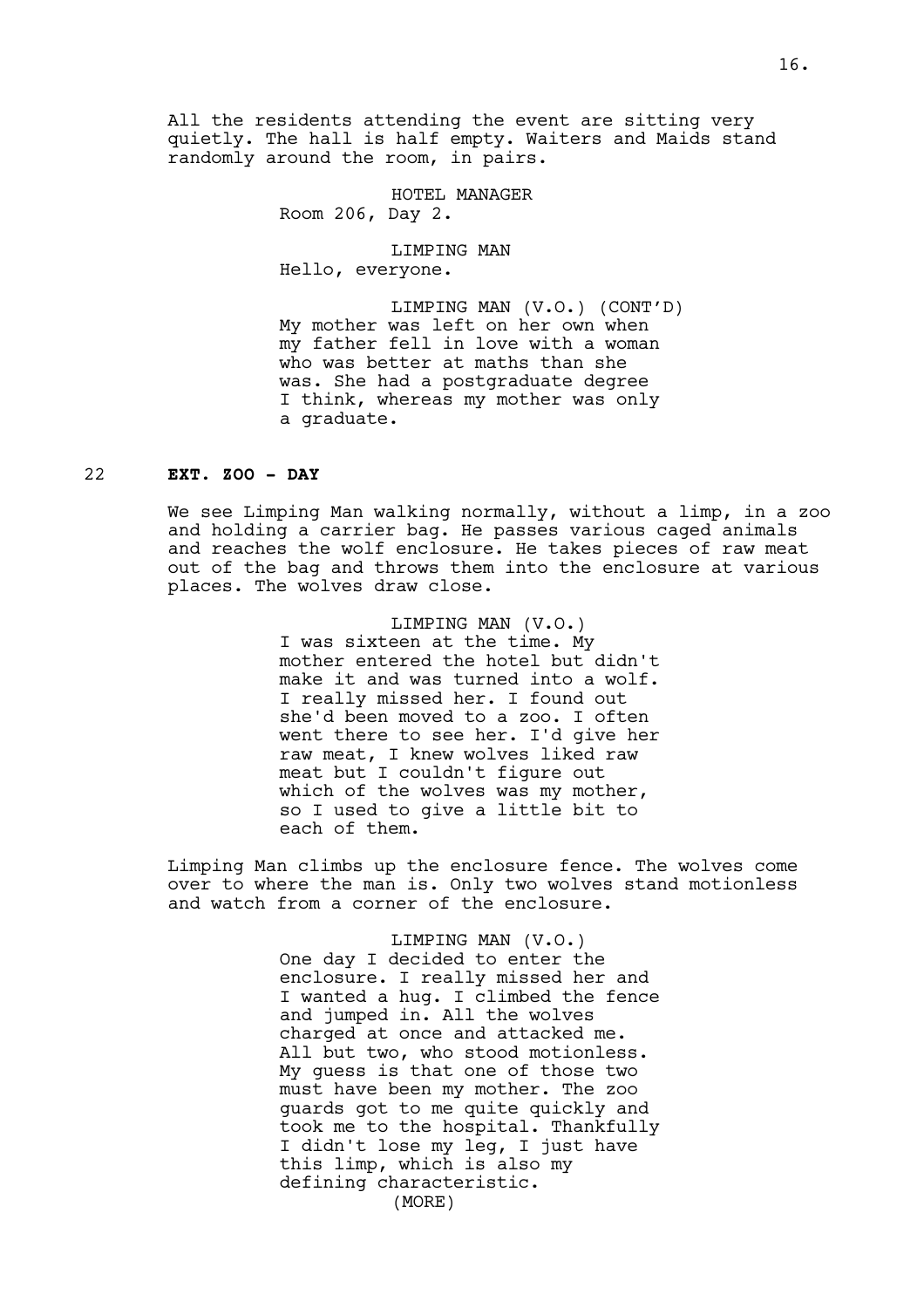All the residents attending the event are sitting very quietly. The hall is half empty. Waiters and Maids stand randomly around the room, in pairs.

HOTEL MANAGER
Room 206, Day 2.

LIMPING MAN
Hello, everyone.

LIMPING MAN (V.O.) (CONT'D)
My mother was left on her own when my father fell in love with a woman who was better at maths than she was. She had a postgraduate degree I think, whereas my mother was only a graduate.

22 **EXT. ZOO - DAY**

We see Limping Man walking normally, without a limp, in a zoo and holding a carrier bag. He passes various caged animals and reaches the wolf enclosure. He takes pieces of raw meat out of the bag and throws them into the enclosure at various places. The wolves draw close.

LIMPING MAN (V.O.)
I was sixteen at the time. My mother entered the hotel but didn't make it and was turned into a wolf. I really missed her. I found out she'd been moved to a zoo. I often went there to see her. I'd give her raw meat, I knew wolves liked raw meat but I couldn't figure out which of the wolves was my mother, so I used to give a little bit to each of them.

Limping Man climbs up the enclosure fence. The wolves come over to where the man is. Only two wolves stand motionless and watch from a corner of the enclosure.

LIMPING MAN (V.O.)
One day I decided to enter the enclosure. I really missed her and I wanted a hug. I climbed the fence and jumped in. All the wolves charged at once and attacked me. All but two, who stood motionless. My guess is that one of those two must have been my mother. The zoo guards got to me quite quickly and took me to the hospital. Thankfully I didn't lose my leg, I just have this limp, which is also my defining characteristic.
(MORE)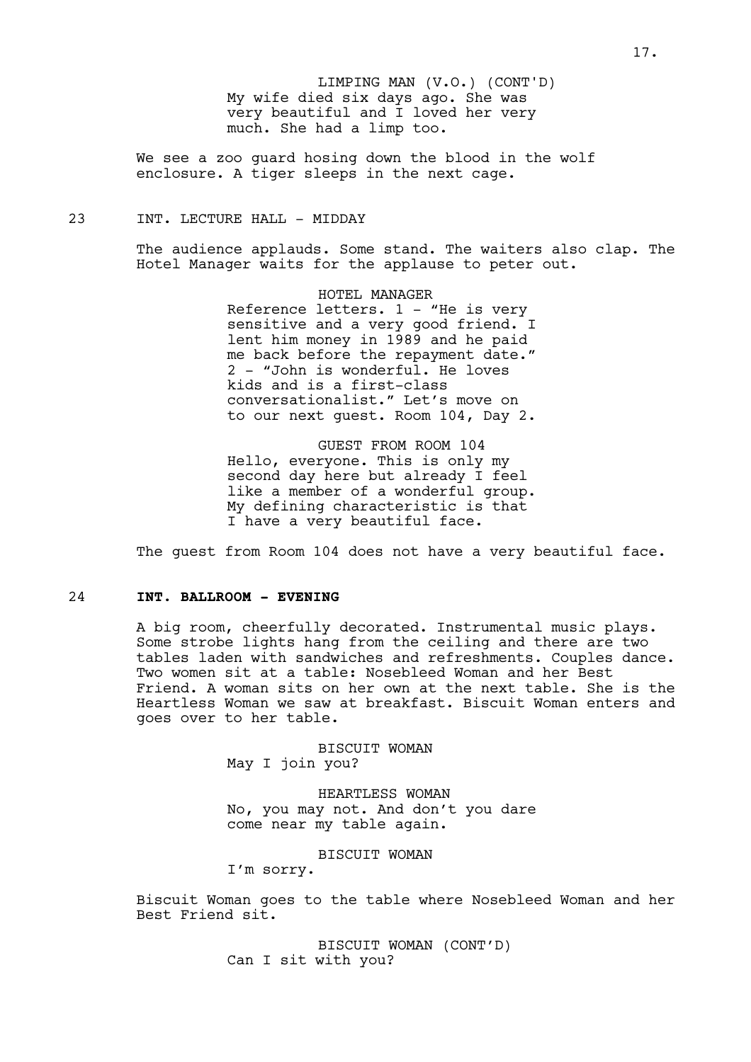LIMPING MAN (V.O.) (CONT'D)
My wife died six days ago. She was very beautiful and I loved her very much. She had a limp too.

We see a zoo guard hosing down the blood in the wolf enclosure. A tiger sleeps in the next cage.

23 INT. LECTURE HALL - MIDDAY

The audience applauds. Some stand. The waiters also clap. The Hotel Manager waits for the applause to peter out.

HOTEL MANAGER
Reference letters. 1 - "He is very sensitive and a very good friend. I lent him money in 1989 and he paid me back before the repayment date." 2 - "John is wonderful. He loves kids and is a first-class conversationalist." Let's move on to our next guest. Room 104, Day 2.

GUEST FROM ROOM 104
Hello, everyone. This is only my second day here but already I feel like a member of a wonderful group. My defining characteristic is that I have a very beautiful face.

The guest from Room 104 does not have a very beautiful face.

24 **INT. BALLROOM - EVENING**

A big room, cheerfully decorated. Instrumental music plays. Some strobe lights hang from the ceiling and there are two tables laden with sandwiches and refreshments. Couples dance. Two women sit at a table: Nosebleed Woman and her Best Friend. A woman sits on her own at the next table. She is the Heartless Woman we saw at breakfast. Biscuit Woman enters and goes over to her table.

BISCUIT WOMAN
May I join you?

HEARTLESS WOMAN
No, you may not. And don't you dare come near my table again.

BISCUIT WOMAN
I'm sorry.

Biscuit Woman goes to the table where Nosebleed Woman and her Best Friend sit.

BISCUIT WOMAN (CONT'D)
Can I sit with you?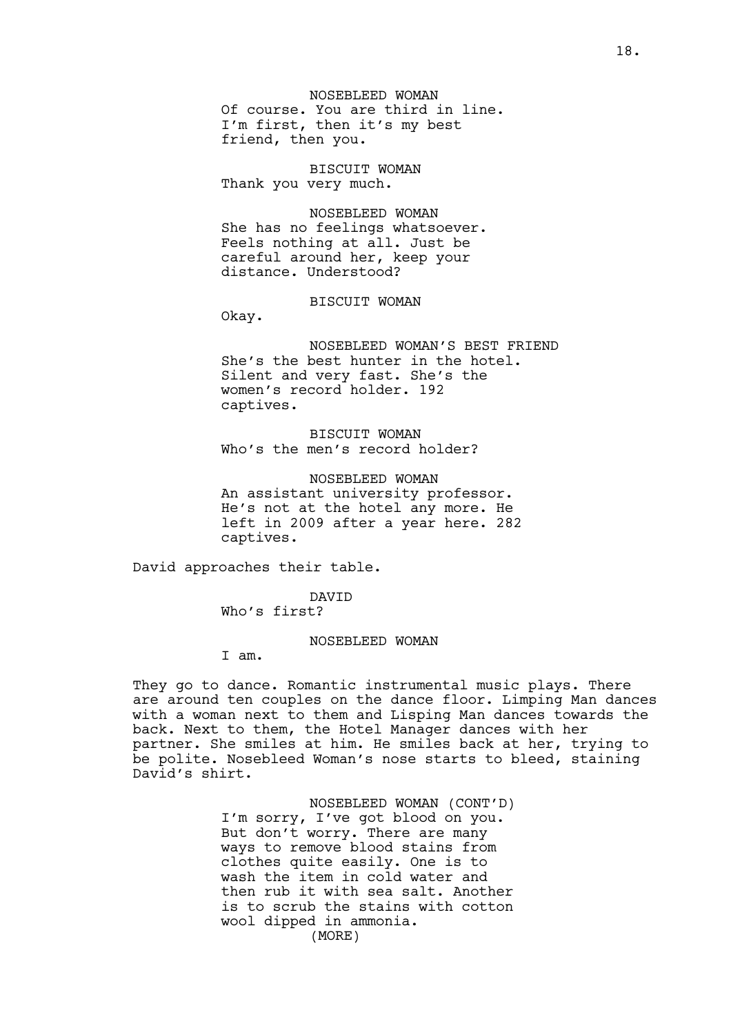NOSEBLEED WOMAN
Of course. You are third in line. I'm first, then it's my best friend, then you.

BISCUIT WOMAN
Thank you very much.

NOSEBLEED WOMAN
She has no feelings whatsoever. Feels nothing at all. Just be careful around her, keep your distance. Understood?

BISCUIT WOMAN
Okay.

NOSEBLEED WOMAN'S BEST FRIEND
She's the best hunter in the hotel. Silent and very fast. She's the women's record holder. 192 captives.

BISCUIT WOMAN
Who's the men's record holder?

NOSEBLEED WOMAN
An assistant university professor. He's not at the hotel any more. He left in 2009 after a year here. 282 captives.

David approaches their table.

DAVID
Who's first?

NOSEBLEED WOMAN
I am.

They go to dance. Romantic instrumental music plays. There are around ten couples on the dance floor. Limping Man dances with a woman next to them and Lisping Man dances towards the back. Next to them, the Hotel Manager dances with her partner. She smiles at him. He smiles back at her, trying to be polite. Nosebleed Woman's nose starts to bleed, staining David's shirt.

NOSEBLEED WOMAN (CONT'D)
I'm sorry, I've got blood on you. But don't worry. There are many ways to remove blood stains from clothes quite easily. One is to wash the item in cold water and then rub it with sea salt. Another is to scrub the stains with cotton wool dipped in ammonia.
(MORE)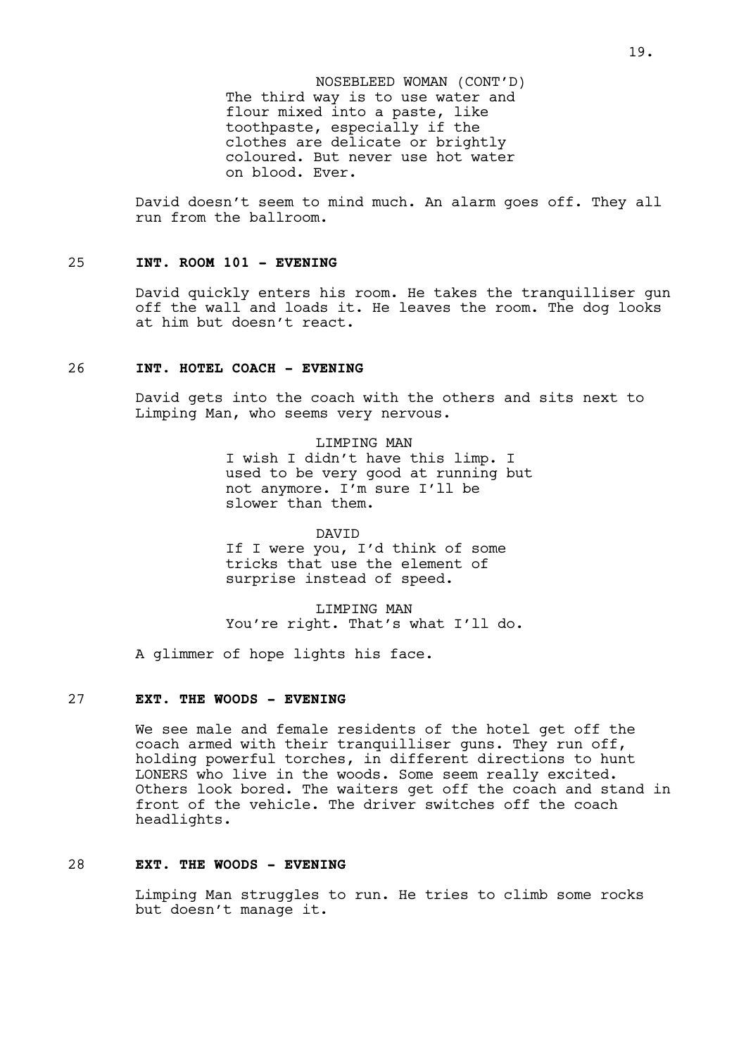NOSEBLEED WOMAN (CONT'D)
The third way is to use water and flour mixed into a paste, like toothpaste, especially if the clothes are delicate or brightly coloured. But never use hot water on blood. Ever.

David doesn't seem to mind much. An alarm goes off. They all run from the ballroom.

**25 INT. ROOM 101 - EVENING**

David quickly enters his room. He takes the tranquilliser gun off the wall and loads it. He leaves the room. The dog looks at him but doesn't react.

**26 INT. HOTEL COACH - EVENING**

David gets into the coach with the others and sits next to Limping Man, who seems very nervous.

LIMPING MAN
I wish I didn't have this limp. I used to be very good at running but not anymore. I'm sure I'll be slower than them.

DAVID
If I were you, I'd think of some tricks that use the element of surprise instead of speed.

LIMPING MAN
You're right. That's what I'll do.

A glimmer of hope lights his face.

**27 EXT. THE WOODS - EVENING**

We see male and female residents of the hotel get off the coach armed with their tranquilliser guns. They run off, holding powerful torches, in different directions to hunt LONERS who live in the woods. Some seem really excited. Others look bored. The waiters get off the coach and stand in front of the vehicle. The driver switches off the coach headlights.

**28 EXT. THE WOODS - EVENING**

Limping Man struggles to run. He tries to climb some rocks but doesn't manage it.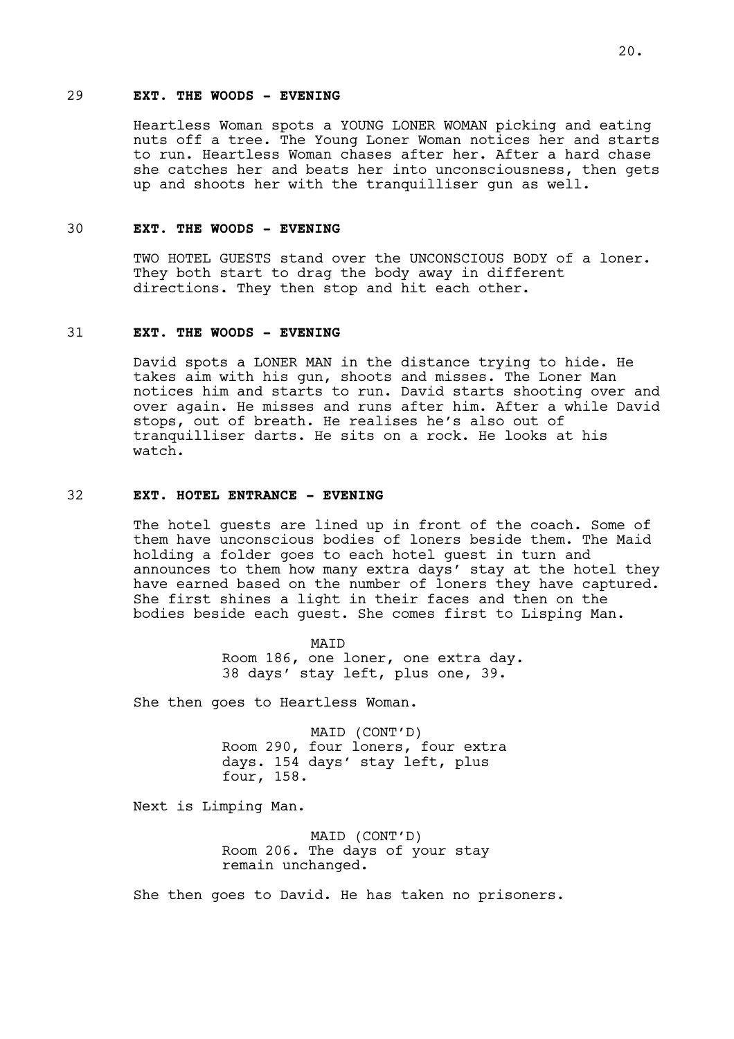29 **EXT. THE WOODS - EVENING** 29

Heartless Woman spots a YOUNG LONER WOMAN picking and eating nuts off a tree. The Young Loner Woman notices her and starts to run. Heartless Woman chases after her. After a hard chase she catches her and beats her into unconsciousness, then gets up and shoots her with the tranquilliser gun as well.

30 **EXT. THE WOODS - EVENING** 30

TWO HOTEL GUESTS stand over the UNCONSCIOUS BODY of a loner. They both start to drag the body away in different directions. They then stop and hit each other.

31 **EXT. THE WOODS - EVENING** 31

David spots a LONER MAN in the distance trying to hide. He takes aim with his gun, shoots and misses. The Loner Man notices him and starts to run. David starts shooting over and over again. He misses and runs after him. After a while David stops, out of breath. He realises he's also out of tranquilliser darts. He sits on a rock. He looks at his watch.

32 **EXT. HOTEL ENTRANCE - EVENING** 32

The hotel guests are lined up in front of the coach. Some of them have unconscious bodies of loners beside them. The Maid holding a folder goes to each hotel guest in turn and announces to them how many extra days' stay at the hotel they have earned based on the number of loners they have captured. She first shines a light in their faces and then on the bodies beside each guest. She comes first to Lisping Man.

MAID
Room 186, one loner, one extra day. 38 days' stay left, plus one, 39.

She then goes to Heartless Woman.

MAID (CONT'D)
Room 290, four loners, four extra days. 154 days' stay left, plus four, 158.

Next is Limping Man.

MAID (CONT'D)
Room 206. The days of your stay remain unchanged.

She then goes to David. He has taken no prisoners.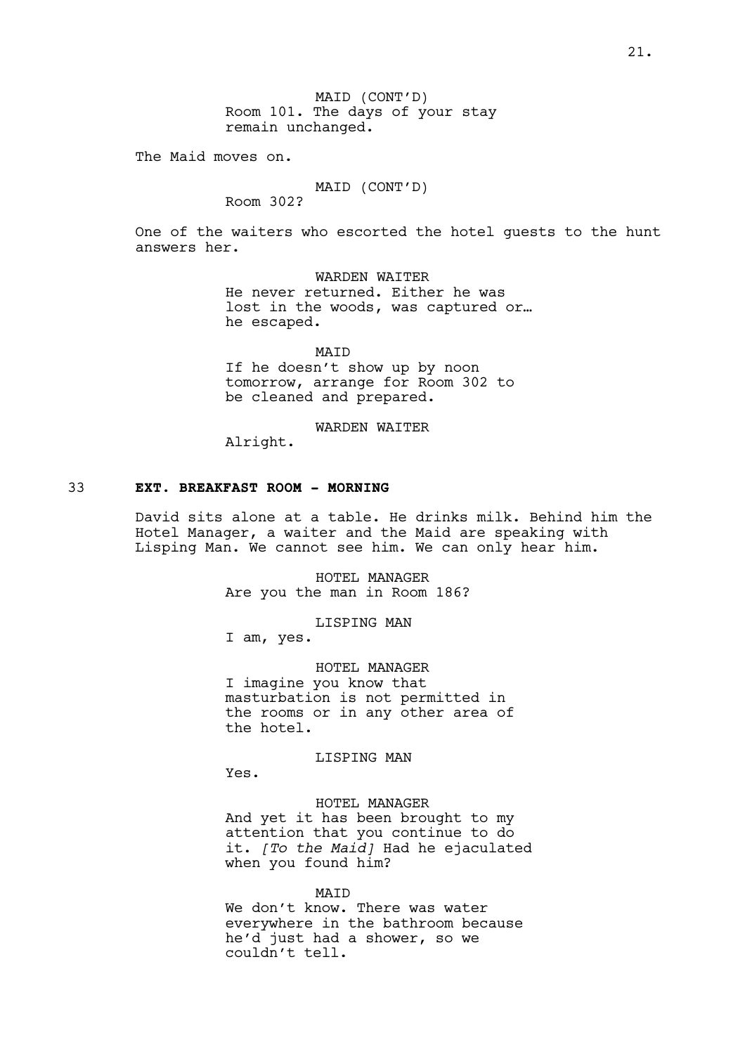MAID (CONT'D)
Room 101. The days of your stay remain unchanged.

The Maid moves on.

MAID (CONT'D)
Room 302?

One of the waiters who escorted the hotel guests to the hunt answers her.

WARDEN WAITER
He never returned. Either he was lost in the woods, was captured or… he escaped.

MAID
If he doesn't show up by noon tomorrow, arrange for Room 302 to be cleaned and prepared.

WARDEN WAITER
Alright.

33 **EXT. BREAKFAST ROOM - MORNING**

David sits alone at a table. He drinks milk. Behind him the Hotel Manager, a waiter and the Maid are speaking with Lisping Man. We cannot see him. We can only hear him.

HOTEL MANAGER
Are you the man in Room 186?

LISPING MAN
I am, yes.

HOTEL MANAGER
I imagine you know that masturbation is not permitted in the rooms or in any other area of the hotel.

LISPING MAN
Yes.

HOTEL MANAGER
And yet it has been brought to my attention that you continue to do it. *[To the Maid]* Had he ejaculated when you found him?

MAID
We don't know. There was water everywhere in the bathroom because he'd just had a shower, so we couldn't tell.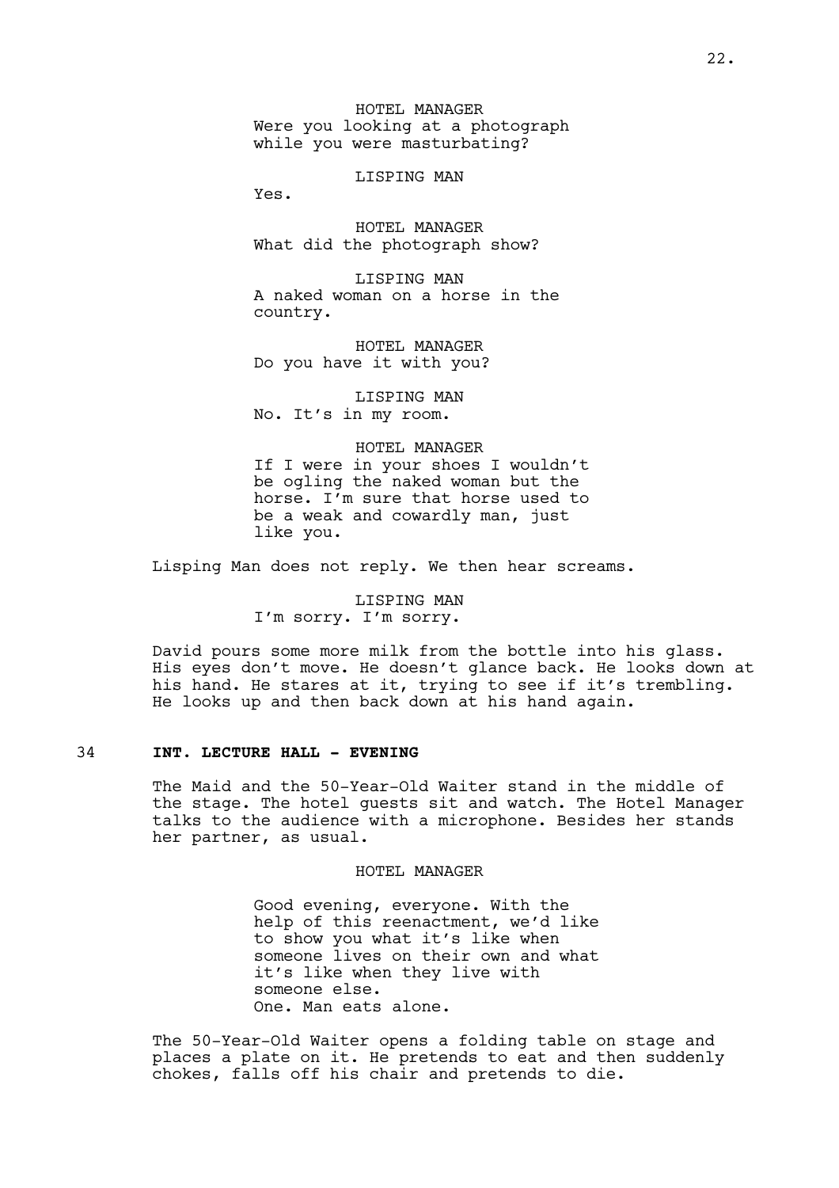HOTEL MANAGER
Were you looking at a photograph while you were masturbating?

LISPING MAN
Yes.

HOTEL MANAGER
What did the photograph show?

LISPING MAN
A naked woman on a horse in the country.

HOTEL MANAGER
Do you have it with you?

LISPING MAN
No. It's in my room.

HOTEL MANAGER
If I were in your shoes I wouldn't be ogling the naked woman but the horse. I'm sure that horse used to be a weak and cowardly man, just like you.

Lisping Man does not reply. We then hear screams.

LISPING MAN
I'm sorry. I'm sorry.

David pours some more milk from the bottle into his glass. His eyes don't move. He doesn't glance back. He looks down at his hand. He stares at it, trying to see if it's trembling. He looks up and then back down at his hand again.

34 **INT. LECTURE HALL - EVENING**

The Maid and the 50-Year-Old Waiter stand in the middle of the stage. The hotel guests sit and watch. The Hotel Manager talks to the audience with a microphone. Besides her stands her partner, as usual.

HOTEL MANAGER

Good evening, everyone. With the help of this reenactment, we'd like to show you what it's like when someone lives on their own and what it's like when they live with someone else.
One. Man eats alone.

The 50-Year-Old Waiter opens a folding table on stage and places a plate on it. He pretends to eat and then suddenly chokes, falls off his chair and pretends to die.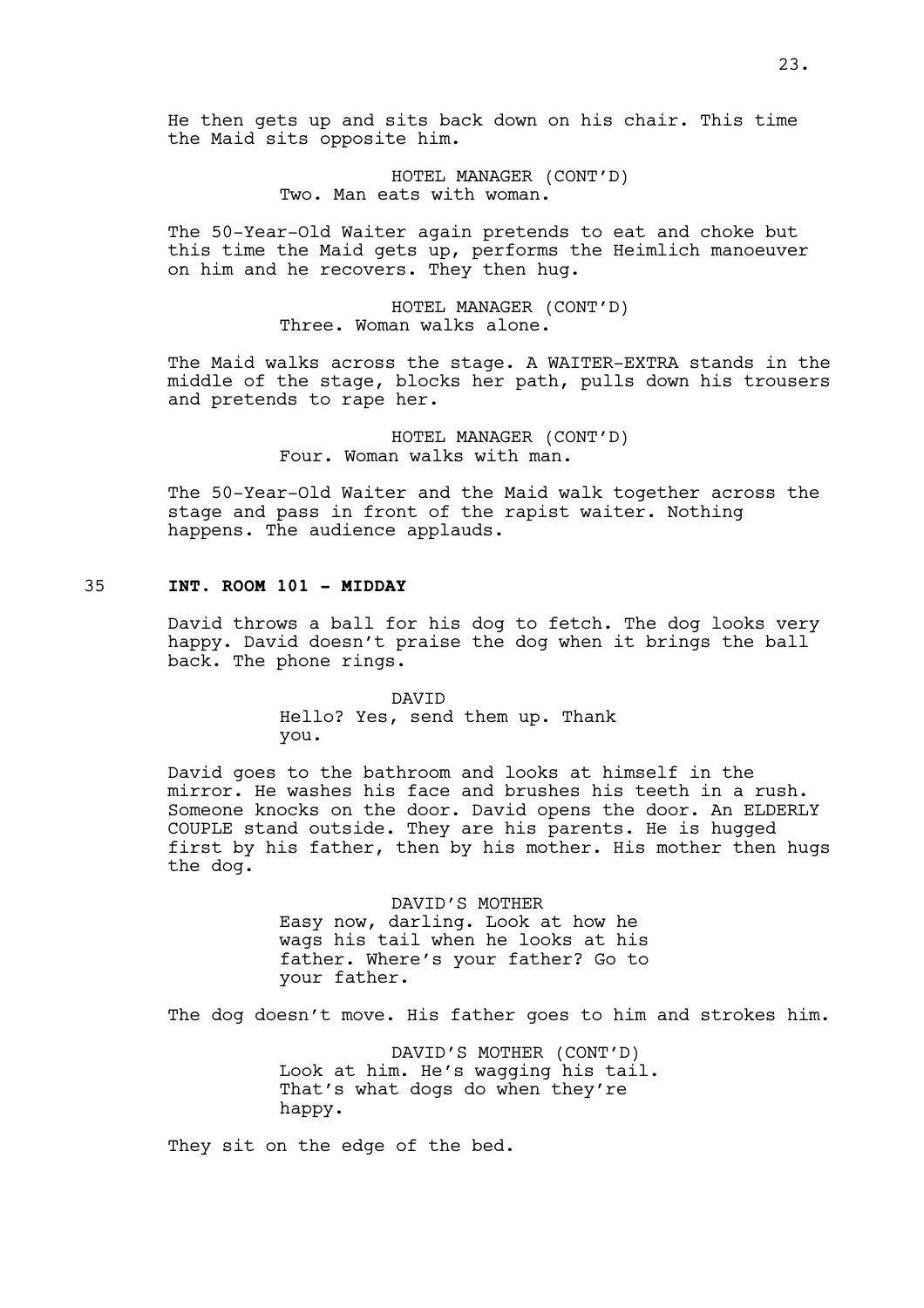He then gets up and sits back down on his chair. This time the Maid sits opposite him.

HOTEL MANAGER (CONT'D)
Two. Man eats with woman.

The 50-Year-Old Waiter again pretends to eat and choke but this time the Maid gets up, performs the Heimlich manoeuver on him and he recovers. They then hug.

HOTEL MANAGER (CONT'D)
Three. Woman walks alone.

The Maid walks across the stage. A WAITER-EXTRA stands in the middle of the stage, blocks her path, pulls down his trousers and pretends to rape her.

HOTEL MANAGER (CONT'D)
Four. Woman walks with man.

The 50-Year-Old Waiter and the Maid walk together across the stage and pass in front of the rapist waiter. Nothing happens. The audience applauds.

35 **INT. ROOM 101 - MIDDAY**

David throws a ball for his dog to fetch. The dog looks very happy. David doesn't praise the dog when it brings the ball back. The phone rings.

DAVID
Hello? Yes, send them up. Thank you.

David goes to the bathroom and looks at himself in the mirror. He washes his face and brushes his teeth in a rush. Someone knocks on the door. David opens the door. An ELDERLY COUPLE stand outside. They are his parents. He is hugged first by his father, then by his mother. His mother then hugs the dog.

DAVID'S MOTHER
Easy now, darling. Look at how he wags his tail when he looks at his father. Where's your father? Go to your father.

The dog doesn't move. His father goes to him and strokes him.

DAVID'S MOTHER (CONT'D)
Look at him. He's wagging his tail. That's what dogs do when they're happy.

They sit on the edge of the bed.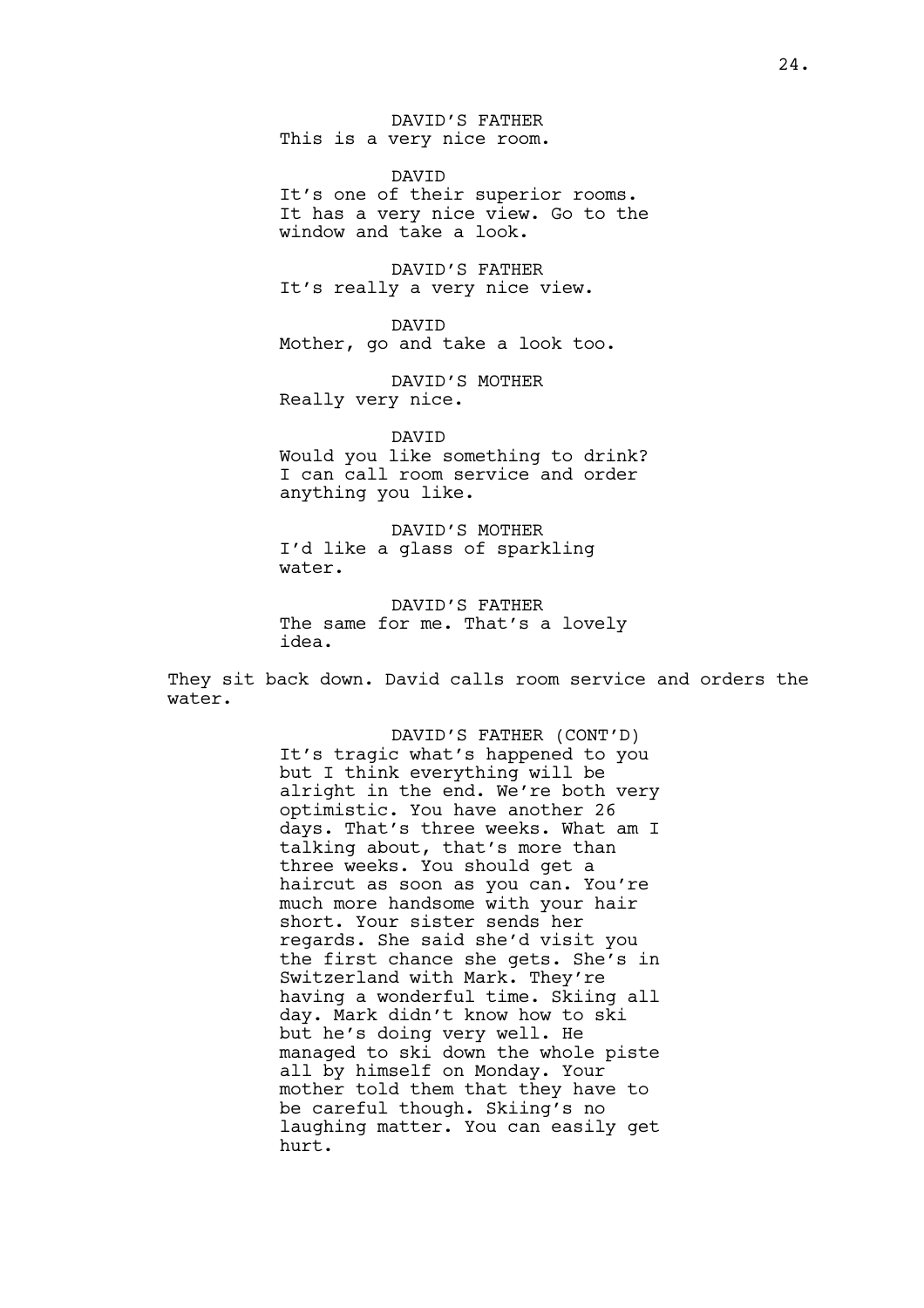DAVID'S FATHER
This is a very nice room.

DAVID
It's one of their superior rooms.
It has a very nice view. Go to the
window and take a look.

DAVID'S FATHER
It's really a very nice view.

DAVID
Mother, go and take a look too.

DAVID'S MOTHER
Really very nice.

DAVID
Would you like something to drink?
I can call room service and order
anything you like.

DAVID'S MOTHER
I'd like a glass of sparkling
water.

DAVID'S FATHER
The same for me. That's a lovely
idea.

They sit back down. David calls room service and orders the water.

DAVID'S FATHER (CONT'D)
It's tragic what's happened to you
but I think everything will be
alright in the end. We're both very
optimistic. You have another 26
days. That's three weeks. What am I
talking about, that's more than
three weeks. You should get a
haircut as soon as you can. You're
much more handsome with your hair
short. Your sister sends her
regards. She said she'd visit you
the first chance she gets. She's in
Switzerland with Mark. They're
having a wonderful time. Skiing all
day. Mark didn't know how to ski
but he's doing very well. He
managed to ski down the whole piste
all by himself on Monday. Your
mother told them that they have to
be careful though. Skiing's no
laughing matter. You can easily get
hurt.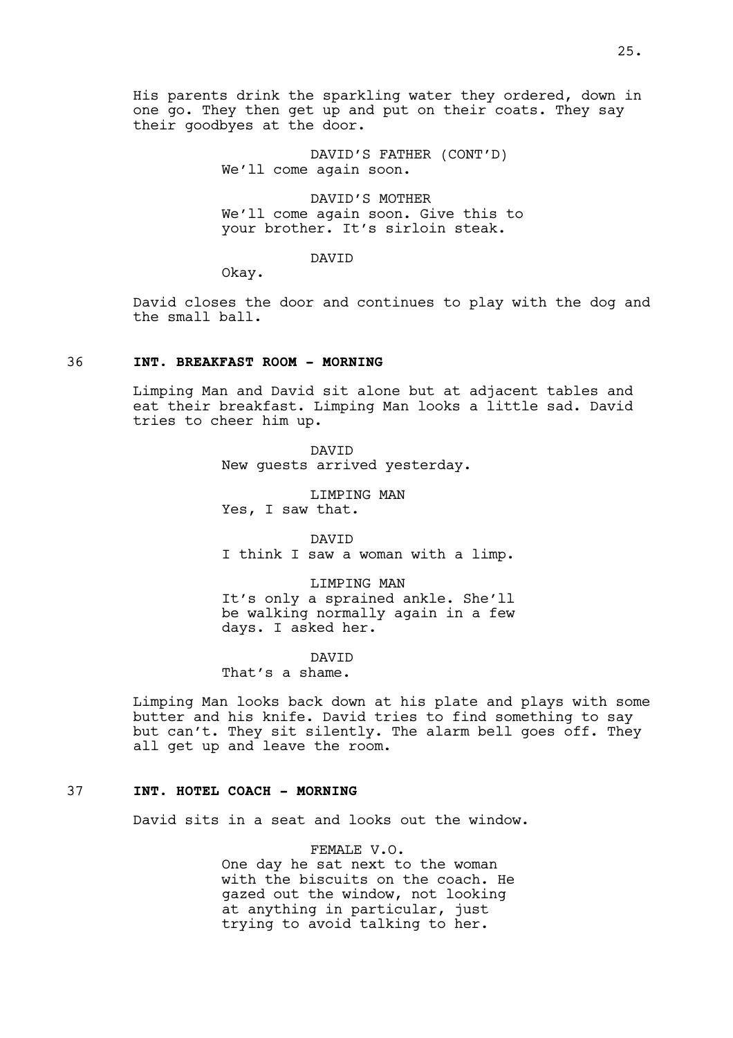His parents drink the sparkling water they ordered, down in one go. They then get up and put on their coats. They say their goodbyes at the door.

DAVID'S FATHER (CONT'D)
We'll come again soon.

DAVID'S MOTHER
We'll come again soon. Give this to your brother. It's sirloin steak.

DAVID
Okay.

David closes the door and continues to play with the dog and the small ball.

36 **INT. BREAKFAST ROOM - MORNING**

Limping Man and David sit alone but at adjacent tables and eat their breakfast. Limping Man looks a little sad. David tries to cheer him up.

DAVID
New guests arrived yesterday.

LIMPING MAN
Yes, I saw that.

DAVID
I think I saw a woman with a limp.

LIMPING MAN
It's only a sprained ankle. She'll be walking normally again in a few days. I asked her.

DAVID
That's a shame.

Limping Man looks back down at his plate and plays with some butter and his knife. David tries to find something to say but can't. They sit silently. The alarm bell goes off. They all get up and leave the room.

37 **INT. HOTEL COACH - MORNING**

David sits in a seat and looks out the window.

FEMALE V.O.
One day he sat next to the woman with the biscuits on the coach. He gazed out the window, not looking at anything in particular, just trying to avoid talking to her.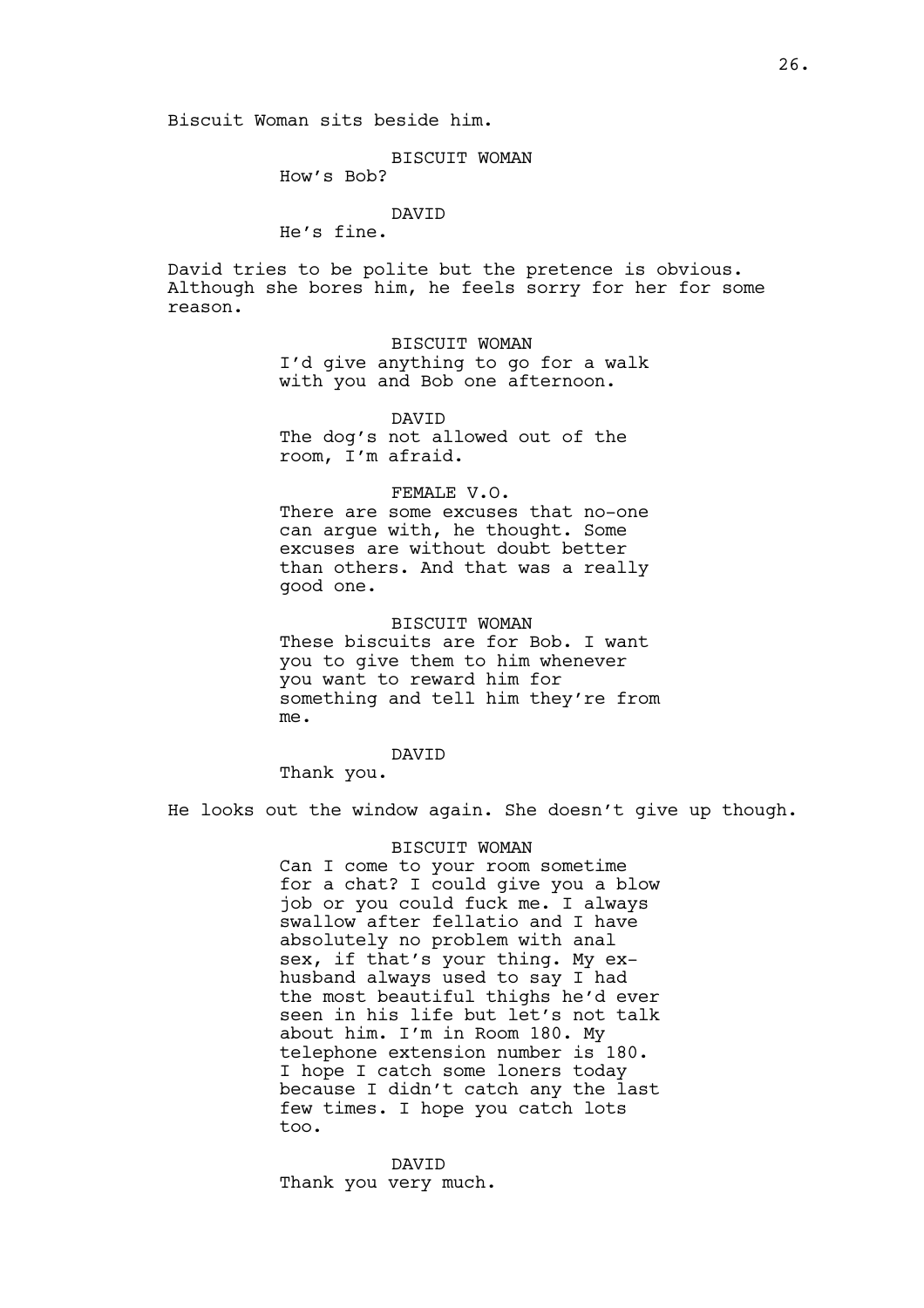Biscuit Woman sits beside him.

BISCUIT WOMAN
How's Bob?

DAVID
He's fine.

David tries to be polite but the pretence is obvious. Although she bores him, he feels sorry for her for some reason.

BISCUIT WOMAN
I'd give anything to go for a walk with you and Bob one afternoon.

DAVID
The dog's not allowed out of the room, I'm afraid.

FEMALE V.O.
There are some excuses that no-one can argue with, he thought. Some excuses are without doubt better than others. And that was a really good one.

BISCUIT WOMAN
These biscuits are for Bob. I want you to give them to him whenever you want to reward him for something and tell him they're from me.

DAVID
Thank you.

He looks out the window again. She doesn't give up though.

BISCUIT WOMAN
Can I come to your room sometime for a chat? I could give you a blow job or you could fuck me. I always swallow after fellatio and I have absolutely no problem with anal sex, if that's your thing. My ex-husband always used to say I had the most beautiful thighs he'd ever seen in his life but let's not talk about him. I'm in Room 180. My telephone extension number is 180. I hope I catch some loners today because I didn't catch any the last few times. I hope you catch lots too.

DAVID
Thank you very much.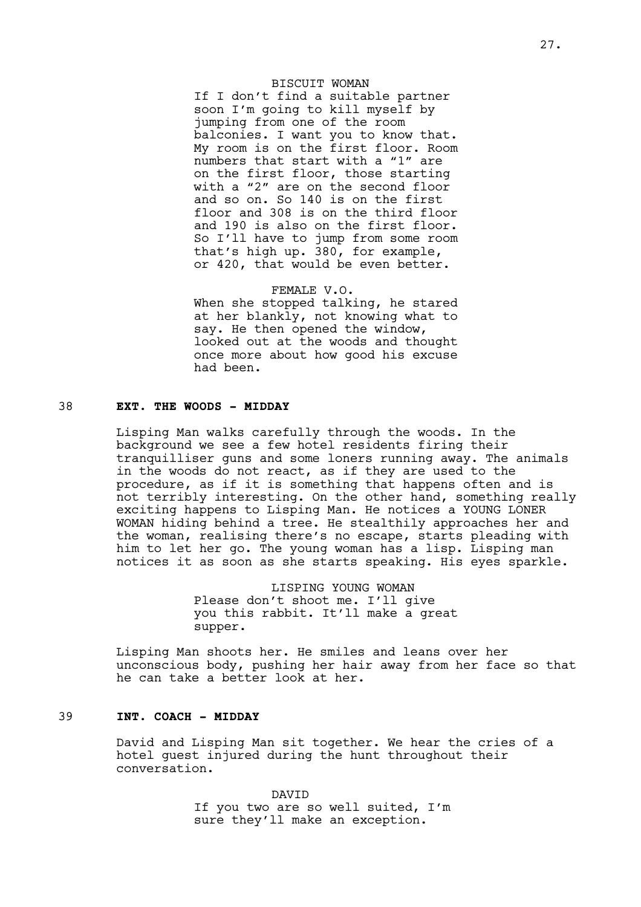BISCUIT WOMAN

If I don't find a suitable partner soon I'm going to kill myself by jumping from one of the room balconies. I want you to know that. My room is on the first floor. Room numbers that start with a "1" are on the first floor, those starting with a "2" are on the second floor and so on. So 140 is on the first floor and 308 is on the third floor and 190 is also on the first floor. So I'll have to jump from some room that's high up. 380, for example, or 420, that would be even better.

FEMALE V.O.

When she stopped talking, he stared at her blankly, not knowing what to say. He then opened the window, looked out at the woods and thought once more about how good his excuse had been.

38 **EXT. THE WOODS - MIDDAY**

Lisping Man walks carefully through the woods. In the background we see a few hotel residents firing their tranquilliser guns and some loners running away. The animals in the woods do not react, as if they are used to the procedure, as if it is something that happens often and is not terribly interesting. On the other hand, something really exciting happens to Lisping Man. He notices a YOUNG LONER WOMAN hiding behind a tree. He stealthily approaches her and the woman, realising there's no escape, starts pleading with him to let her go. The young woman has a lisp. Lisping man notices it as soon as she starts speaking. His eyes sparkle.

LISPING YOUNG WOMAN

Please don't shoot me. I'll give you this rabbit. It'll make a great supper.

Lisping Man shoots her. He smiles and leans over her unconscious body, pushing her hair away from her face so that he can take a better look at her.

39 **INT. COACH - MIDDAY**

David and Lisping Man sit together. We hear the cries of a hotel guest injured during the hunt throughout their conversation.

DAVID

If you two are so well suited, I'm sure they'll make an exception.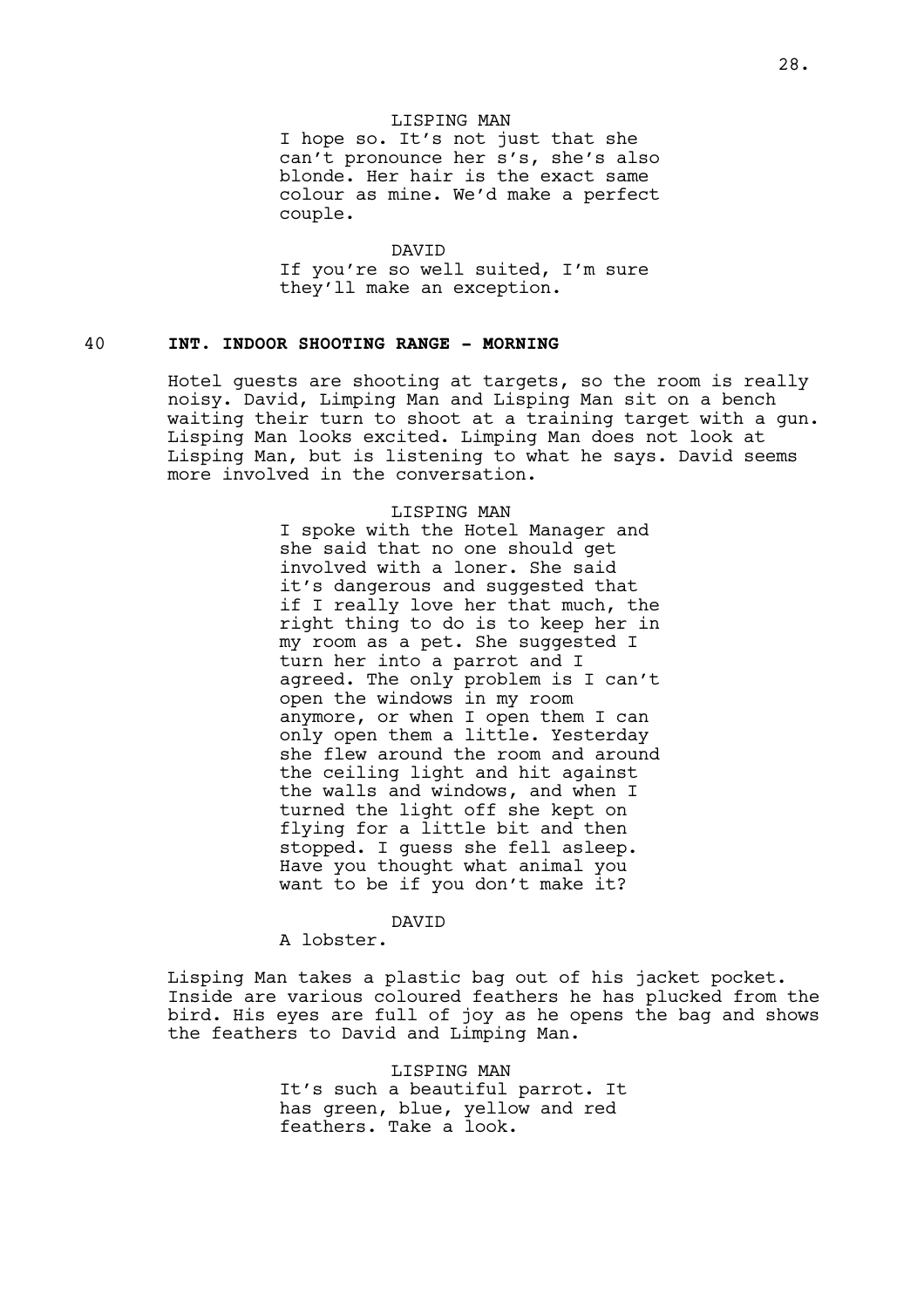LISPING MAN

I hope so. It's not just that she can't pronounce her s's, she's also blonde. Her hair is the exact same colour as mine. We'd make a perfect couple.

DAVID

If you're so well suited, I'm sure they'll make an exception.

40 **INT. INDOOR SHOOTING RANGE - MORNING**

Hotel guests are shooting at targets, so the room is really noisy. David, Limping Man and Lisping Man sit on a bench waiting their turn to shoot at a training target with a gun. Lisping Man looks excited. Limping Man does not look at Lisping Man, but is listening to what he says. David seems more involved in the conversation.

LISPING MAN

I spoke with the Hotel Manager and she said that no one should get involved with a loner. She said it's dangerous and suggested that if I really love her that much, the right thing to do is to keep her in my room as a pet. She suggested I turn her into a parrot and I agreed. The only problem is I can't open the windows in my room anymore, or when I open them I can only open them a little. Yesterday she flew around the room and around the ceiling light and hit against the walls and windows, and when I turned the light off she kept on flying for a little bit and then stopped. I guess she fell asleep. Have you thought what animal you want to be if you don't make it?

DAVID

A lobster.

Lisping Man takes a plastic bag out of his jacket pocket. Inside are various coloured feathers he has plucked from the bird. His eyes are full of joy as he opens the bag and shows the feathers to David and Limping Man.

LISPING MAN

It's such a beautiful parrot. It has green, blue, yellow and red feathers. Take a look.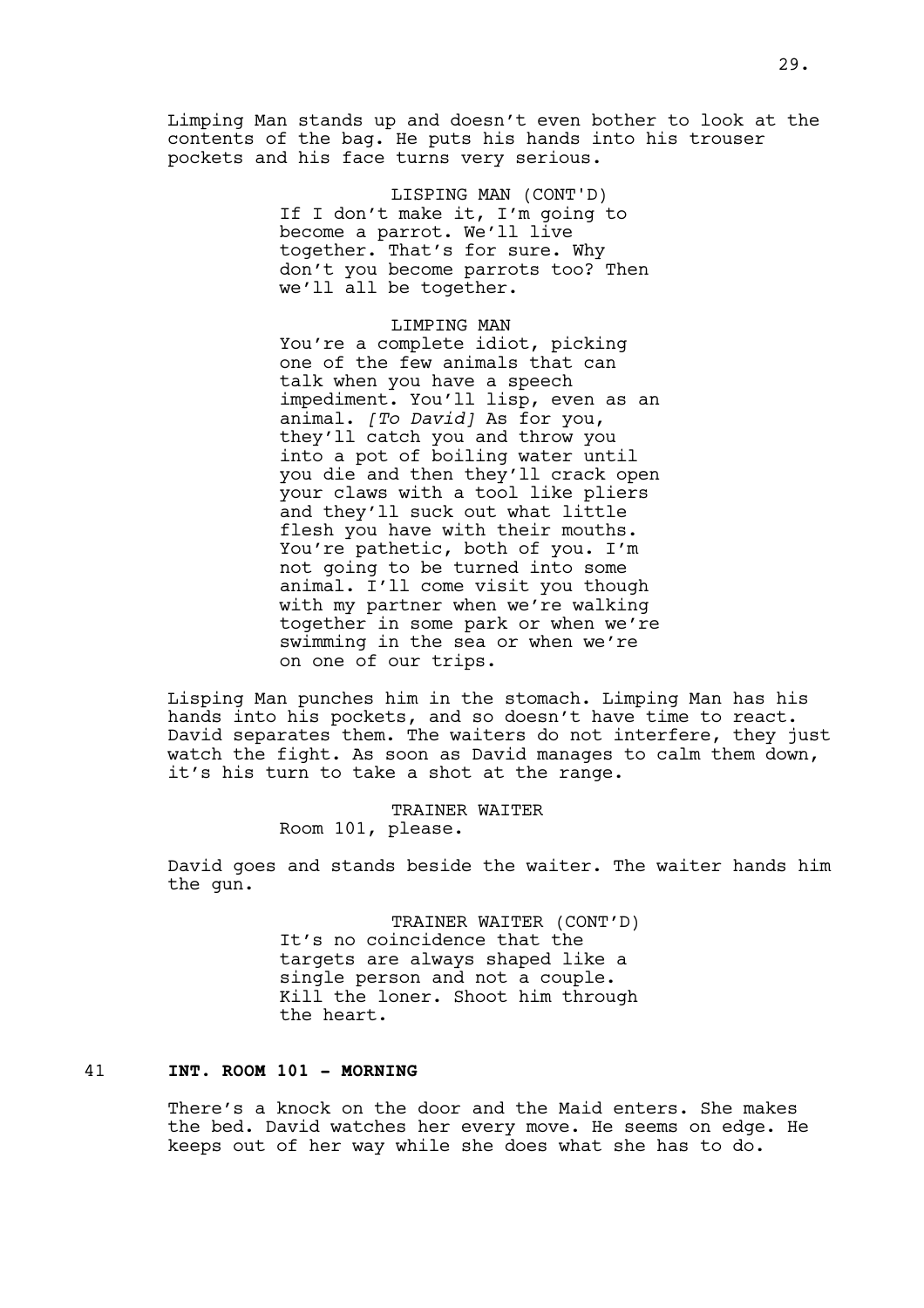Limping Man stands up and doesn't even bother to look at the contents of the bag. He puts his hands into his trouser pockets and his face turns very serious.

LISPING MAN (CONT'D)
If I don't make it, I'm going to become a parrot. We'll live together. That's for sure. Why don't you become parrots too? Then we'll all be together.

LIMPING MAN
You're a complete idiot, picking one of the few animals that can talk when you have a speech impediment. You'll lisp, even as an animal. *[To David]* As for you, they'll catch you and throw you into a pot of boiling water until you die and then they'll crack open your claws with a tool like pliers and they'll suck out what little flesh you have with their mouths. You're pathetic, both of you. I'm not going to be turned into some animal. I'll come visit you though with my partner when we're walking together in some park or when we're swimming in the sea or when we're on one of our trips.

Lisping Man punches him in the stomach. Limping Man has his hands into his pockets, and so doesn't have time to react. David separates them. The waiters do not interfere, they just watch the fight. As soon as David manages to calm them down, it's his turn to take a shot at the range.

TRAINER WAITER
Room 101, please.

David goes and stands beside the waiter. The waiter hands him the gun.

TRAINER WAITER (CONT'D)
It's no coincidence that the targets are always shaped like a single person and not a couple. Kill the loner. Shoot him through the heart.

41 **INT. ROOM 101 - MORNING**

There's a knock on the door and the Maid enters. She makes the bed. David watches her every move. He seems on edge. He keeps out of her way while she does what she has to do.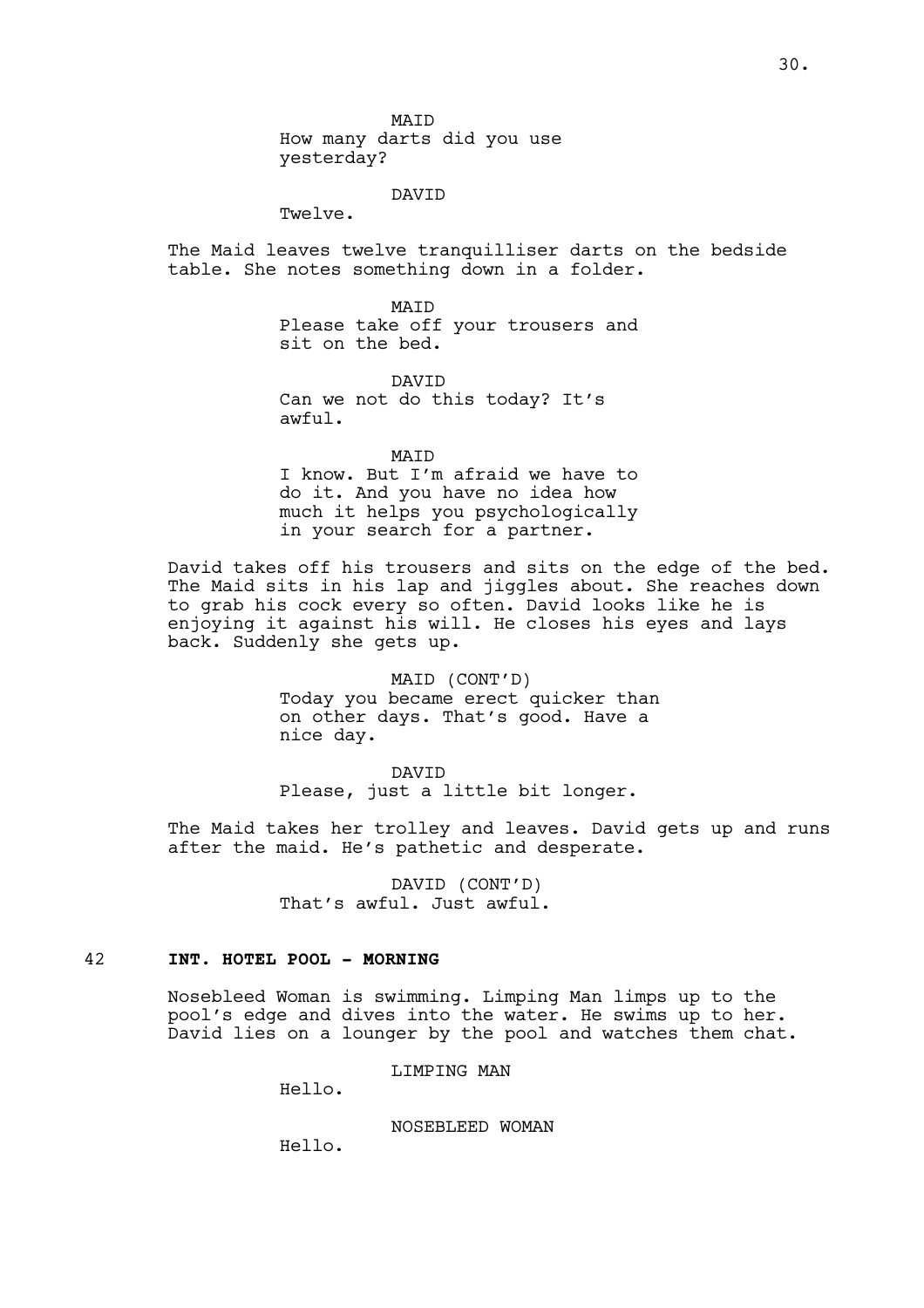MAID
How many darts did you use yesterday?

DAVID
Twelve.

The Maid leaves twelve tranquilliser darts on the bedside table. She notes something down in a folder.

MAID
Please take off your trousers and sit on the bed.

DAVID
Can we not do this today? It's awful.

MAID
I know. But I'm afraid we have to do it. And you have no idea how much it helps you psychologically in your search for a partner.

David takes off his trousers and sits on the edge of the bed. The Maid sits in his lap and jiggles about. She reaches down to grab his cock every so often. David looks like he is enjoying it against his will. He closes his eyes and lays back. Suddenly she gets up.

MAID (CONT'D)
Today you became erect quicker than on other days. That's good. Have a nice day.

DAVID
Please, just a little bit longer.

The Maid takes her trolley and leaves. David gets up and runs after the maid. He's pathetic and desperate.

DAVID (CONT'D)
That's awful. Just awful.

42 **INT. HOTEL POOL - MORNING**

Nosebleed Woman is swimming. Limping Man limps up to the pool's edge and dives into the water. He swims up to her. David lies on a lounger by the pool and watches them chat.

LIMPING MAN
Hello.

NOSEBLEED WOMAN
Hello.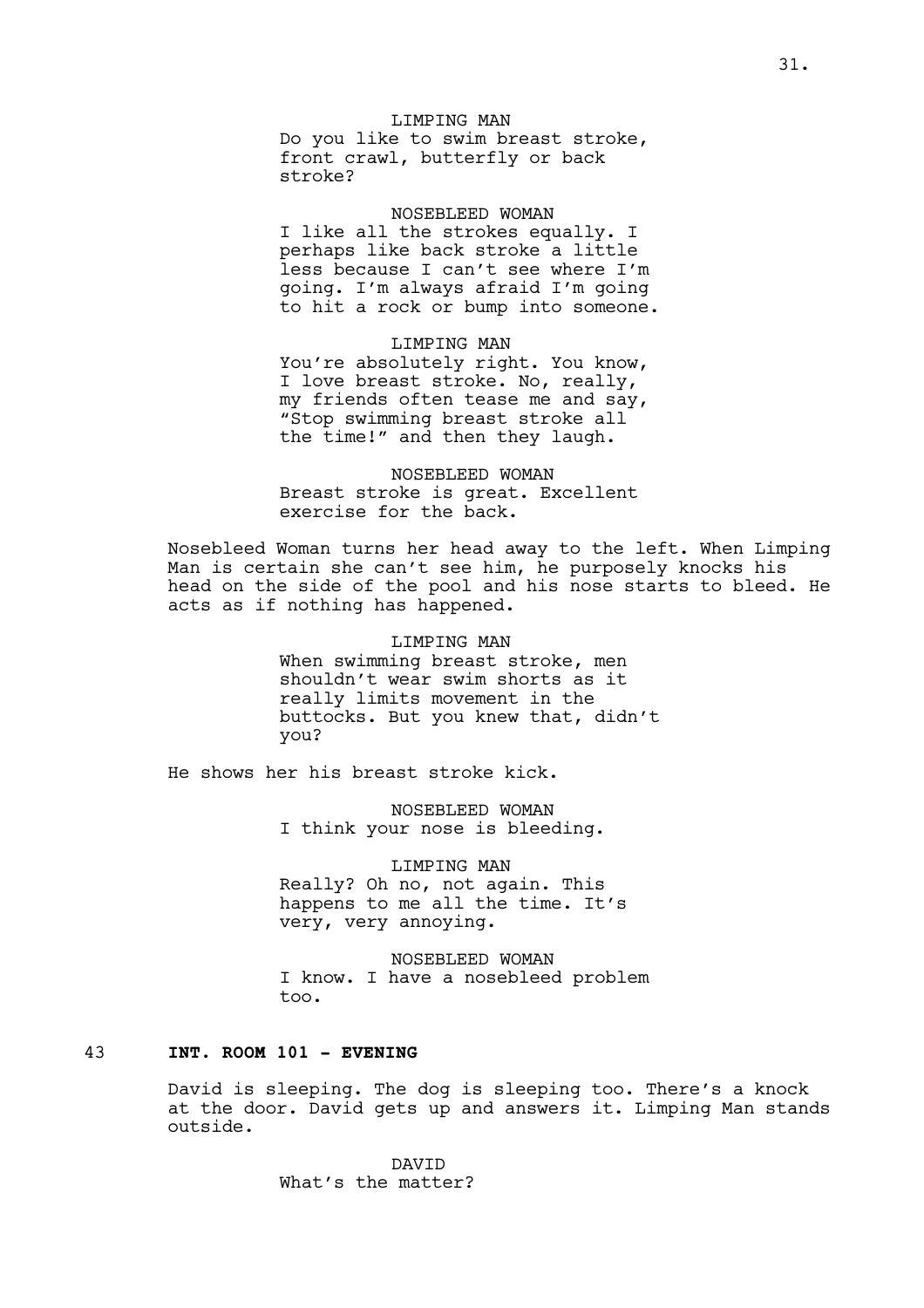LIMPING MAN
Do you like to swim breast stroke, front crawl, butterfly or back stroke?

NOSEBLEED WOMAN
I like all the strokes equally. I perhaps like back stroke a little less because I can't see where I'm going. I'm always afraid I'm going to hit a rock or bump into someone.

LIMPING MAN
You're absolutely right. You know, I love breast stroke. No, really, my friends often tease me and say, "Stop swimming breast stroke all the time!" and then they laugh.

NOSEBLEED WOMAN
Breast stroke is great. Excellent exercise for the back.

Nosebleed Woman turns her head away to the left. When Limping Man is certain she can't see him, he purposely knocks his head on the side of the pool and his nose starts to bleed. He acts as if nothing has happened.

LIMPING MAN
When swimming breast stroke, men shouldn't wear swim shorts as it really limits movement in the buttocks. But you knew that, didn't you?

He shows her his breast stroke kick.

NOSEBLEED WOMAN
I think your nose is bleeding.

LIMPING MAN
Really? Oh no, not again. This happens to me all the time. It's very, very annoying.

NOSEBLEED WOMAN
I know. I have a nosebleed problem too.

43 **INT. ROOM 101 - EVENING**

David is sleeping. The dog is sleeping too. There's a knock at the door. David gets up and answers it. Limping Man stands outside.

DAVID
What's the matter?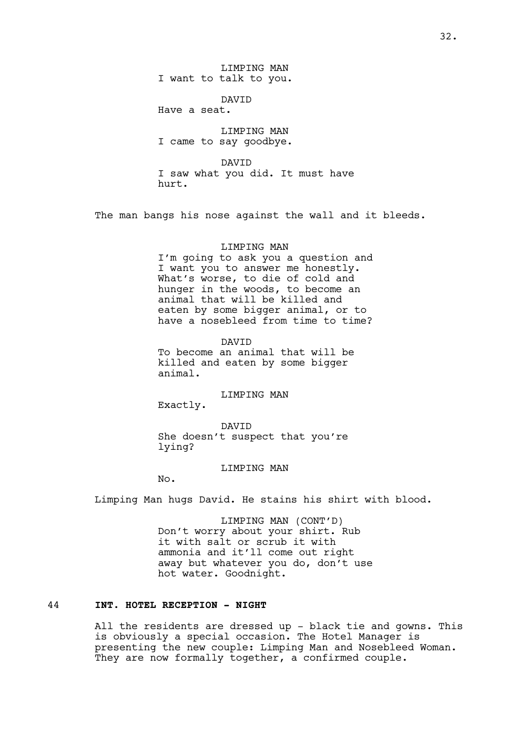LIMPING MAN
I want to talk to you.

DAVID
Have a seat.

LIMPING MAN
I came to say goodbye.

DAVID
I saw what you did. It must have hurt.

The man bangs his nose against the wall and it bleeds.

LIMPING MAN
I'm going to ask you a question and I want you to answer me honestly. What's worse, to die of cold and hunger in the woods, to become an animal that will be killed and eaten by some bigger animal, or to have a nosebleed from time to time?

DAVID
To become an animal that will be killed and eaten by some bigger animal.

LIMPING MAN
Exactly.

DAVID
She doesn't suspect that you're lying?

LIMPING MAN
No.

Limping Man hugs David. He stains his shirt with blood.

LIMPING MAN (CONT'D)
Don't worry about your shirt. Rub it with salt or scrub it with ammonia and it'll come out right away but whatever you do, don't use hot water. Goodnight.

44 **INT. HOTEL RECEPTION - NIGHT**

All the residents are dressed up - black tie and gowns. This is obviously a special occasion. The Hotel Manager is presenting the new couple: Limping Man and Nosebleed Woman. They are now formally together, a confirmed couple.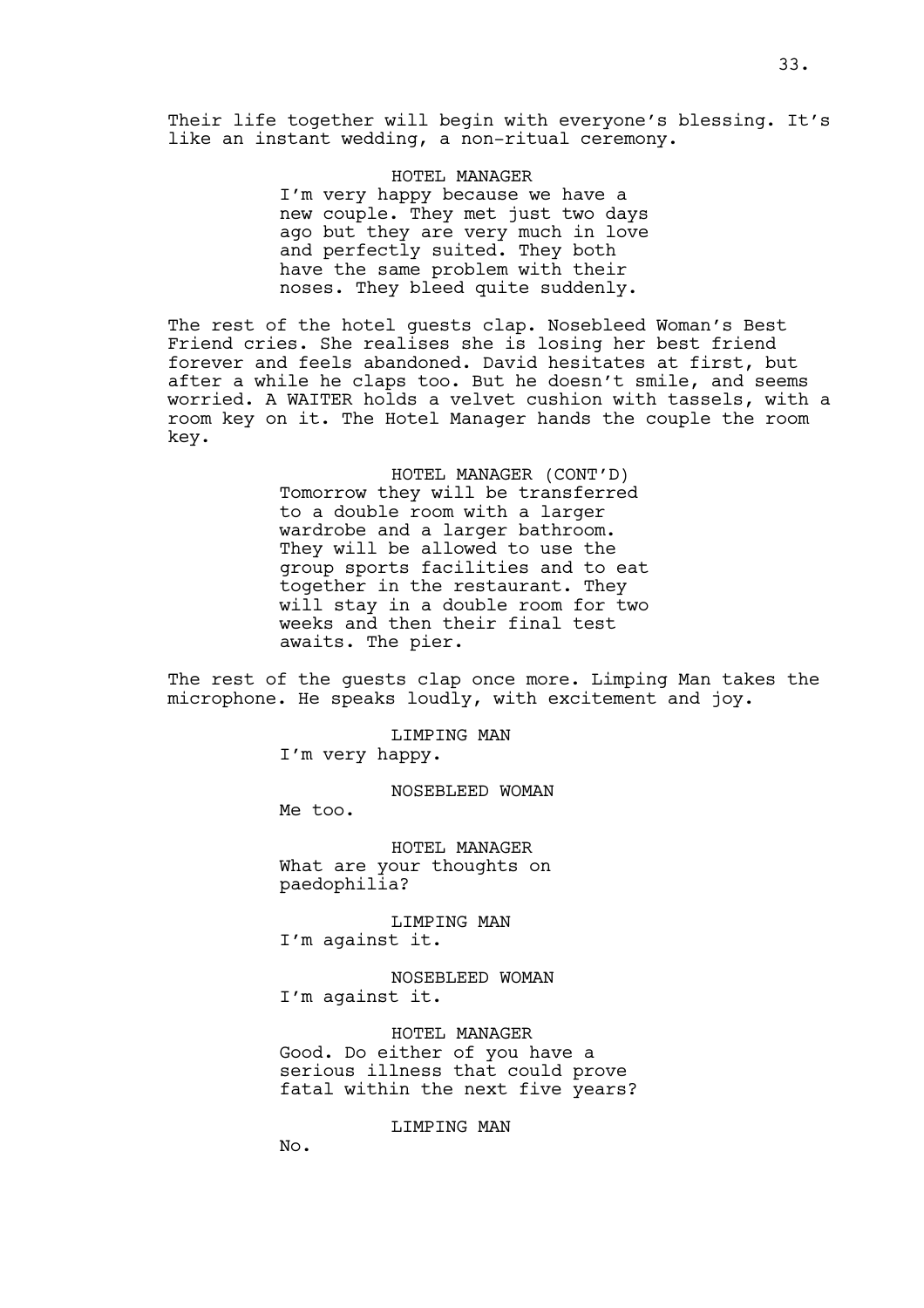Their life together will begin with everyone's blessing. It's like an instant wedding, a non-ritual ceremony.

HOTEL MANAGER
I'm very happy because we have a new couple. They met just two days ago but they are very much in love and perfectly suited. They both have the same problem with their noses. They bleed quite suddenly.

The rest of the hotel guests clap. Nosebleed Woman's Best Friend cries. She realises she is losing her best friend forever and feels abandoned. David hesitates at first, but after a while he claps too. But he doesn't smile, and seems worried. A WAITER holds a velvet cushion with tassels, with a room key on it. The Hotel Manager hands the couple the room key.

HOTEL MANAGER (CONT'D)
Tomorrow they will be transferred to a double room with a larger wardrobe and a larger bathroom. They will be allowed to use the group sports facilities and to eat together in the restaurant. They will stay in a double room for two weeks and then their final test awaits. The pier.

The rest of the guests clap once more. Limping Man takes the microphone. He speaks loudly, with excitement and joy.

LIMPING MAN
I'm very happy.

NOSEBLEED WOMAN
Me too.

HOTEL MANAGER
What are your thoughts on paedophilia?

LIMPING MAN
I'm against it.

NOSEBLEED WOMAN
I'm against it.

HOTEL MANAGER
Good. Do either of you have a serious illness that could prove fatal within the next five years?

LIMPING MAN
No.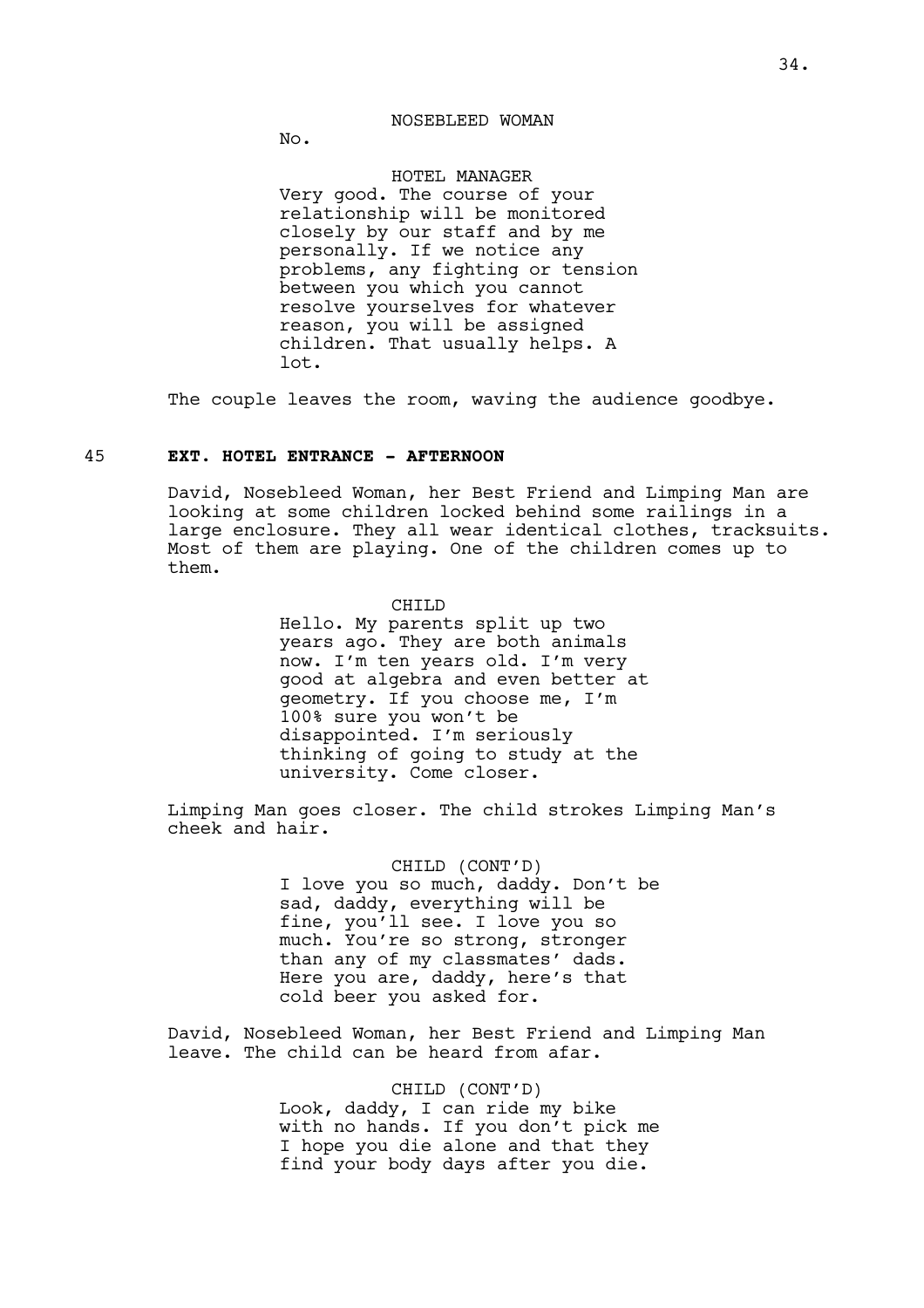NOSEBLEED WOMAN

No.

HOTEL MANAGER

Very good. The course of your relationship will be monitored closely by our staff and by me personally. If we notice any problems, any fighting or tension between you which you cannot resolve yourselves for whatever reason, you will be assigned children. That usually helps. A lot.

The couple leaves the room, waving the audience goodbye.

45 **EXT. HOTEL ENTRANCE - AFTERNOON**

David, Nosebleed Woman, her Best Friend and Limping Man are looking at some children locked behind some railings in a large enclosure. They all wear identical clothes, tracksuits. Most of them are playing. One of the children comes up to them.

CHILD

Hello. My parents split up two years ago. They are both animals now. I'm ten years old. I'm very good at algebra and even better at geometry. If you choose me, I'm 100% sure you won't be disappointed. I'm seriously thinking of going to study at the university. Come closer.

Limping Man goes closer. The child strokes Limping Man's cheek and hair.

CHILD (CONT'D)

I love you so much, daddy. Don't be sad, daddy, everything will be fine, you'll see. I love you so much. You're so strong, stronger than any of my classmates' dads. Here you are, daddy, here's that cold beer you asked for.

David, Nosebleed Woman, her Best Friend and Limping Man leave. The child can be heard from afar.

CHILD (CONT'D)

Look, daddy, I can ride my bike with no hands. If you don't pick me I hope you die alone and that they find your body days after you die.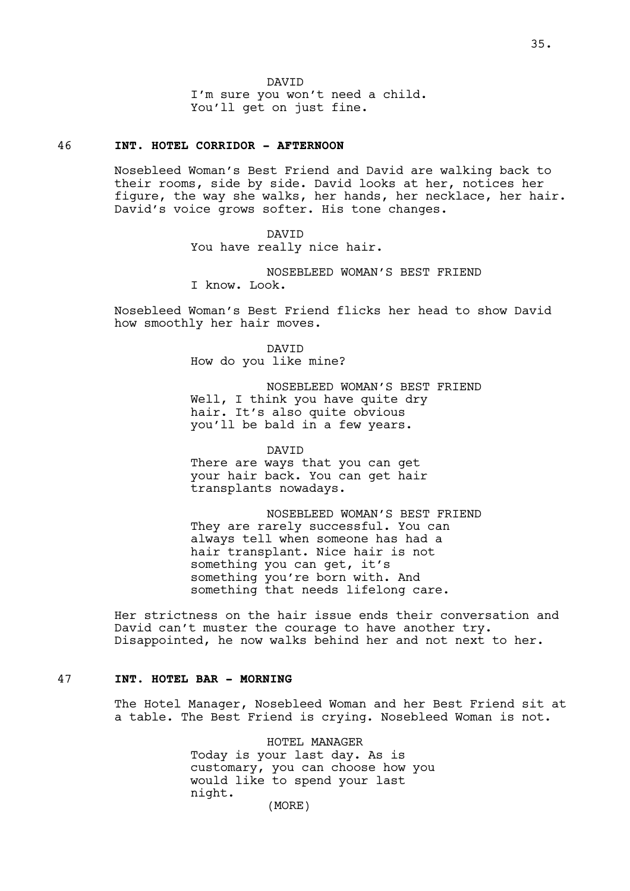DAVID
I'm sure you won't need a child.
You'll get on just fine.

### 46 INT. HOTEL CORRIDOR - AFTERNOON

Nosebleed Woman's Best Friend and David are walking back to their rooms, side by side. David looks at her, notices her figure, the way she walks, her hands, her necklace, her hair. David's voice grows softer. His tone changes.

DAVID
You have really nice hair.

NOSEBLEED WOMAN'S BEST FRIEND
I know. Look.

Nosebleed Woman's Best Friend flicks her head to show David how smoothly her hair moves.

DAVID
How do you like mine?

NOSEBLEED WOMAN'S BEST FRIEND
Well, I think you have quite dry hair. It's also quite obvious you'll be bald in a few years.

DAVID
There are ways that you can get your hair back. You can get hair transplants nowadays.

NOSEBLEED WOMAN'S BEST FRIEND
They are rarely successful. You can always tell when someone has had a hair transplant. Nice hair is not something you can get, it's something you're born with. And something that needs lifelong care.

Her strictness on the hair issue ends their conversation and David can't muster the courage to have another try. Disappointed, he now walks behind her and not next to her.

### 47 INT. HOTEL BAR - MORNING

The Hotel Manager, Nosebleed Woman and her Best Friend sit at a table. The Best Friend is crying. Nosebleed Woman is not.

HOTEL MANAGER
Today is your last day. As is customary, you can choose how you would like to spend your last night.
(MORE)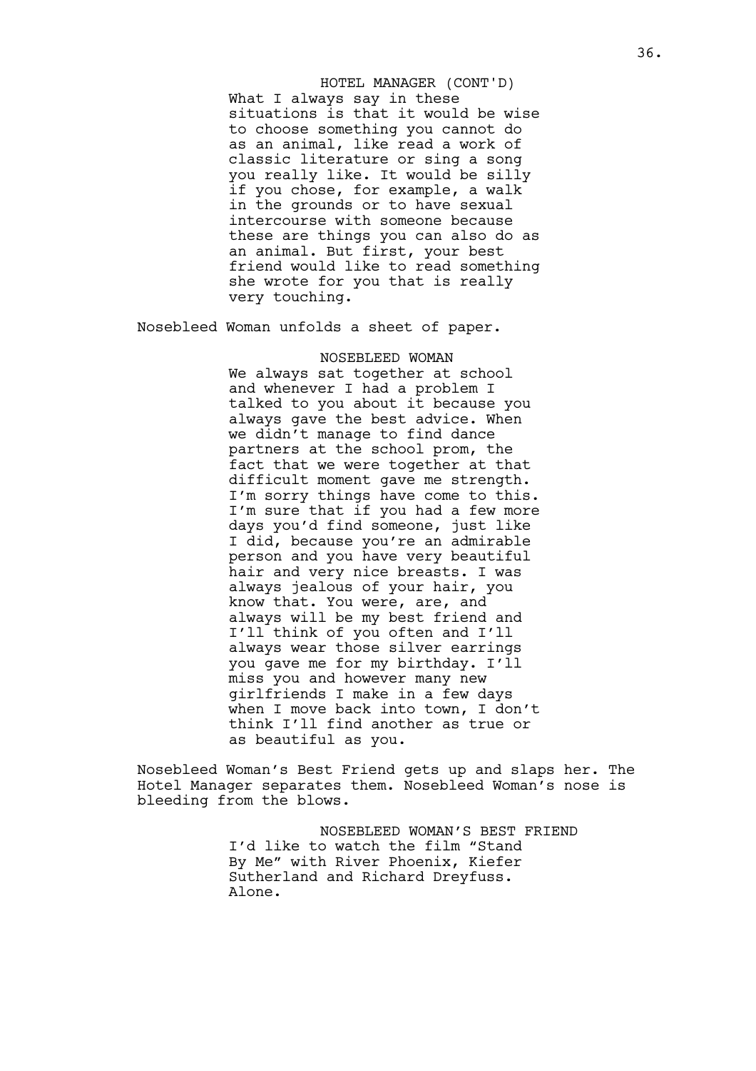HOTEL MANAGER (CONT'D)

What I always say in these situations is that it would be wise to choose something you cannot do as an animal, like read a work of classic literature or sing a song you really like. It would be silly if you chose, for example, a walk in the grounds or to have sexual intercourse with someone because these are things you can also do as an animal. But first, your best friend would like to read something she wrote for you that is really very touching.

Nosebleed Woman unfolds a sheet of paper.

NOSEBLEED WOMAN

We always sat together at school and whenever I had a problem I talked to you about it because you always gave the best advice. When we didn't manage to find dance partners at the school prom, the fact that we were together at that difficult moment gave me strength. I'm sorry things have come to this. I'm sure that if you had a few more days you'd find someone, just like I did, because you're an admirable person and you have very beautiful hair and very nice breasts. I was always jealous of your hair, you know that. You were, are, and always will be my best friend and I'll think of you often and I'll always wear those silver earrings you gave me for my birthday. I'll miss you and however many new girlfriends I make in a few days when I move back into town, I don't think I'll find another as true or as beautiful as you.

Nosebleed Woman's Best Friend gets up and slaps her. The Hotel Manager separates them. Nosebleed Woman's nose is bleeding from the blows.

NOSEBLEED WOMAN'S BEST FRIEND

I'd like to watch the film "Stand By Me" with River Phoenix, Kiefer Sutherland and Richard Dreyfuss. Alone.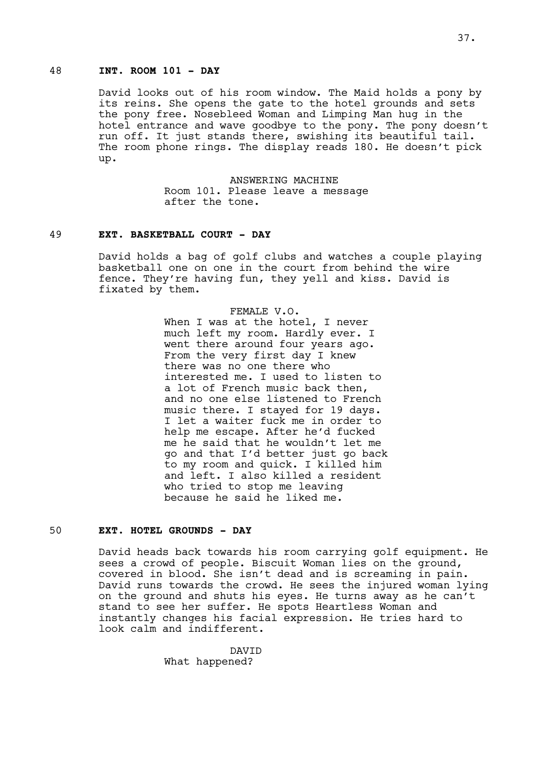48 **INT. ROOM 101 - DAY**

David looks out of his room window. The Maid holds a pony by its reins. She opens the gate to the hotel grounds and sets the pony free. Nosebleed Woman and Limping Man hug in the hotel entrance and wave goodbye to the pony. The pony doesn't run off. It just stands there, swishing its beautiful tail. The room phone rings. The display reads 180. He doesn't pick up.

ANSWERING MACHINE
Room 101. Please leave a message after the tone.

49 **EXT. BASKETBALL COURT - DAY**

David holds a bag of golf clubs and watches a couple playing basketball one on one in the court from behind the wire fence. They're having fun, they yell and kiss. David is fixated by them.

FEMALE V.O.
When I was at the hotel, I never much left my room. Hardly ever. I went there around four years ago. From the very first day I knew there was no one there who interested me. I used to listen to a lot of French music back then, and no one else listened to French music there. I stayed for 19 days. I let a waiter fuck me in order to help me escape. After he'd fucked me he said that he wouldn't let me go and that I'd better just go back to my room and quick. I killed him and left. I also killed a resident who tried to stop me leaving because he said he liked me.

50 **EXT. HOTEL GROUNDS - DAY**

David heads back towards his room carrying golf equipment. He sees a crowd of people. Biscuit Woman lies on the ground, covered in blood. She isn't dead and is screaming in pain. David runs towards the crowd. He sees the injured woman lying on the ground and shuts his eyes. He turns away as he can't stand to see her suffer. He spots Heartless Woman and instantly changes his facial expression. He tries hard to look calm and indifferent.

DAVID
What happened?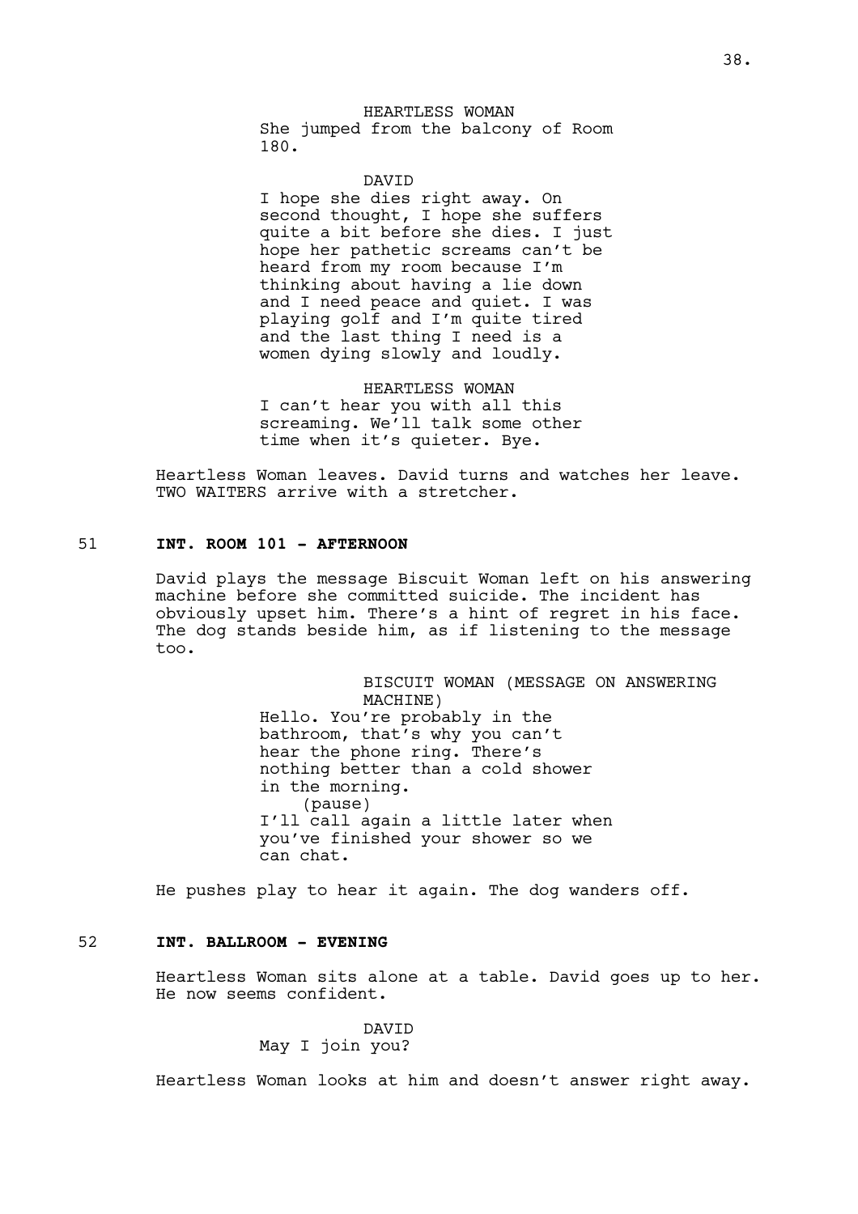HEARTLESS WOMAN
She jumped from the balcony of Room 180.

DAVID
I hope she dies right away. On second thought, I hope she suffers quite a bit before she dies. I just hope her pathetic screams can't be heard from my room because I'm thinking about having a lie down and I need peace and quiet. I was playing golf and I'm quite tired and the last thing I need is a women dying slowly and loudly.

HEARTLESS WOMAN
I can't hear you with all this screaming. We'll talk some other time when it's quieter. Bye.

Heartless Woman leaves. David turns and watches her leave. TWO WAITERS arrive with a stretcher.

51 **INT. ROOM 101 - AFTERNOON**

David plays the message Biscuit Woman left on his answering machine before she committed suicide. The incident has obviously upset him. There's a hint of regret in his face. The dog stands beside him, as if listening to the message too.

BISCUIT WOMAN (MESSAGE ON ANSWERING MACHINE)
Hello. You're probably in the bathroom, that's why you can't hear the phone ring. There's nothing better than a cold shower in the morning.
(pause)
I'll call again a little later when you've finished your shower so we can chat.

He pushes play to hear it again. The dog wanders off.

52 **INT. BALLROOM - EVENING**

Heartless Woman sits alone at a table. David goes up to her. He now seems confident.

DAVID
May I join you?

Heartless Woman looks at him and doesn't answer right away.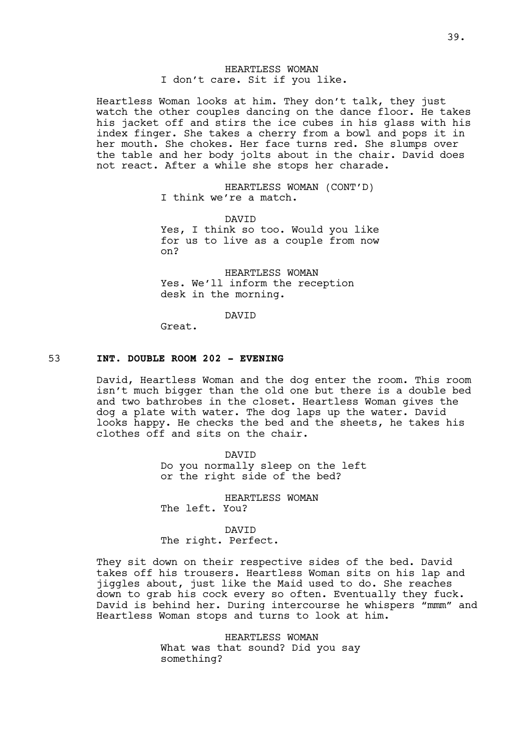HEARTLESS WOMAN
I don't care. Sit if you like.

Heartless Woman looks at him. They don't talk, they just watch the other couples dancing on the dance floor. He takes his jacket off and stirs the ice cubes in his glass with his index finger. She takes a cherry from a bowl and pops it in her mouth. She chokes. Her face turns red. She slumps over the table and her body jolts about in the chair. David does not react. After a while she stops her charade.

HEARTLESS WOMAN (CONT'D)
I think we're a match.

DAVID
Yes, I think so too. Would you like for us to live as a couple from now on?

HEARTLESS WOMAN
Yes. We'll inform the reception desk in the morning.

DAVID
Great.

53 **INT. DOUBLE ROOM 202 - EVENING**

David, Heartless Woman and the dog enter the room. This room isn't much bigger than the old one but there is a double bed and two bathrobes in the closet. Heartless Woman gives the dog a plate with water. The dog laps up the water. David looks happy. He checks the bed and the sheets, he takes his clothes off and sits on the chair.

DAVID
Do you normally sleep on the left or the right side of the bed?

HEARTLESS WOMAN
The left. You?

DAVID
The right. Perfect.

They sit down on their respective sides of the bed. David takes off his trousers. Heartless Woman sits on his lap and jiggles about, just like the Maid used to do. She reaches down to grab his cock every so often. Eventually they fuck. David is behind her. During intercourse he whispers "mmm" and Heartless Woman stops and turns to look at him.

HEARTLESS WOMAN
What was that sound? Did you say something?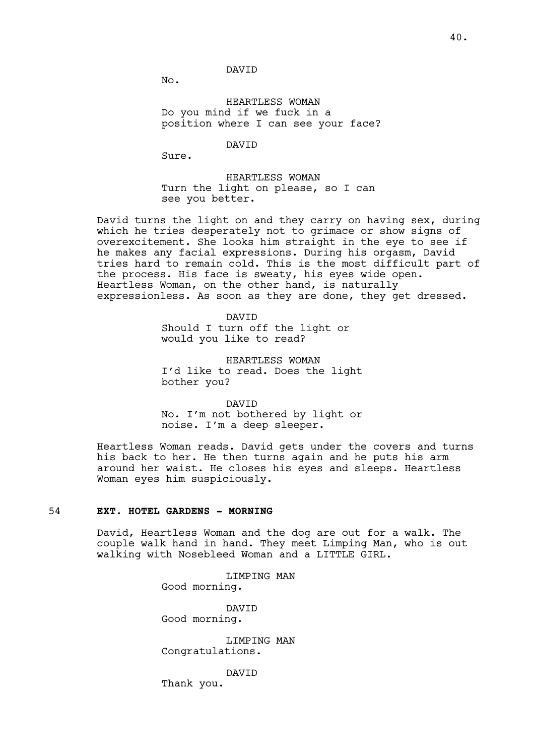DAVID

No.

HEARTLESS WOMAN

Do you mind if we fuck in a position where I can see your face?

DAVID

Sure.

HEARTLESS WOMAN

Turn the light on please, so I can see you better.

David turns the light on and they carry on having sex, during which he tries desperately not to grimace or show signs of overexcitement. She looks him straight in the eye to see if he makes any facial expressions. During his orgasm, David tries hard to remain cold. This is the most difficult part of the process. His face is sweaty, his eyes wide open. Heartless Woman, on the other hand, is naturally expressionless. As soon as they are done, they get dressed.

DAVID

Should I turn off the light or would you like to read?

HEARTLESS WOMAN

I'd like to read. Does the light bother you?

DAVID

No. I'm not bothered by light or noise. I'm a deep sleeper.

Heartless Woman reads. David gets under the covers and turns his back to her. He then turns again and he puts his arm around her waist. He closes his eyes and sleeps. Heartless Woman eyes him suspiciously.

54 **EXT. HOTEL GARDENS - MORNING**

David, Heartless Woman and the dog are out for a walk. The couple walk hand in hand. They meet Limping Man, who is out walking with Nosebleed Woman and a LITTLE GIRL.

LIMPING MAN

Good morning.

DAVID

Good morning.

LIMPING MAN

Congratulations.

DAVID

Thank you.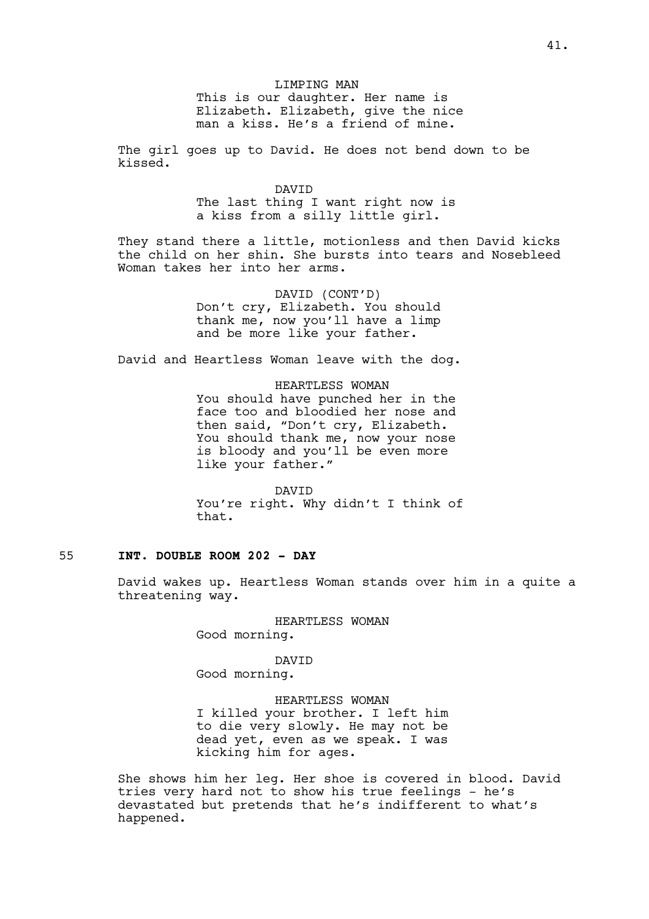LIMPING MAN
This is our daughter. Her name is Elizabeth. Elizabeth, give the nice man a kiss. He's a friend of mine.

The girl goes up to David. He does not bend down to be kissed.

DAVID
The last thing I want right now is a kiss from a silly little girl.

They stand there a little, motionless and then David kicks the child on her shin. She bursts into tears and Nosebleed Woman takes her into her arms.

DAVID (CONT'D)
Don't cry, Elizabeth. You should thank me, now you'll have a limp and be more like your father.

David and Heartless Woman leave with the dog.

HEARTLESS WOMAN
You should have punched her in the face too and bloodied her nose and then said, "Don't cry, Elizabeth. You should thank me, now your nose is bloody and you'll be even more like your father."

DAVID
You're right. Why didn't I think of that.

55 **INT. DOUBLE ROOM 202 - DAY**

David wakes up. Heartless Woman stands over him in a quite a threatening way.

HEARTLESS WOMAN
Good morning.

DAVID
Good morning.

HEARTLESS WOMAN
I killed your brother. I left him to die very slowly. He may not be dead yet, even as we speak. I was kicking him for ages.

She shows him her leg. Her shoe is covered in blood. David tries very hard not to show his true feelings - he's devastated but pretends that he's indifferent to what's happened.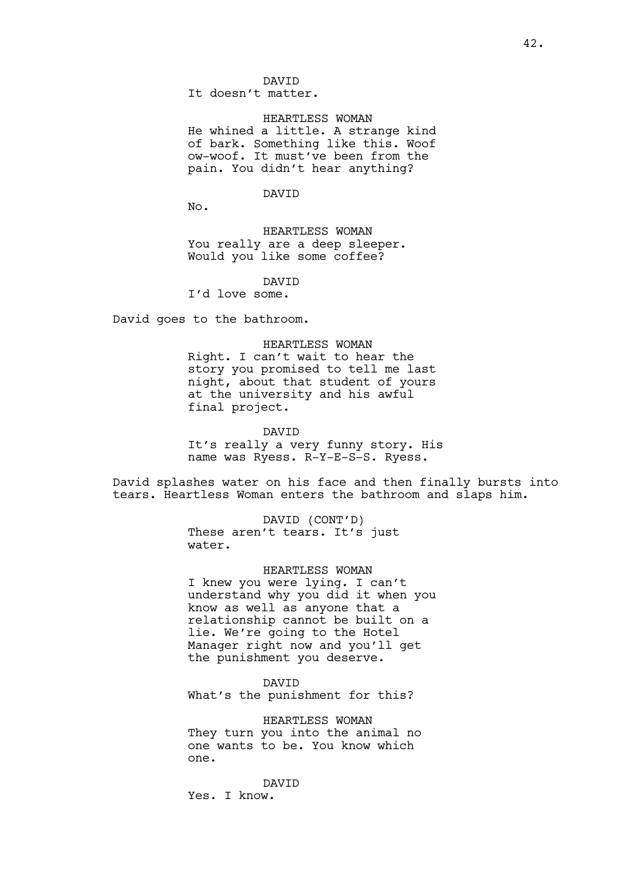DAVID
It doesn't matter.

HEARTLESS WOMAN
He whined a little. A strange kind of bark. Something like this. Woof ow-woof. It must've been from the pain. You didn't hear anything?

DAVID
No.

HEARTLESS WOMAN
You really are a deep sleeper. Would you like some coffee?

DAVID
I'd love some.

David goes to the bathroom.

HEARTLESS WOMAN
Right. I can't wait to hear the story you promised to tell me last night, about that student of yours at the university and his awful final project.

DAVID
It's really a very funny story. His name was Ryess. R-Y-E-S-S. Ryess.

David splashes water on his face and then finally bursts into tears. Heartless Woman enters the bathroom and slaps him.

DAVID (CONT'D)
These aren't tears. It's just water.

HEARTLESS WOMAN
I knew you were lying. I can't understand why you did it when you know as well as anyone that a relationship cannot be built on a lie. We're going to the Hotel Manager right now and you'll get the punishment you deserve.

DAVID
What's the punishment for this?

HEARTLESS WOMAN
They turn you into the animal no one wants to be. You know which one.

DAVID
Yes. I know.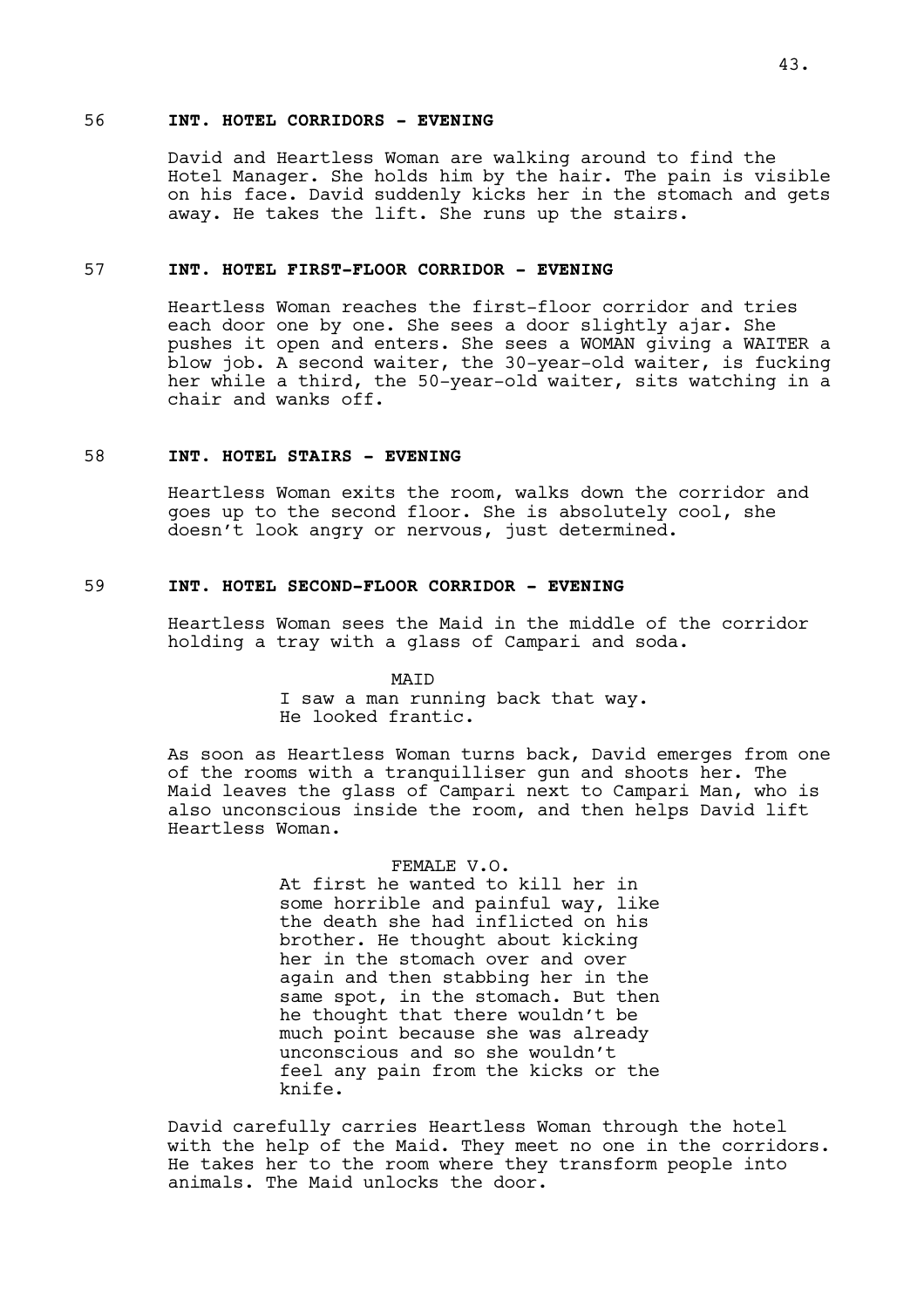56 **INT. HOTEL CORRIDORS - EVENING**

David and Heartless Woman are walking around to find the Hotel Manager. She holds him by the hair. The pain is visible on his face. David suddenly kicks her in the stomach and gets away. He takes the lift. She runs up the stairs.

57 **INT. HOTEL FIRST-FLOOR CORRIDOR - EVENING**

Heartless Woman reaches the first-floor corridor and tries each door one by one. She sees a door slightly ajar. She pushes it open and enters. She sees a WOMAN giving a WAITER a blow job. A second waiter, the 30-year-old waiter, is fucking her while a third, the 50-year-old waiter, sits watching in a chair and wanks off.

58 **INT. HOTEL STAIRS - EVENING**

Heartless Woman exits the room, walks down the corridor and goes up to the second floor. She is absolutely cool, she doesn't look angry or nervous, just determined.

59 **INT. HOTEL SECOND-FLOOR CORRIDOR - EVENING**

Heartless Woman sees the Maid in the middle of the corridor holding a tray with a glass of Campari and soda.

MAID
I saw a man running back that way. He looked frantic.

As soon as Heartless Woman turns back, David emerges from one of the rooms with a tranquilliser gun and shoots her. The Maid leaves the glass of Campari next to Campari Man, who is also unconscious inside the room, and then helps David lift Heartless Woman.

FEMALE V.O.
At first he wanted to kill her in some horrible and painful way, like the death she had inflicted on his brother. He thought about kicking her in the stomach over and over again and then stabbing her in the same spot, in the stomach. But then he thought that there wouldn't be much point because she was already unconscious and so she wouldn't feel any pain from the kicks or the knife.

David carefully carries Heartless Woman through the hotel with the help of the Maid. They meet no one in the corridors. He takes her to the room where they transform people into animals. The Maid unlocks the door.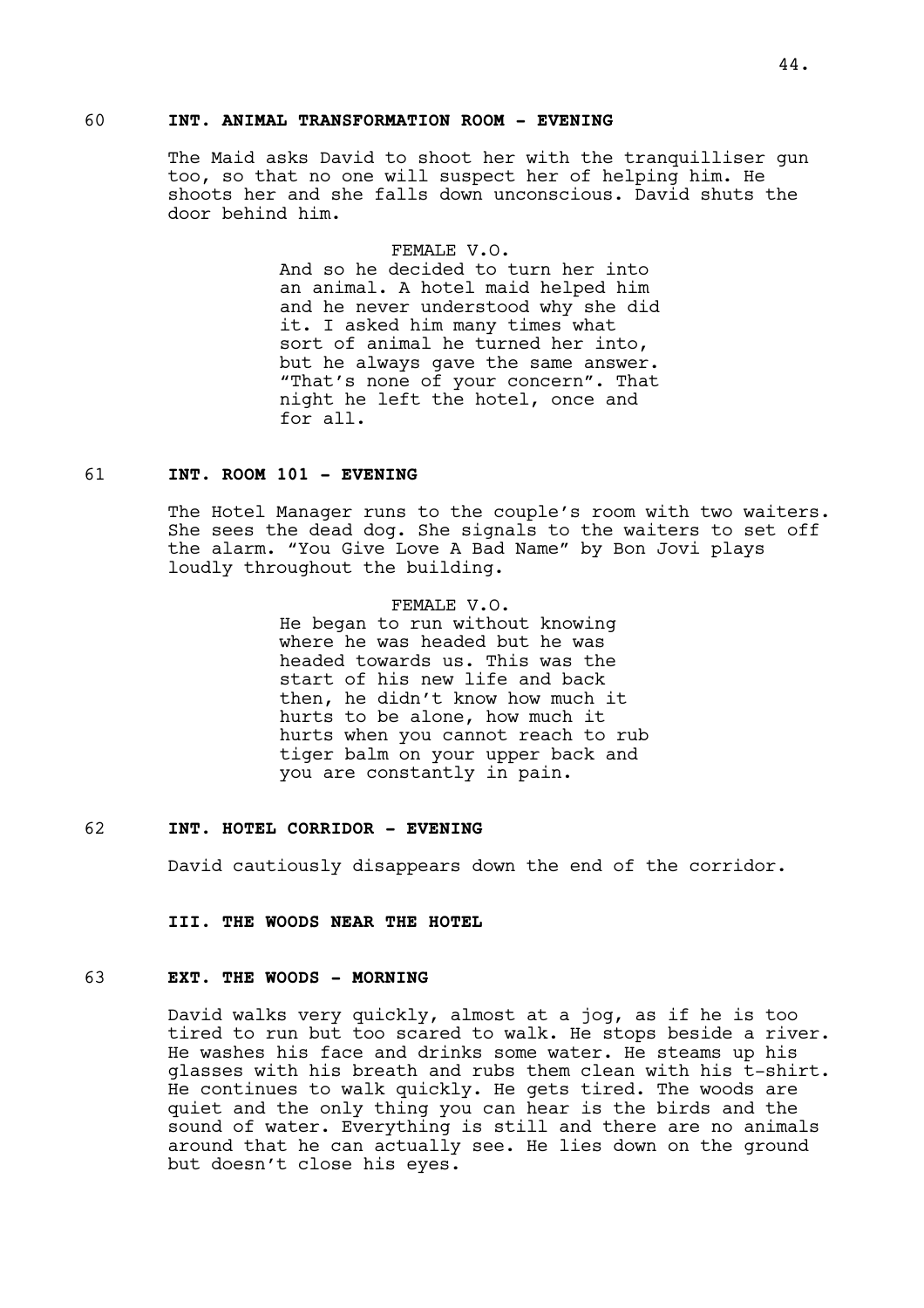### 60 INT. ANIMAL TRANSFORMATION ROOM - EVENING

The Maid asks David to shoot her with the tranquilliser gun too, so that no one will suspect her of helping him. He shoots her and she falls down unconscious. David shuts the door behind him.

FEMALE V.O.

And so he decided to turn her into an animal. A hotel maid helped him and he never understood why she did it. I asked him many times what sort of animal he turned her into, but he always gave the same answer. "That's none of your concern". That night he left the hotel, once and for all.

### 61 INT. ROOM 101 - EVENING

The Hotel Manager runs to the couple's room with two waiters. She sees the dead dog. She signals to the waiters to set off the alarm. "You Give Love A Bad Name" by Bon Jovi plays loudly throughout the building.

FEMALE V.O.

He began to run without knowing where he was headed but he was headed towards us. This was the start of his new life and back then, he didn't know how much it hurts to be alone, how much it hurts when you cannot reach to rub tiger balm on your upper back and you are constantly in pain.

### 62 INT. HOTEL CORRIDOR - EVENING

David cautiously disappears down the end of the corridor.

## III. THE WOODS NEAR THE HOTEL

### 63 EXT. THE WOODS - MORNING

David walks very quickly, almost at a jog, as if he is too tired to run but too scared to walk. He stops beside a river. He washes his face and drinks some water. He steams up his glasses with his breath and rubs them clean with his t-shirt. He continues to walk quickly. He gets tired. The woods are quiet and the only thing you can hear is the birds and the sound of water. Everything is still and there are no animals around that he can actually see. He lies down on the ground but doesn't close his eyes.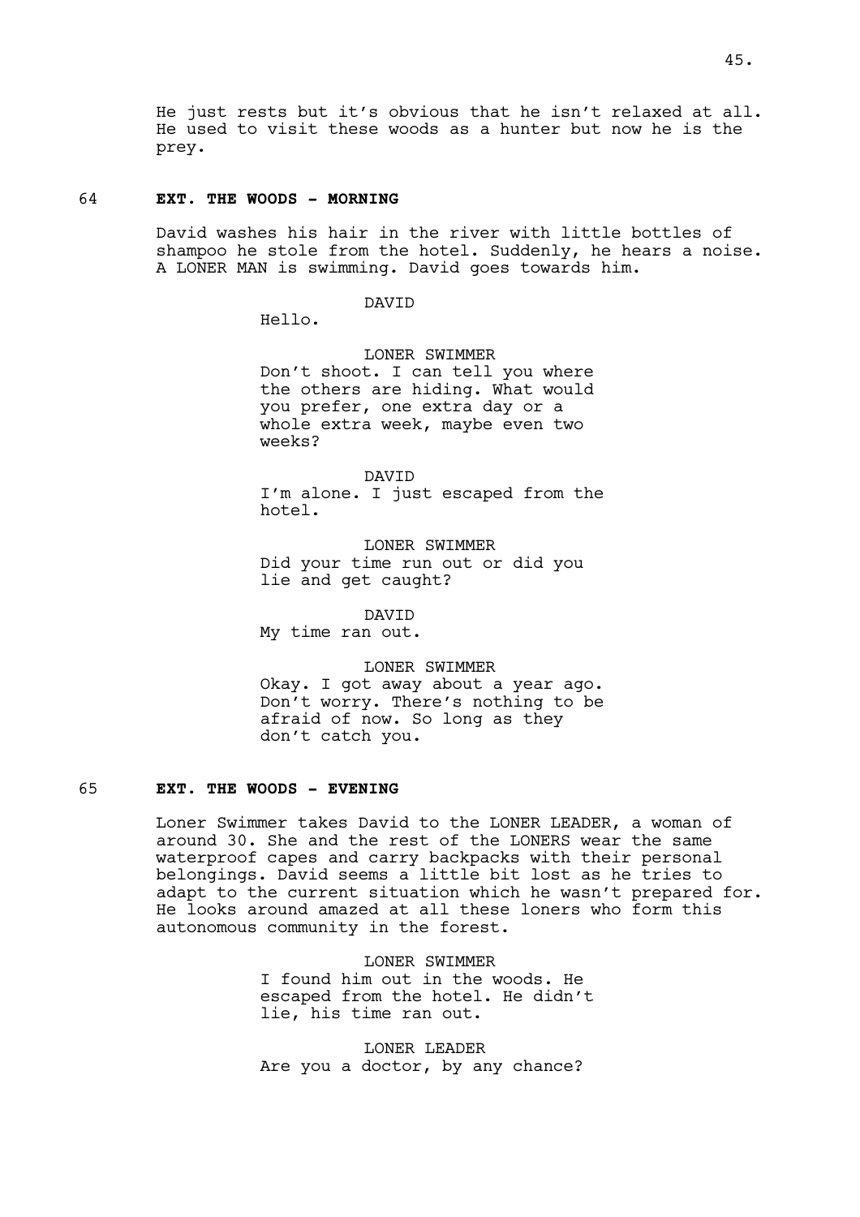He just rests but it's obvious that he isn't relaxed at all. He used to visit these woods as a hunter but now he is the prey.

64 **EXT. THE WOODS - MORNING**

David washes his hair in the river with little bottles of shampoo he stole from the hotel. Suddenly, he hears a noise. A LONER MAN is swimming. David goes towards him.

DAVID
Hello.

LONER SWIMMER
Don't shoot. I can tell you where the others are hiding. What would you prefer, one extra day or a whole extra week, maybe even two weeks?

DAVID
I'm alone. I just escaped from the hotel.

LONER SWIMMER
Did your time run out or did you lie and get caught?

DAVID
My time ran out.

LONER SWIMMER
Okay. I got away about a year ago. Don't worry. There's nothing to be afraid of now. So long as they don't catch you.

65 **EXT. THE WOODS - EVENING**

Loner Swimmer takes David to the LONER LEADER, a woman of around 30. She and the rest of the LONERS wear the same waterproof capes and carry backpacks with their personal belongings. David seems a little bit lost as he tries to adapt to the current situation which he wasn't prepared for. He looks around amazed at all these loners who form this autonomous community in the forest.

LONER SWIMMER
I found him out in the woods. He escaped from the hotel. He didn't lie, his time ran out.

LONER LEADER
Are you a doctor, by any chance?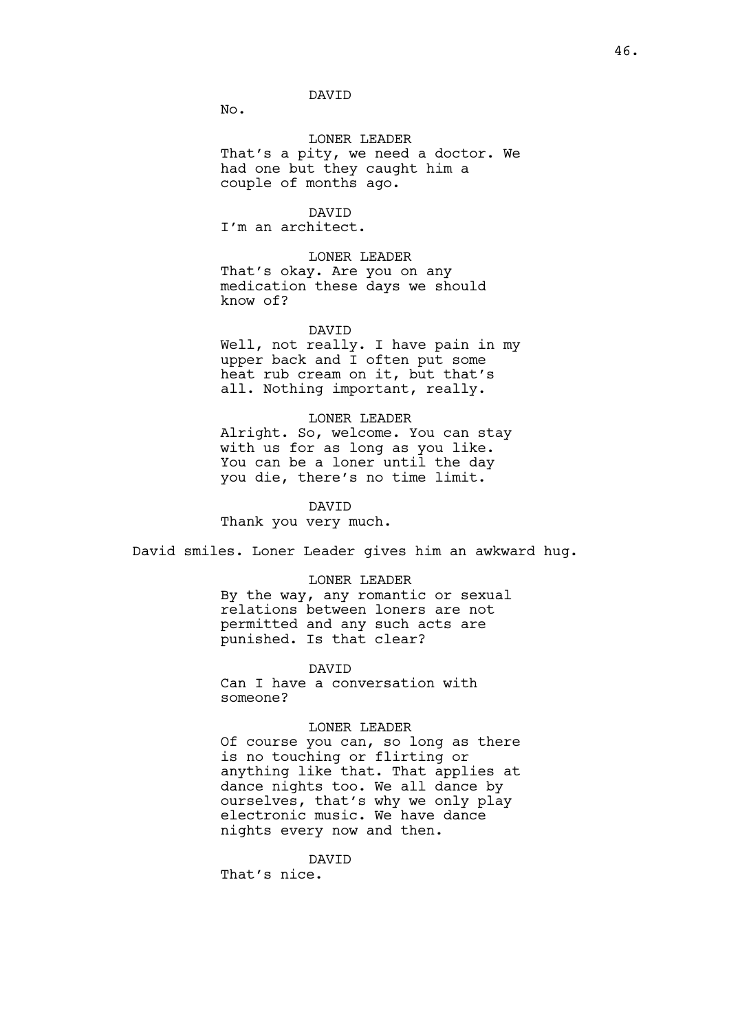DAVID

No.

LONER LEADER

That's a pity, we need a doctor. We had one but they caught him a couple of months ago.

DAVID

I'm an architect.

LONER LEADER

That's okay. Are you on any medication these days we should know of?

DAVID

Well, not really. I have pain in my upper back and I often put some heat rub cream on it, but that's all. Nothing important, really.

LONER LEADER

Alright. So, welcome. You can stay with us for as long as you like. You can be a loner until the day you die, there's no time limit.

DAVID

Thank you very much.

David smiles. Loner Leader gives him an awkward hug.

LONER LEADER

By the way, any romantic or sexual relations between loners are not permitted and any such acts are punished. Is that clear?

DAVID

Can I have a conversation with someone?

LONER LEADER

Of course you can, so long as there is no touching or flirting or anything like that. That applies at dance nights too. We all dance by ourselves, that's why we only play electronic music. We have dance nights every now and then.

DAVID

That's nice.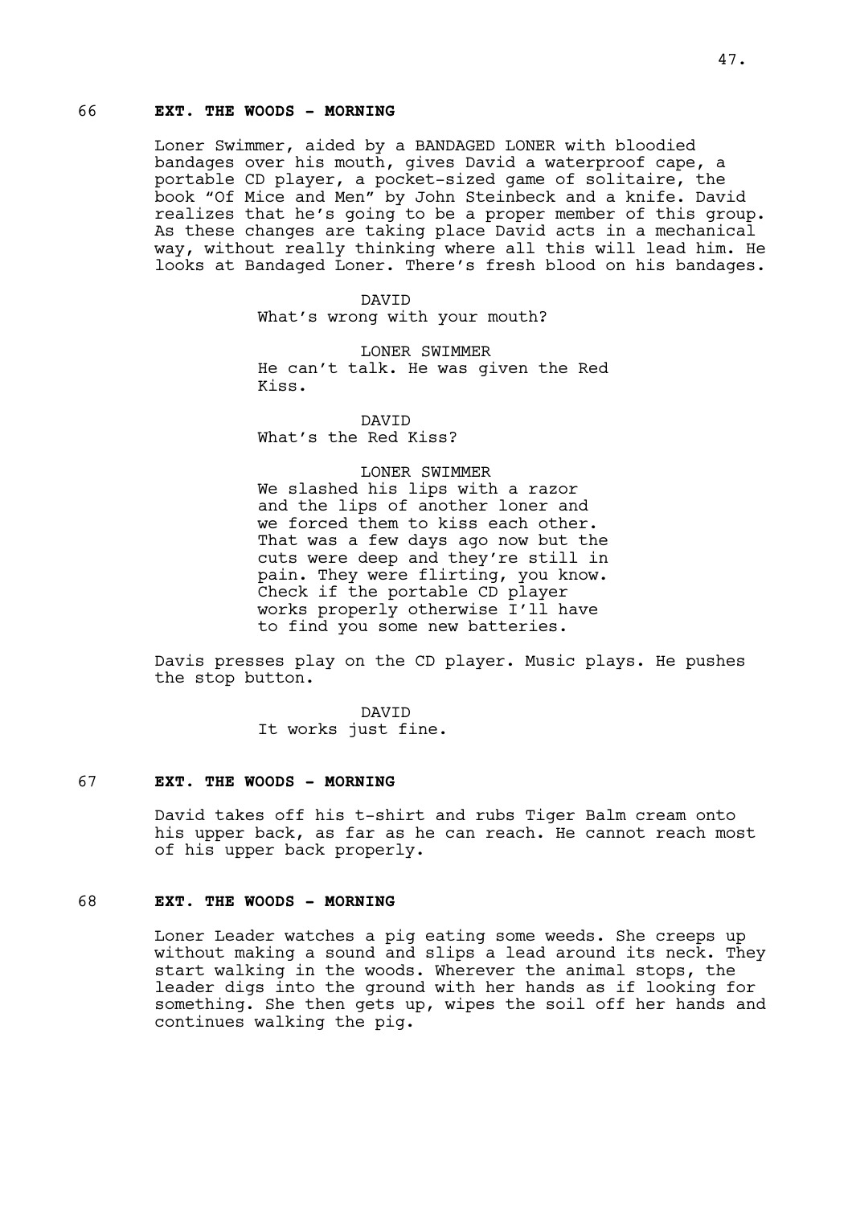## 66 EXT. THE WOODS - MORNING

Loner Swimmer, aided by a BANDAGED LONER with bloodied bandages over his mouth, gives David a waterproof cape, a portable CD player, a pocket-sized game of solitaire, the book "Of Mice and Men" by John Steinbeck and a knife. David realizes that he's going to be a proper member of this group. As these changes are taking place David acts in a mechanical way, without really thinking where all this will lead him. He looks at Bandaged Loner. There's fresh blood on his bandages.

DAVID
What's wrong with your mouth?

LONER SWIMMER
He can't talk. He was given the Red Kiss.

DAVID
What's the Red Kiss?

LONER SWIMMER
We slashed his lips with a razor and the lips of another loner and we forced them to kiss each other. That was a few days ago now but the cuts were deep and they're still in pain. They were flirting, you know. Check if the portable CD player works properly otherwise I'll have to find you some new batteries.

Davis presses play on the CD player. Music plays. He pushes the stop button.

DAVID
It works just fine.

## 67 EXT. THE WOODS - MORNING

David takes off his t-shirt and rubs Tiger Balm cream onto his upper back, as far as he can reach. He cannot reach most of his upper back properly.

## 68 EXT. THE WOODS - MORNING

Loner Leader watches a pig eating some weeds. She creeps up without making a sound and slips a lead around its neck. They start walking in the woods. Wherever the animal stops, the leader digs into the ground with her hands as if looking for something. She then gets up, wipes the soil off her hands and continues walking the pig.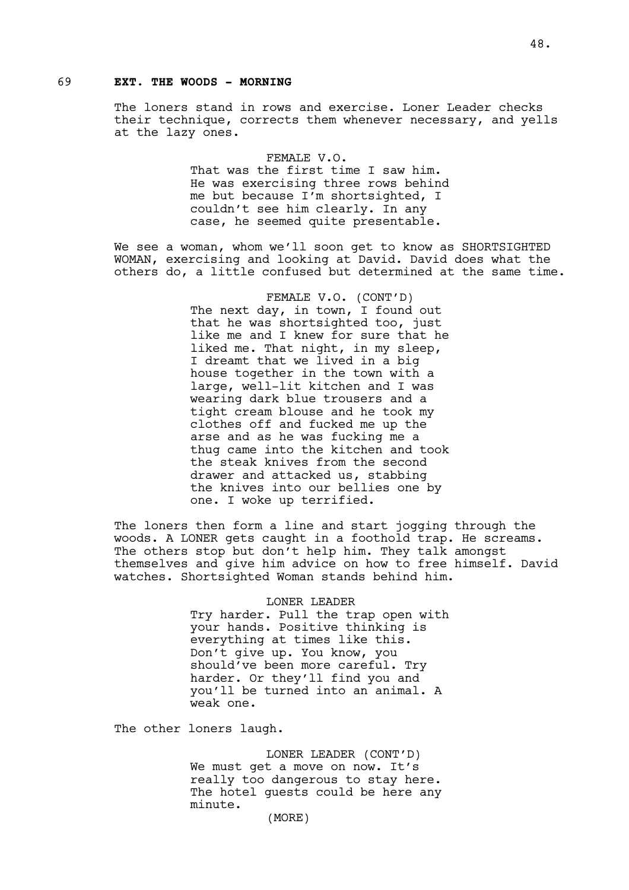69 **EXT. THE WOODS - MORNING**

The loners stand in rows and exercise. Loner Leader checks their technique, corrects them whenever necessary, and yells at the lazy ones.

FEMALE V.O.
That was the first time I saw him. He was exercising three rows behind me but because I'm shortsighted, I couldn't see him clearly. In any case, he seemed quite presentable.

We see a woman, whom we'll soon get to know as SHORTSIGHTED WOMAN, exercising and looking at David. David does what the others do, a little confused but determined at the same time.

FEMALE V.O. (CONT'D)
The next day, in town, I found out that he was shortsighted too, just like me and I knew for sure that he liked me. That night, in my sleep, I dreamt that we lived in a big house together in the town with a large, well-lit kitchen and I was wearing dark blue trousers and a tight cream blouse and he took my clothes off and fucked me up the arse and as he was fucking me a thug came into the kitchen and took the steak knives from the second drawer and attacked us, stabbing the knives into our bellies one by one. I woke up terrified.

The loners then form a line and start jogging through the woods. A LONER gets caught in a foothold trap. He screams. The others stop but don't help him. They talk amongst themselves and give him advice on how to free himself. David watches. Shortsighted Woman stands behind him.

LONER LEADER
Try harder. Pull the trap open with your hands. Positive thinking is everything at times like this. Don't give up. You know, you should've been more careful. Try harder. Or they'll find you and you'll be turned into an animal. A weak one.

The other loners laugh.

LONER LEADER (CONT'D)
We must get a move on now. It's really too dangerous to stay here. The hotel guests could be here any minute.
(MORE)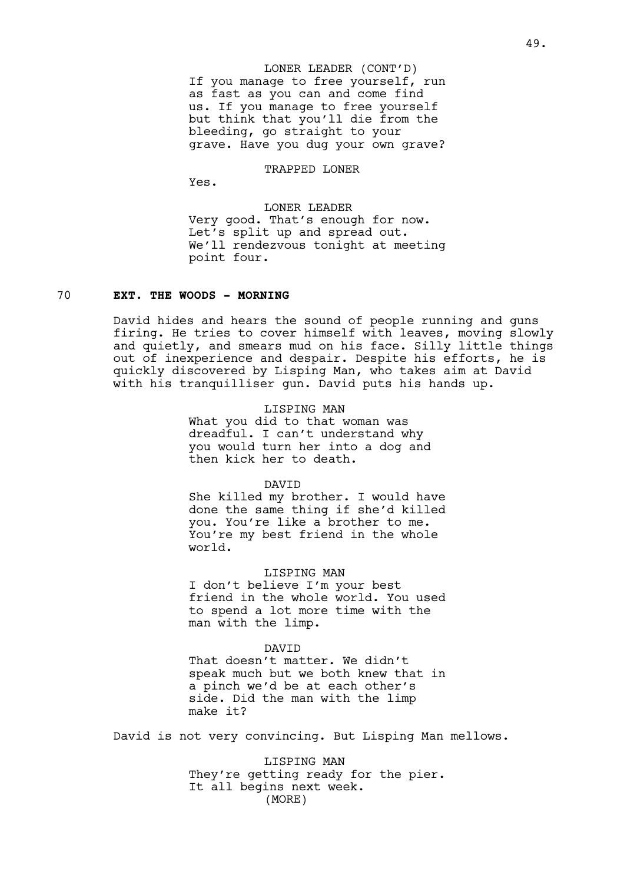LONER LEADER (CONT'D)
If you manage to free yourself, run as fast as you can and come find us. If you manage to free yourself but think that you'll die from the bleeding, go straight to your grave. Have you dug your own grave?

TRAPPED LONER
Yes.

LONER LEADER
Very good. That's enough for now. Let's split up and spread out. We'll rendezvous tonight at meeting point four.

70 **EXT. THE WOODS - MORNING**

David hides and hears the sound of people running and guns firing. He tries to cover himself with leaves, moving slowly and quietly, and smears mud on his face. Silly little things out of inexperience and despair. Despite his efforts, he is quickly discovered by Lisping Man, who takes aim at David with his tranquilliser gun. David puts his hands up.

LISPING MAN
What you did to that woman was dreadful. I can't understand why you would turn her into a dog and then kick her to death.

DAVID
She killed my brother. I would have done the same thing if she'd killed you. You're like a brother to me. You're my best friend in the whole world.

LISPING MAN
I don't believe I'm your best friend in the whole world. You used to spend a lot more time with the man with the limp.

DAVID
That doesn't matter. We didn't speak much but we both knew that in a pinch we'd be at each other's side. Did the man with the limp make it?

David is not very convincing. But Lisping Man mellows.

LISPING MAN
They're getting ready for the pier. It all begins next week.
(MORE)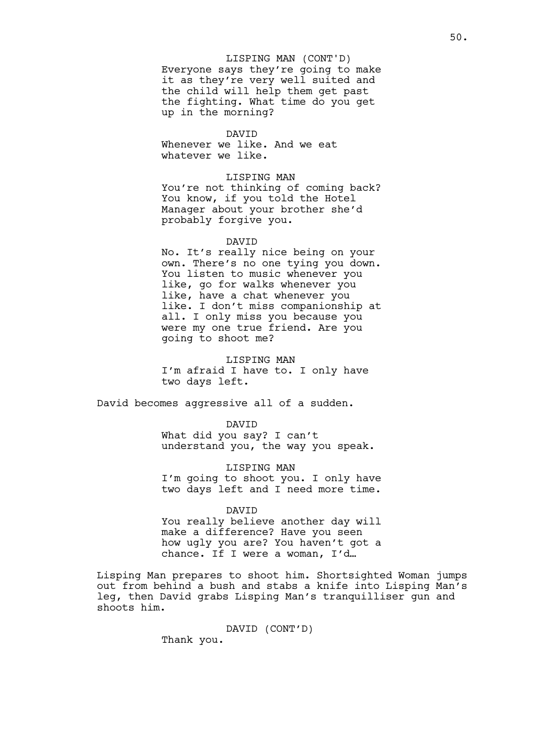LISPING MAN (CONT'D)
Everyone says they're going to make it as they're very well suited and the child will help them get past the fighting. What time do you get up in the morning?

DAVID
Whenever we like. And we eat whatever we like.

LISPING MAN
You're not thinking of coming back? You know, if you told the Hotel Manager about your brother she'd probably forgive you.

DAVID
No. It's really nice being on your own. There's no one tying you down. You listen to music whenever you like, go for walks whenever you like, have a chat whenever you like. I don't miss companionship at all. I only miss you because you were my one true friend. Are you going to shoot me?

LISPING MAN
I'm afraid I have to. I only have two days left.

David becomes aggressive all of a sudden.

DAVID
What did you say? I can't understand you, the way you speak.

LISPING MAN
I'm going to shoot you. I only have two days left and I need more time.

DAVID
You really believe another day will make a difference? Have you seen how ugly you are? You haven't got a chance. If I were a woman, I'd…

Lisping Man prepares to shoot him. Shortsighted Woman jumps out from behind a bush and stabs a knife into Lisping Man's leg, then David grabs Lisping Man's tranquilliser gun and shoots him.

DAVID (CONT'D)
Thank you.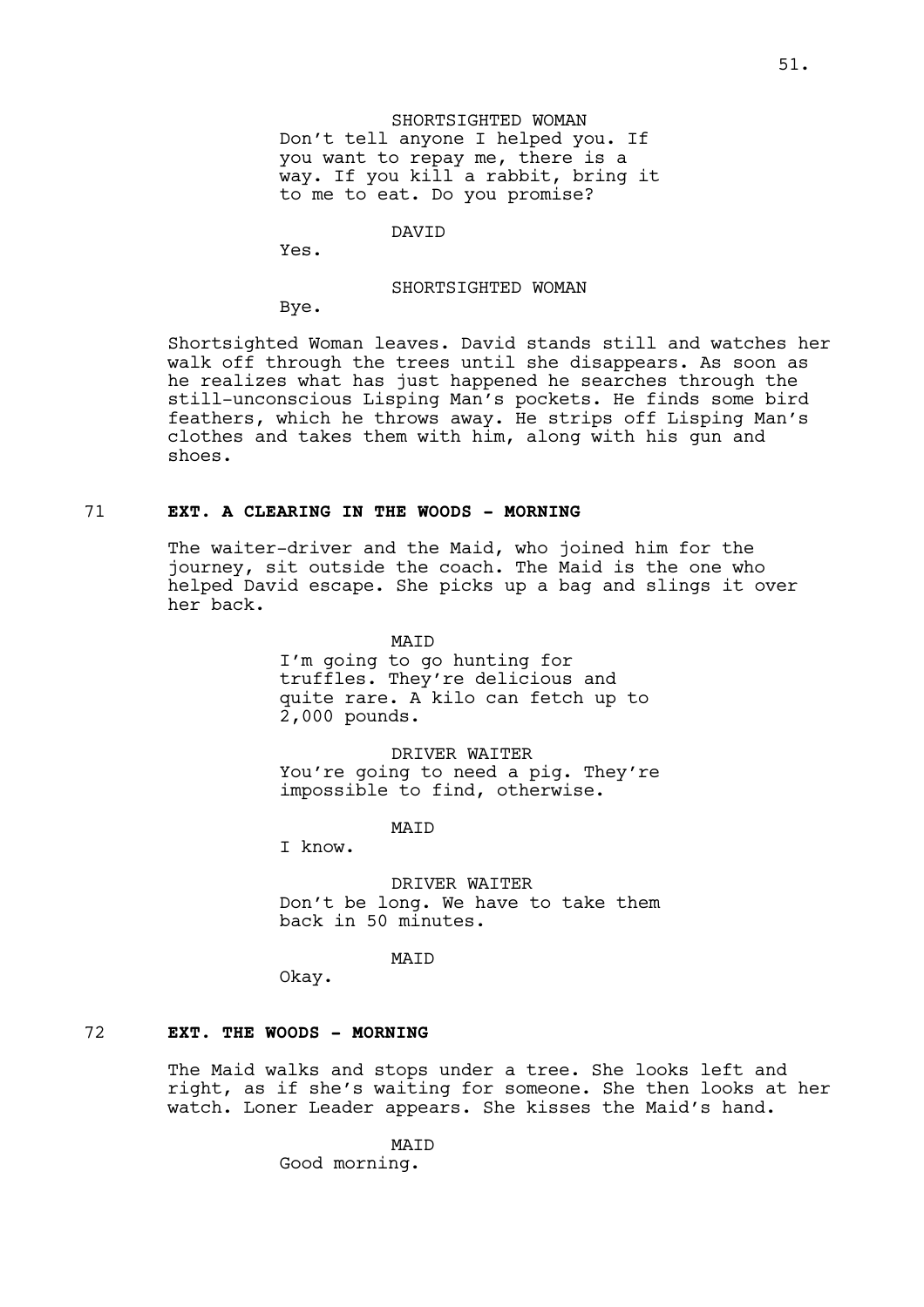SHORTSIGHTED WOMAN
Don't tell anyone I helped you. If you want to repay me, there is a way. If you kill a rabbit, bring it to me to eat. Do you promise?

DAVID
Yes.

SHORTSIGHTED WOMAN
Bye.

Shortsighted Woman leaves. David stands still and watches her walk off through the trees until she disappears. As soon as he realizes what has just happened he searches through the still-unconscious Lisping Man's pockets. He finds some bird feathers, which he throws away. He strips off Lisping Man's clothes and takes them with him, along with his gun and shoes.

71 **EXT. A CLEARING IN THE WOODS - MORNING**

The waiter-driver and the Maid, who joined him for the journey, sit outside the coach. The Maid is the one who helped David escape. She picks up a bag and slings it over her back.

MAID
I'm going to go hunting for truffles. They're delicious and quite rare. A kilo can fetch up to 2,000 pounds.

DRIVER WAITER
You're going to need a pig. They're impossible to find, otherwise.

MAID
I know.

DRIVER WAITER
Don't be long. We have to take them back in 50 minutes.

MAID
Okay.

72 **EXT. THE WOODS - MORNING**

The Maid walks and stops under a tree. She looks left and right, as if she's waiting for someone. She then looks at her watch. Loner Leader appears. She kisses the Maid's hand.

MAID
Good morning.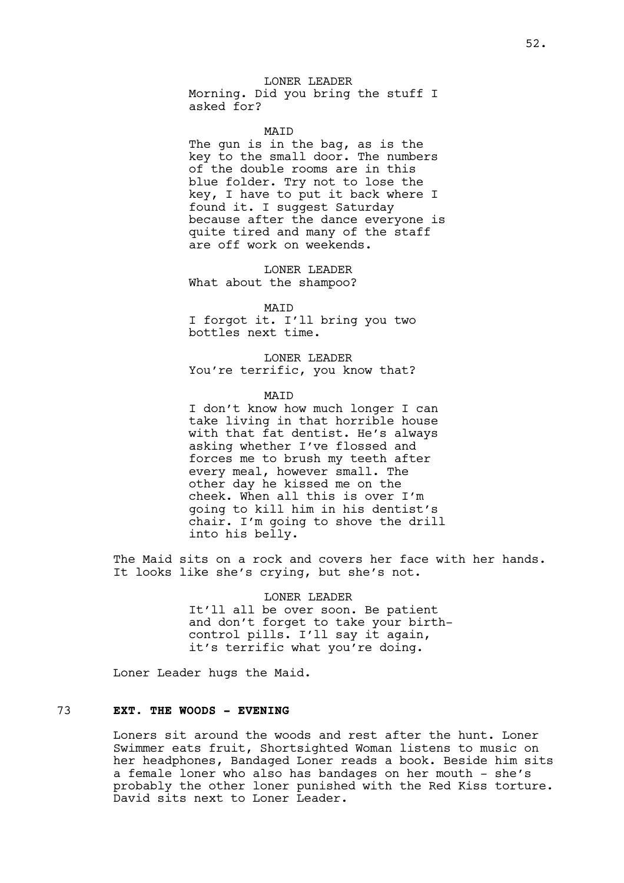LONER LEADER
Morning. Did you bring the stuff I asked for?

MAID
The gun is in the bag, as is the key to the small door. The numbers of the double rooms are in this blue folder. Try not to lose the key, I have to put it back where I found it. I suggest Saturday because after the dance everyone is quite tired and many of the staff are off work on weekends.

LONER LEADER
What about the shampoo?

MAID
I forgot it. I'll bring you two bottles next time.

LONER LEADER
You're terrific, you know that?

MAID
I don't know how much longer I can take living in that horrible house with that fat dentist. He's always asking whether I've flossed and forces me to brush my teeth after every meal, however small. The other day he kissed me on the cheek. When all this is over I'm going to kill him in his dentist's chair. I'm going to shove the drill into his belly.

The Maid sits on a rock and covers her face with her hands. It looks like she's crying, but she's not.

LONER LEADER
It'll all be over soon. Be patient and don't forget to take your birth-control pills. I'll say it again, it's terrific what you're doing.

Loner Leader hugs the Maid.

73 **EXT. THE WOODS - EVENING**

Loners sit around the woods and rest after the hunt. Loner Swimmer eats fruit, Shortsighted Woman listens to music on her headphones, Bandaged Loner reads a book. Beside him sits a female loner who also has bandages on her mouth - she's probably the other loner punished with the Red Kiss torture. David sits next to Loner Leader.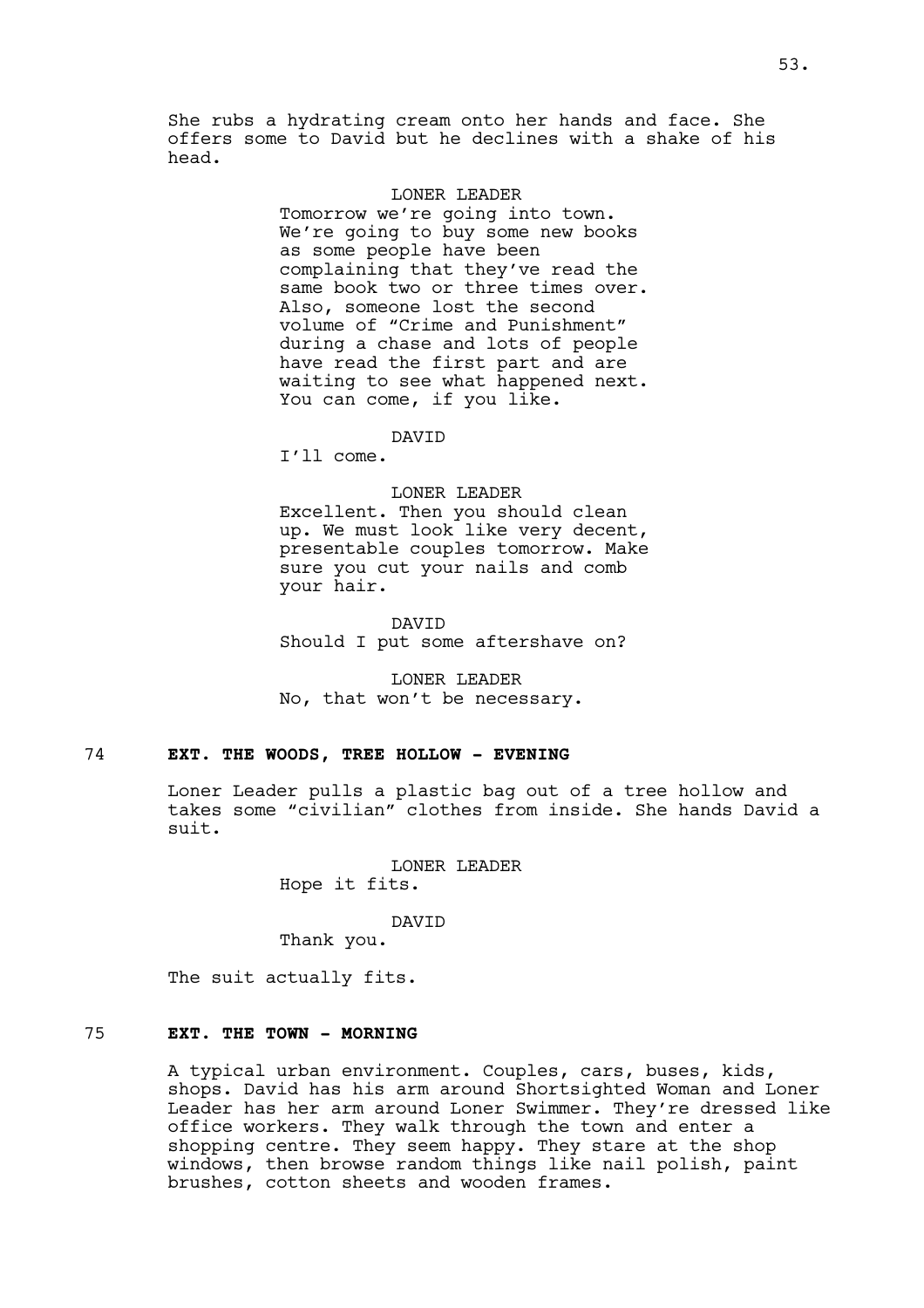She rubs a hydrating cream onto her hands and face. She offers some to David but he declines with a shake of his head.

LONER LEADER
Tomorrow we're going into town. We're going to buy some new books as some people have been complaining that they've read the same book two or three times over. Also, someone lost the second volume of "Crime and Punishment" during a chase and lots of people have read the first part and are waiting to see what happened next. You can come, if you like.

DAVID
I'll come.

LONER LEADER
Excellent. Then you should clean up. We must look like very decent, presentable couples tomorrow. Make sure you cut your nails and comb your hair.

DAVID
Should I put some aftershave on?

LONER LEADER
No, that won't be necessary.

**74 EXT. THE WOODS, TREE HOLLOW - EVENING**

Loner Leader pulls a plastic bag out of a tree hollow and takes some "civilian" clothes from inside. She hands David a suit.

LONER LEADER
Hope it fits.

DAVID
Thank you.

The suit actually fits.

**75 EXT. THE TOWN - MORNING**

A typical urban environment. Couples, cars, buses, kids, shops. David has his arm around Shortsighted Woman and Loner Leader has her arm around Loner Swimmer. They're dressed like office workers. They walk through the town and enter a shopping centre. They seem happy. They stare at the shop windows, then browse random things like nail polish, paint brushes, cotton sheets and wooden frames.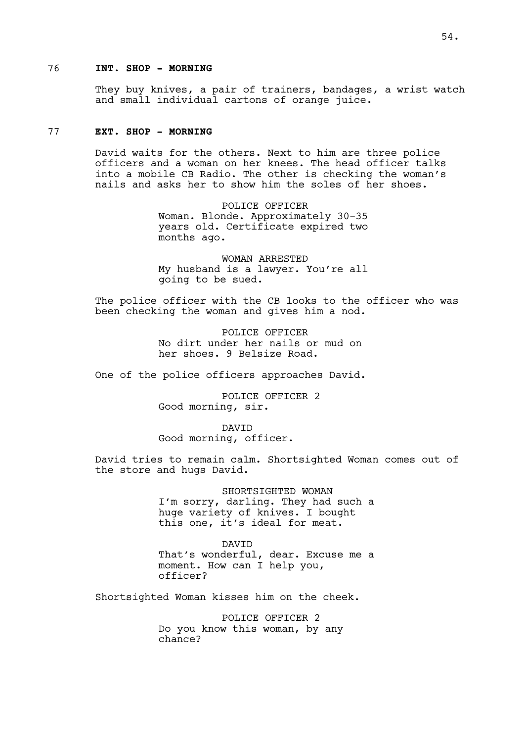### 76 **INT. SHOP - MORNING**

They buy knives, a pair of trainers, bandages, a wrist watch and small individual cartons of orange juice.

### 77 **EXT. SHOP - MORNING**

David waits for the others. Next to him are three police officers and a woman on her knees. The head officer talks into a mobile CB Radio. The other is checking the woman's nails and asks her to show him the soles of her shoes.

POLICE OFFICER
Woman. Blonde. Approximately 30-35 years old. Certificate expired two months ago.

WOMAN ARRESTED
My husband is a lawyer. You're all going to be sued.

The police officer with the CB looks to the officer who was been checking the woman and gives him a nod.

POLICE OFFICER
No dirt under her nails or mud on her shoes. 9 Belsize Road.

One of the police officers approaches David.

POLICE OFFICER 2
Good morning, sir.

DAVID
Good morning, officer.

David tries to remain calm. Shortsighted Woman comes out of the store and hugs David.

SHORTSIGHTED WOMAN
I'm sorry, darling. They had such a huge variety of knives. I bought this one, it's ideal for meat.

DAVID
That's wonderful, dear. Excuse me a moment. How can I help you, officer?

Shortsighted Woman kisses him on the cheek.

POLICE OFFICER 2
Do you know this woman, by any chance?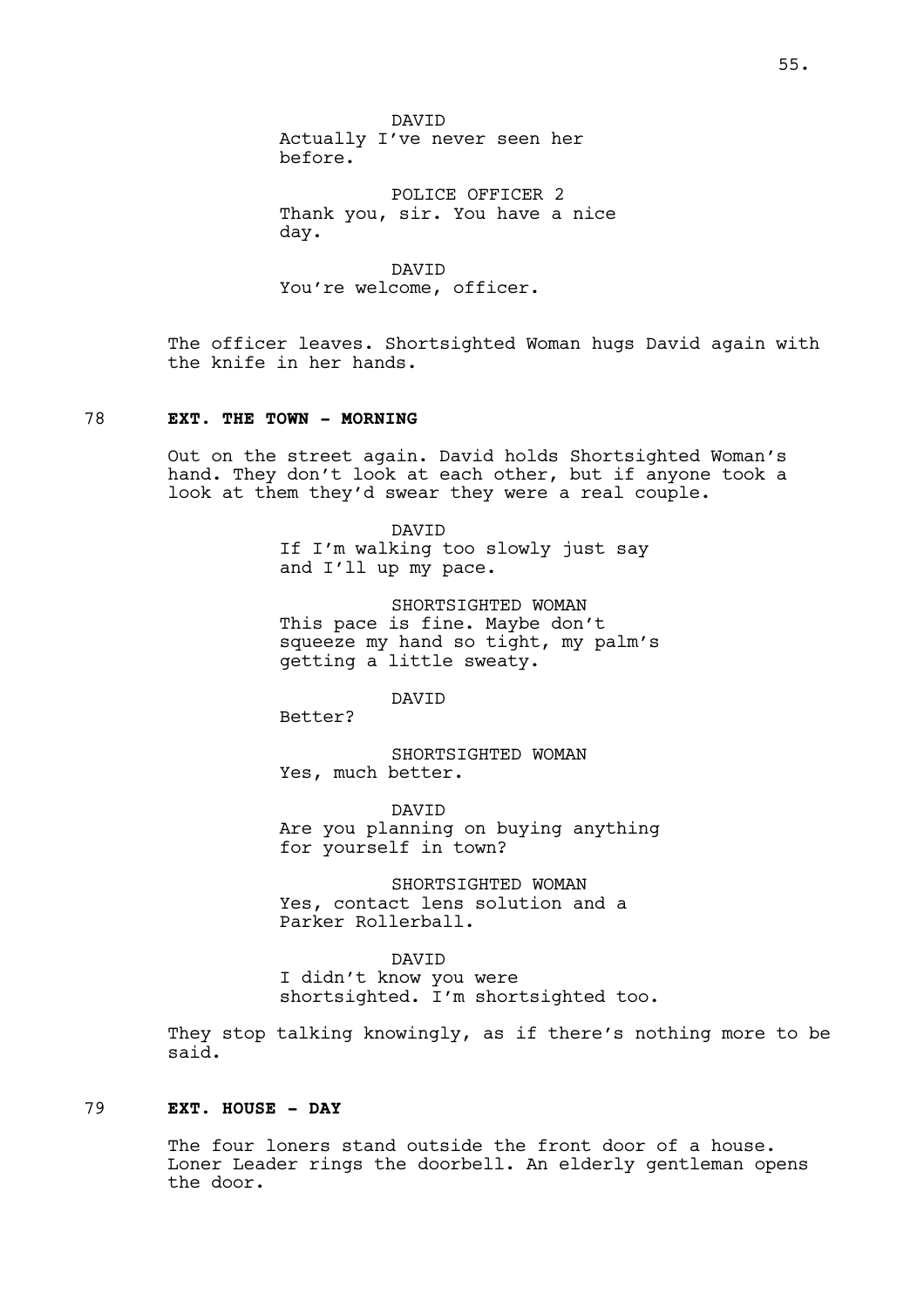DAVID
Actually I've never seen her before.

POLICE OFFICER 2
Thank you, sir. You have a nice day.

DAVID
You're welcome, officer.

The officer leaves. Shortsighted Woman hugs David again with the knife in her hands.

**78 EXT. THE TOWN - MORNING**

Out on the street again. David holds Shortsighted Woman's hand. They don't look at each other, but if anyone took a look at them they'd swear they were a real couple.

DAVID
If I'm walking too slowly just say and I'll up my pace.

SHORTSIGHTED WOMAN
This pace is fine. Maybe don't squeeze my hand so tight, my palm's getting a little sweaty.

DAVID
Better?

SHORTSIGHTED WOMAN
Yes, much better.

DAVID
Are you planning on buying anything for yourself in town?

SHORTSIGHTED WOMAN
Yes, contact lens solution and a Parker Rollerball.

DAVID
I didn't know you were shortsighted. I'm shortsighted too.

They stop talking knowingly, as if there's nothing more to be said.

**79 EXT. HOUSE - DAY**

The four loners stand outside the front door of a house. Loner Leader rings the doorbell. An elderly gentleman opens the door.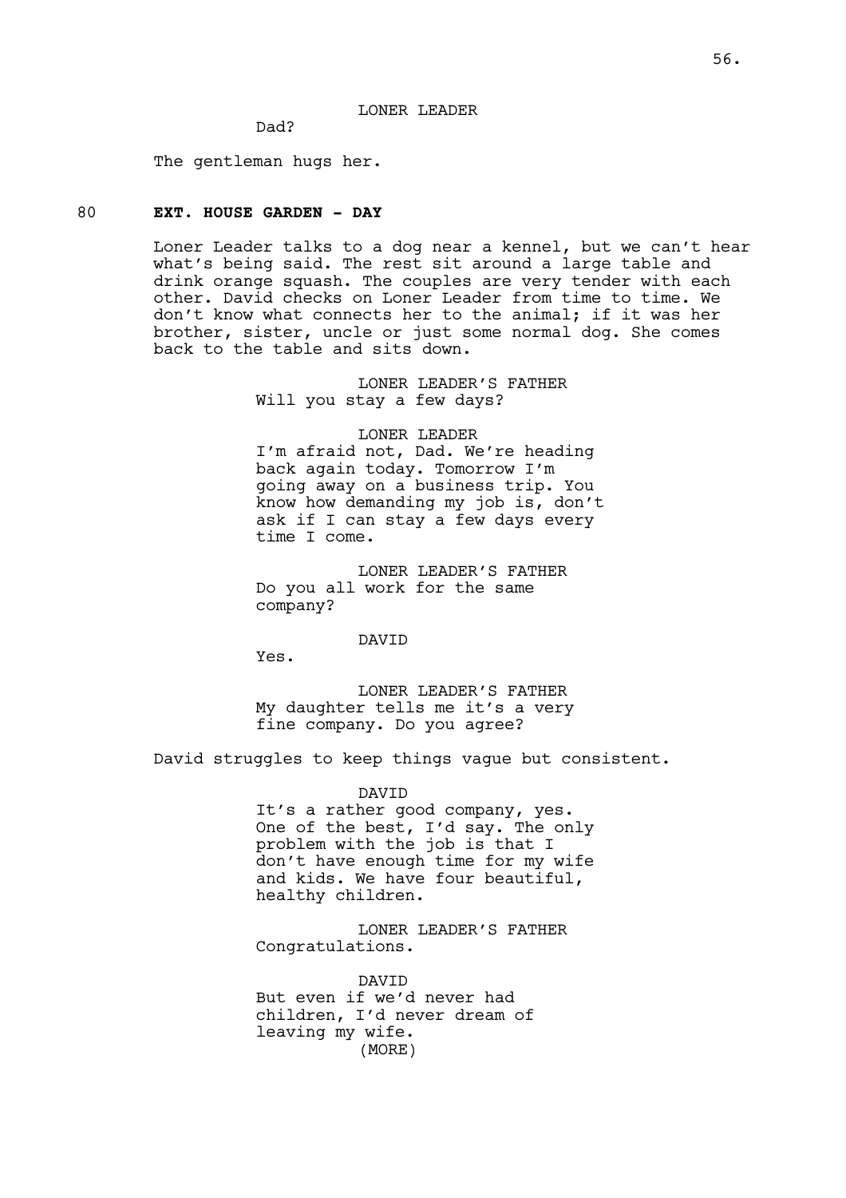LONER LEADER

Dad?

The gentleman hugs her.

80 **EXT. HOUSE GARDEN - DAY**

Loner Leader talks to a dog near a kennel, but we can't hear what's being said. The rest sit around a large table and drink orange squash. The couples are very tender with each other. David checks on Loner Leader from time to time. We don't know what connects her to the animal; if it was her brother, sister, uncle or just some normal dog. She comes back to the table and sits down.

LONER LEADER'S FATHER

Will you stay a few days?

LONER LEADER

I'm afraid not, Dad. We're heading back again today. Tomorrow I'm going away on a business trip. You know how demanding my job is, don't ask if I can stay a few days every time I come.

LONER LEADER'S FATHER

Do you all work for the same company?

DAVID

Yes.

LONER LEADER'S FATHER

My daughter tells me it's a very fine company. Do you agree?

David struggles to keep things vague but consistent.

DAVID

It's a rather good company, yes. One of the best, I'd say. The only problem with the job is that I don't have enough time for my wife and kids. We have four beautiful, healthy children.

LONER LEADER'S FATHER

Congratulations.

DAVID

But even if we'd never had children, I'd never dream of leaving my wife.

(MORE)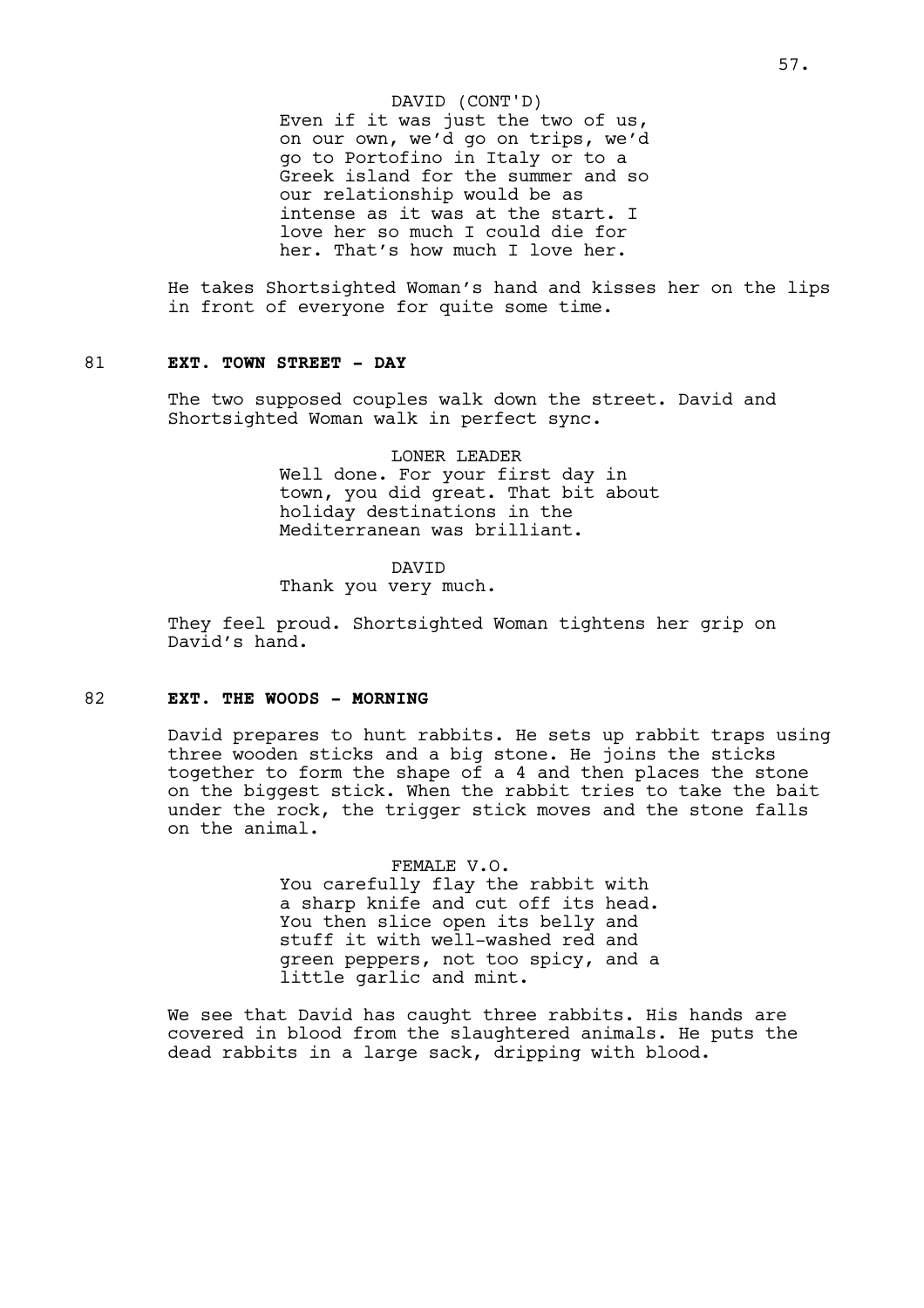DAVID (CONT'D)
Even if it was just the two of us, on our own, we'd go on trips, we'd go to Portofino in Italy or to a Greek island for the summer and so our relationship would be as intense as it was at the start. I love her so much I could die for her. That's how much I love her.

He takes Shortsighted Woman's hand and kisses her on the lips in front of everyone for quite some time.

81 **EXT. TOWN STREET - DAY**

The two supposed couples walk down the street. David and Shortsighted Woman walk in perfect sync.

LONER LEADER
Well done. For your first day in town, you did great. That bit about holiday destinations in the Mediterranean was brilliant.

DAVID
Thank you very much.

They feel proud. Shortsighted Woman tightens her grip on David's hand.

82 **EXT. THE WOODS - MORNING**

David prepares to hunt rabbits. He sets up rabbit traps using three wooden sticks and a big stone. He joins the sticks together to form the shape of a 4 and then places the stone on the biggest stick. When the rabbit tries to take the bait under the rock, the trigger stick moves and the stone falls on the animal.

FEMALE V.O.
You carefully flay the rabbit with a sharp knife and cut off its head. You then slice open its belly and stuff it with well-washed red and green peppers, not too spicy, and a little garlic and mint.

We see that David has caught three rabbits. His hands are covered in blood from the slaughtered animals. He puts the dead rabbits in a large sack, dripping with blood.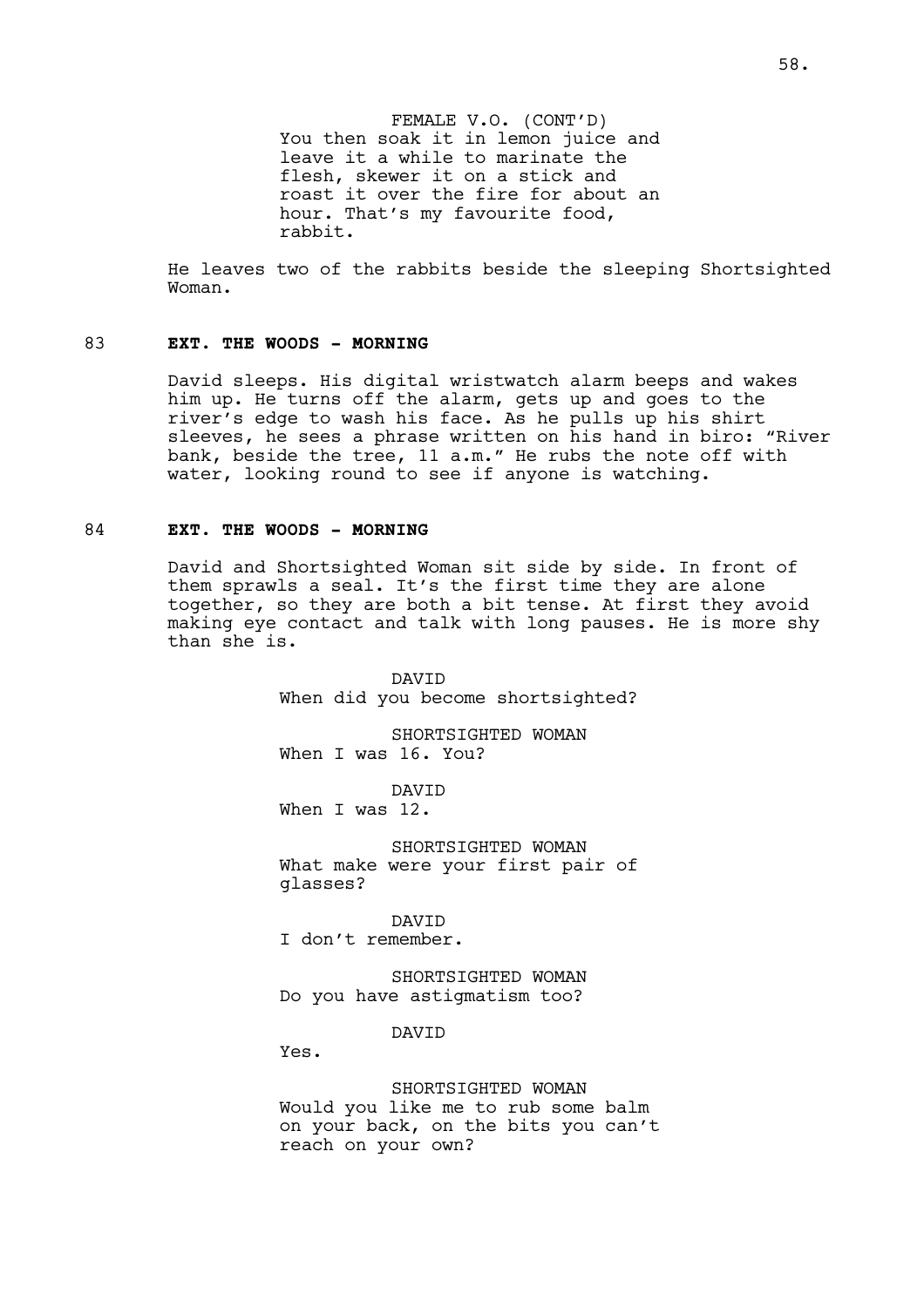FEMALE V.O. (CONT'D)
You then soak it in lemon juice and leave it a while to marinate the flesh, skewer it on a stick and roast it over the fire for about an hour. That's my favourite food, rabbit.

He leaves two of the rabbits beside the sleeping Shortsighted Woman.

83 **EXT. THE WOODS - MORNING**

David sleeps. His digital wristwatch alarm beeps and wakes him up. He turns off the alarm, gets up and goes to the river's edge to wash his face. As he pulls up his shirt sleeves, he sees a phrase written on his hand in biro: "River bank, beside the tree, 11 a.m." He rubs the note off with water, looking round to see if anyone is watching.

84 **EXT. THE WOODS - MORNING**

David and Shortsighted Woman sit side by side. In front of them sprawls a seal. It's the first time they are alone together, so they are both a bit tense. At first they avoid making eye contact and talk with long pauses. He is more shy than she is.

DAVID
When did you become shortsighted?

SHORTSIGHTED WOMAN
When I was 16. You?

DAVID
When I was 12.

SHORTSIGHTED WOMAN
What make were your first pair of glasses?

DAVID
I don't remember.

SHORTSIGHTED WOMAN
Do you have astigmatism too?

DAVID
Yes.

SHORTSIGHTED WOMAN
Would you like me to rub some balm on your back, on the bits you can't reach on your own?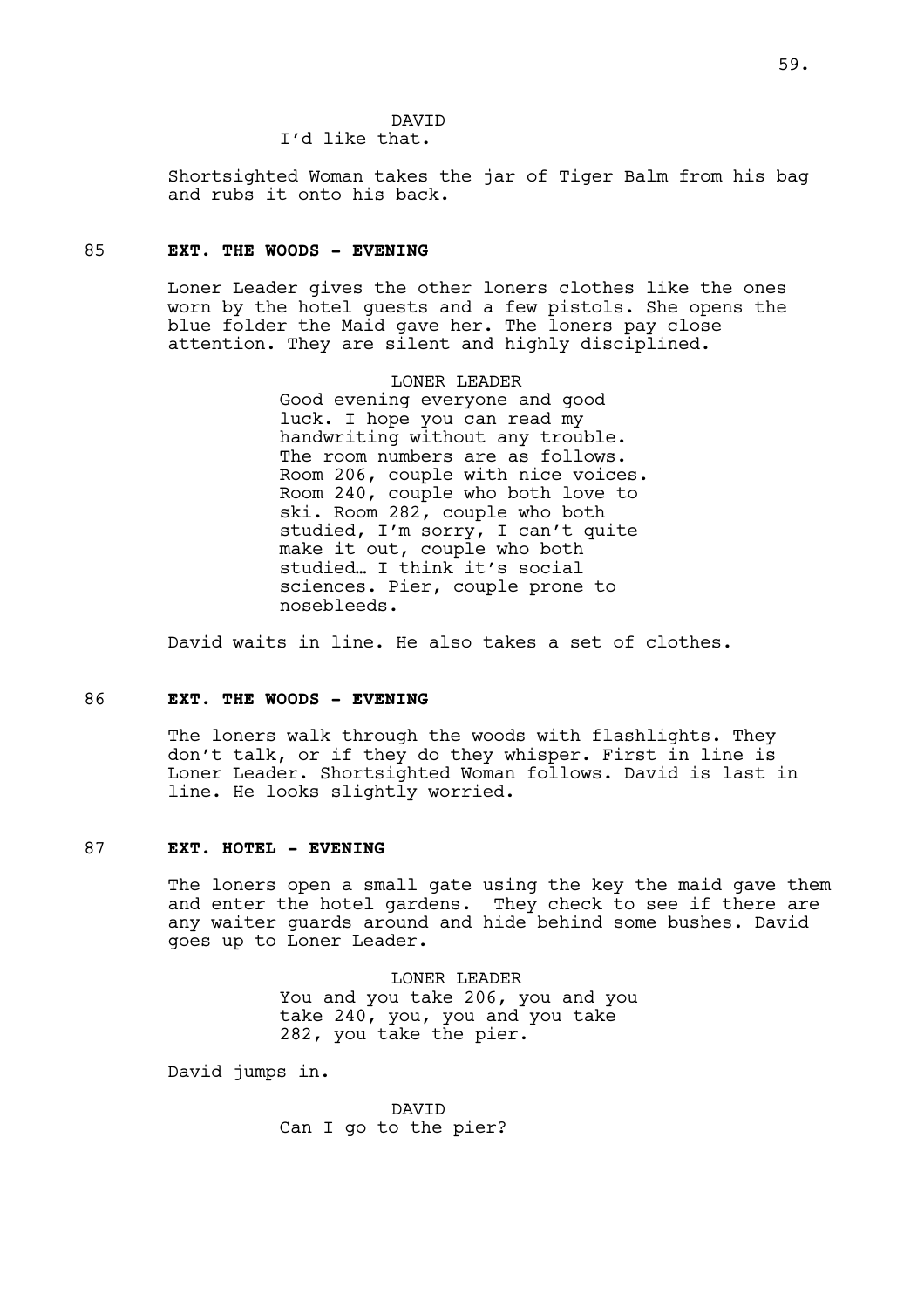DAVID
I'd like that.

Shortsighted Woman takes the jar of Tiger Balm from his bag and rubs it onto his back.

85 **EXT. THE WOODS - EVENING**

Loner Leader gives the other loners clothes like the ones worn by the hotel guests and a few pistols. She opens the blue folder the Maid gave her. The loners pay close attention. They are silent and highly disciplined.

LONER LEADER
Good evening everyone and good luck. I hope you can read my handwriting without any trouble. The room numbers are as follows. Room 206, couple with nice voices. Room 240, couple who both love to ski. Room 282, couple who both studied, I'm sorry, I can't quite make it out, couple who both studied… I think it's social sciences. Pier, couple prone to nosebleeds.

David waits in line. He also takes a set of clothes.

86 **EXT. THE WOODS - EVENING**

The loners walk through the woods with flashlights. They don't talk, or if they do they whisper. First in line is Loner Leader. Shortsighted Woman follows. David is last in line. He looks slightly worried.

87 **EXT. HOTEL - EVENING**

The loners open a small gate using the key the maid gave them and enter the hotel gardens. They check to see if there are any waiter guards around and hide behind some bushes. David goes up to Loner Leader.

LONER LEADER
You and you take 206, you and you take 240, you, you and you take 282, you take the pier.

David jumps in.

DAVID
Can I go to the pier?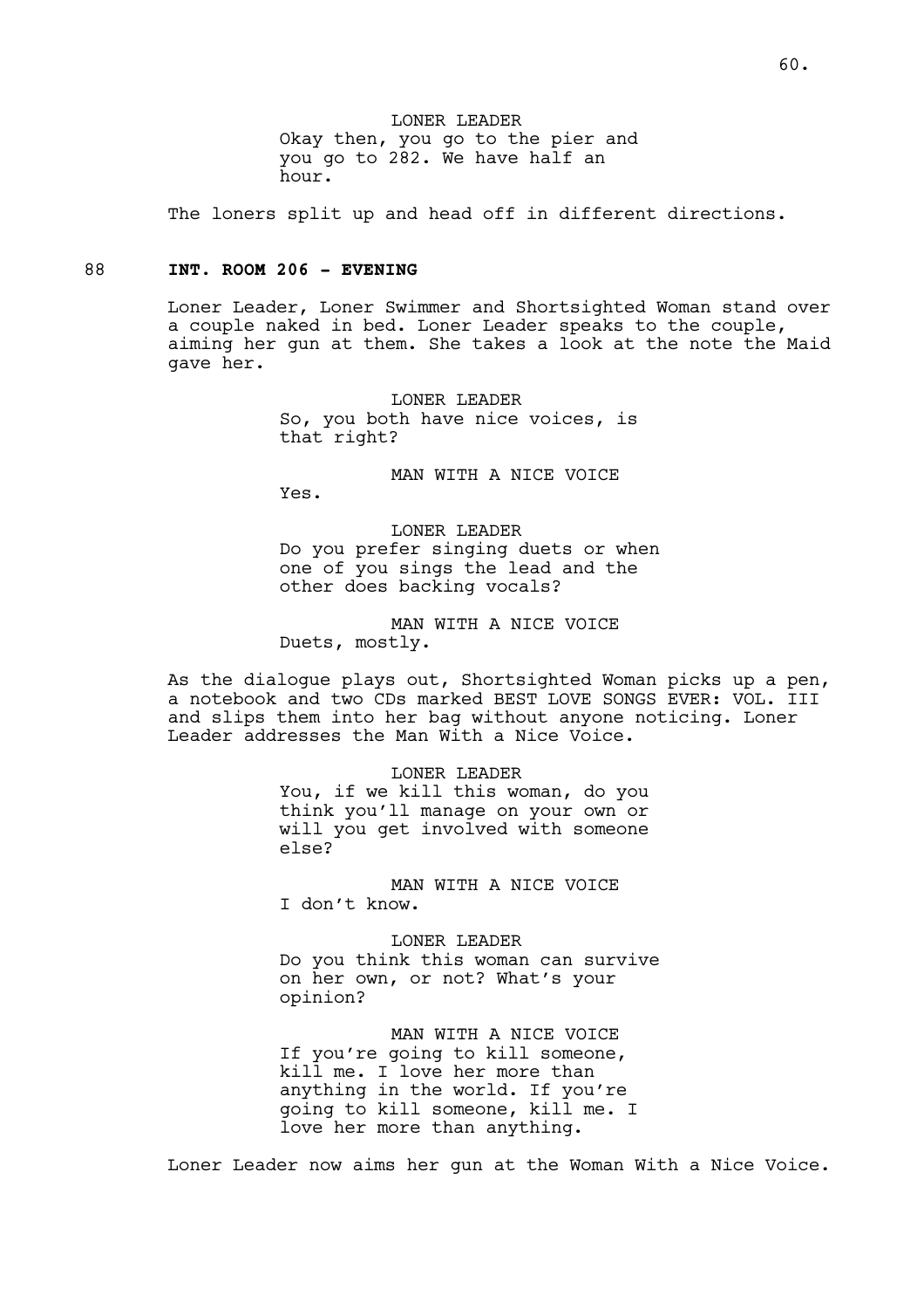LONER LEADER
Okay then, you go to the pier and you go to 282. We have half an hour.

The loners split up and head off in different directions.

88 **INT. ROOM 206 - EVENING**

Loner Leader, Loner Swimmer and Shortsighted Woman stand over a couple naked in bed. Loner Leader speaks to the couple, aiming her gun at them. She takes a look at the note the Maid gave her.

LONER LEADER
So, you both have nice voices, is that right?

MAN WITH A NICE VOICE
Yes.

LONER LEADER
Do you prefer singing duets or when one of you sings the lead and the other does backing vocals?

MAN WITH A NICE VOICE
Duets, mostly.

As the dialogue plays out, Shortsighted Woman picks up a pen, a notebook and two CDs marked BEST LOVE SONGS EVER: VOL. III and slips them into her bag without anyone noticing. Loner Leader addresses the Man With a Nice Voice.

LONER LEADER
You, if we kill this woman, do you think you'll manage on your own or will you get involved with someone else?

MAN WITH A NICE VOICE
I don't know.

LONER LEADER
Do you think this woman can survive on her own, or not? What's your opinion?

MAN WITH A NICE VOICE
If you're going to kill someone, kill me. I love her more than anything in the world. If you're going to kill someone, kill me. I love her more than anything.

Loner Leader now aims her gun at the Woman With a Nice Voice.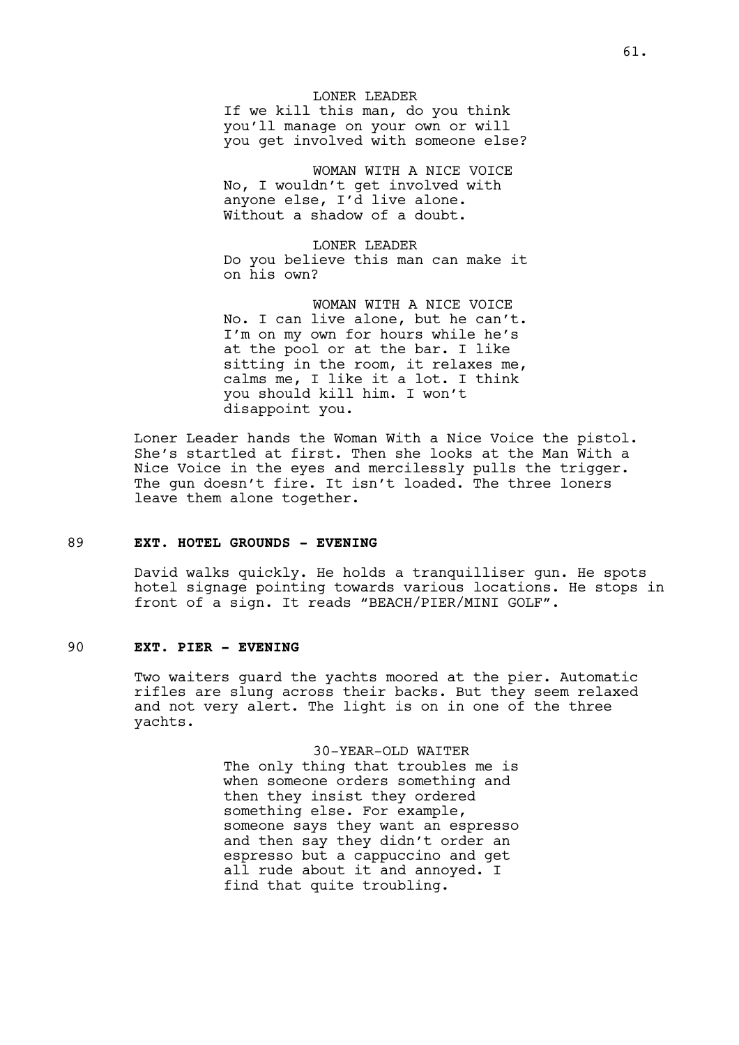LONER LEADER
If we kill this man, do you think you'll manage on your own or will you get involved with someone else?

WOMAN WITH A NICE VOICE
No, I wouldn't get involved with anyone else, I'd live alone. Without a shadow of a doubt.

LONER LEADER
Do you believe this man can make it on his own?

WOMAN WITH A NICE VOICE
No. I can live alone, but he can't. I'm on my own for hours while he's at the pool or at the bar. I like sitting in the room, it relaxes me, calms me, I like it a lot. I think you should kill him. I won't disappoint you.

Loner Leader hands the Woman With a Nice Voice the pistol. She's startled at first. Then she looks at the Man With a Nice Voice in the eyes and mercilessly pulls the trigger. The gun doesn't fire. It isn't loaded. The three loners leave them alone together.

89 **EXT. HOTEL GROUNDS - EVENING**

David walks quickly. He holds a tranquilliser gun. He spots hotel signage pointing towards various locations. He stops in front of a sign. It reads "BEACH/PIER/MINI GOLF".

90 **EXT. PIER - EVENING**

Two waiters guard the yachts moored at the pier. Automatic rifles are slung across their backs. But they seem relaxed and not very alert. The light is on in one of the three yachts.

30-YEAR-OLD WAITER
The only thing that troubles me is when someone orders something and then they insist they ordered something else. For example, someone says they want an espresso and then say they didn't order an espresso but a cappuccino and get all rude about it and annoyed. I find that quite troubling.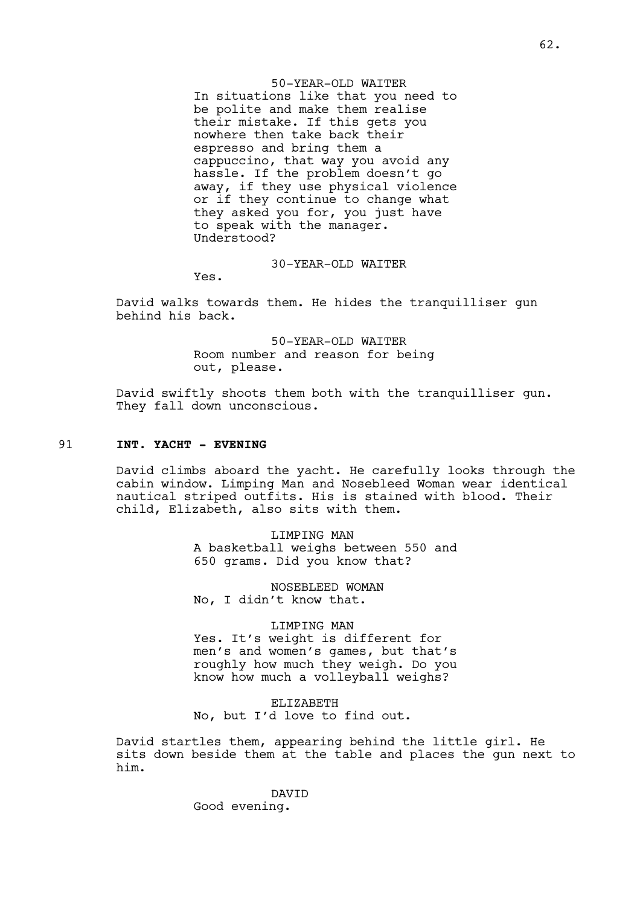50-YEAR-OLD WAITER

In situations like that you need to be polite and make them realise their mistake. If this gets you nowhere then take back their espresso and bring them a cappuccino, that way you avoid any hassle. If the problem doesn't go away, if they use physical violence or if they continue to change what they asked you for, you just have to speak with the manager. Understood?

30-YEAR-OLD WAITER

Yes.

David walks towards them. He hides the tranquilliser gun behind his back.

50-YEAR-OLD WAITER

Room number and reason for being out, please.

David swiftly shoots them both with the tranquilliser gun. They fall down unconscious.

91 **INT. YACHT - EVENING**

David climbs aboard the yacht. He carefully looks through the cabin window. Limping Man and Nosebleed Woman wear identical nautical striped outfits. His is stained with blood. Their child, Elizabeth, also sits with them.

LIMPING MAN

A basketball weighs between 550 and 650 grams. Did you know that?

NOSEBLEED WOMAN

No, I didn't know that.

LIMPING MAN

Yes. It's weight is different for men's and women's games, but that's roughly how much they weigh. Do you know how much a volleyball weighs?

ELIZABETH

No, but I'd love to find out.

David startles them, appearing behind the little girl. He sits down beside them at the table and places the gun next to him.

DAVID

Good evening.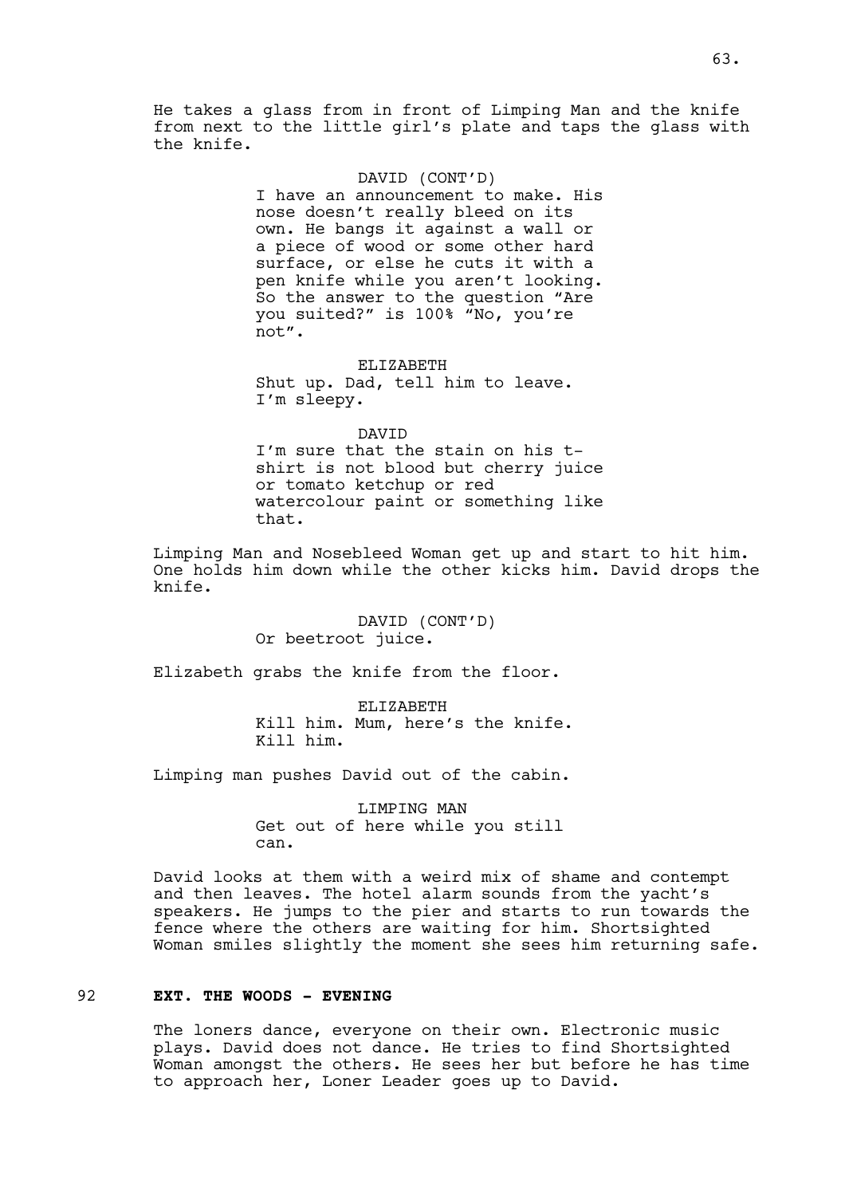He takes a glass from in front of Limping Man and the knife from next to the little girl's plate and taps the glass with the knife.

DAVID (CONT'D)
I have an announcement to make. His nose doesn't really bleed on its own. He bangs it against a wall or a piece of wood or some other hard surface, or else he cuts it with a pen knife while you aren't looking. So the answer to the question "Are you suited?" is 100% "No, you're not".

ELIZABETH
Shut up. Dad, tell him to leave. I'm sleepy.

DAVID
I'm sure that the stain on his t-shirt is not blood but cherry juice or tomato ketchup or red watercolour paint or something like that.

Limping Man and Nosebleed Woman get up and start to hit him. One holds him down while the other kicks him. David drops the knife.

DAVID (CONT'D)
Or beetroot juice.

Elizabeth grabs the knife from the floor.

ELIZABETH
Kill him. Mum, here's the knife. Kill him.

Limping man pushes David out of the cabin.

LIMPING MAN
Get out of here while you still can.

David looks at them with a weird mix of shame and contempt and then leaves. The hotel alarm sounds from the yacht's speakers. He jumps to the pier and starts to run towards the fence where the others are waiting for him. Shortsighted Woman smiles slightly the moment she sees him returning safe.

92 **EXT. THE WOODS - EVENING**

The loners dance, everyone on their own. Electronic music plays. David does not dance. He tries to find Shortsighted Woman amongst the others. He sees her but before he has time to approach her, Loner Leader goes up to David.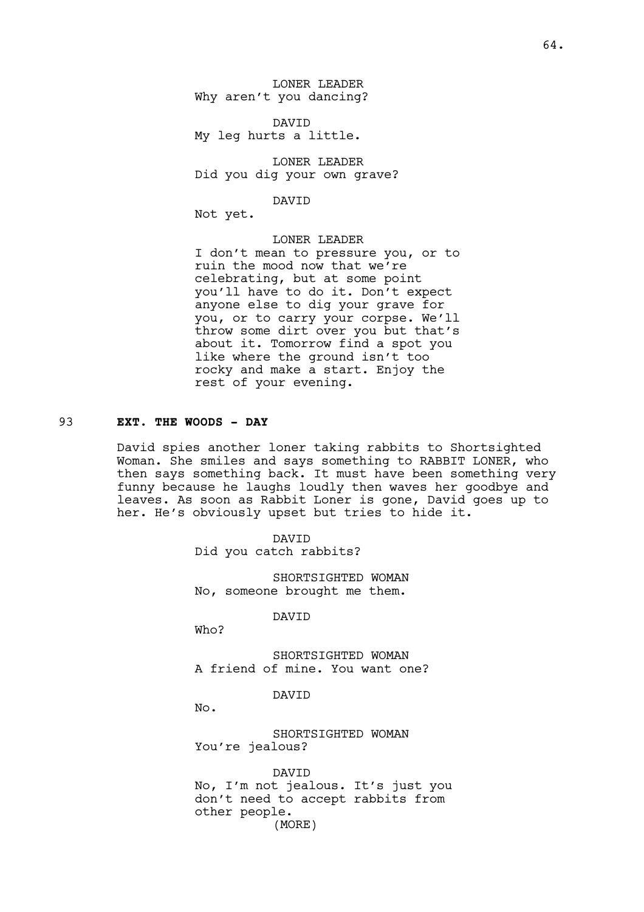LONER LEADER
Why aren't you dancing?

DAVID
My leg hurts a little.

LONER LEADER
Did you dig your own grave?

DAVID
Not yet.

LONER LEADER
I don't mean to pressure you, or to ruin the mood now that we're celebrating, but at some point you'll have to do it. Don't expect anyone else to dig your grave for you, or to carry your corpse. We'll throw some dirt over you but that's about it. Tomorrow find a spot you like where the ground isn't too rocky and make a start. Enjoy the rest of your evening.

93 **EXT. THE WOODS - DAY**

David spies another loner taking rabbits to Shortsighted Woman. She smiles and says something to RABBIT LONER, who then says something back. It must have been something very funny because he laughs loudly then waves her goodbye and leaves. As soon as Rabbit Loner is gone, David goes up to her. He's obviously upset but tries to hide it.

DAVID
Did you catch rabbits?

SHORTSIGHTED WOMAN
No, someone brought me them.

DAVID
Who?

SHORTSIGHTED WOMAN
A friend of mine. You want one?

DAVID
No.

SHORTSIGHTED WOMAN
You're jealous?

DAVID
No, I'm not jealous. It's just you don't need to accept rabbits from other people.
(MORE)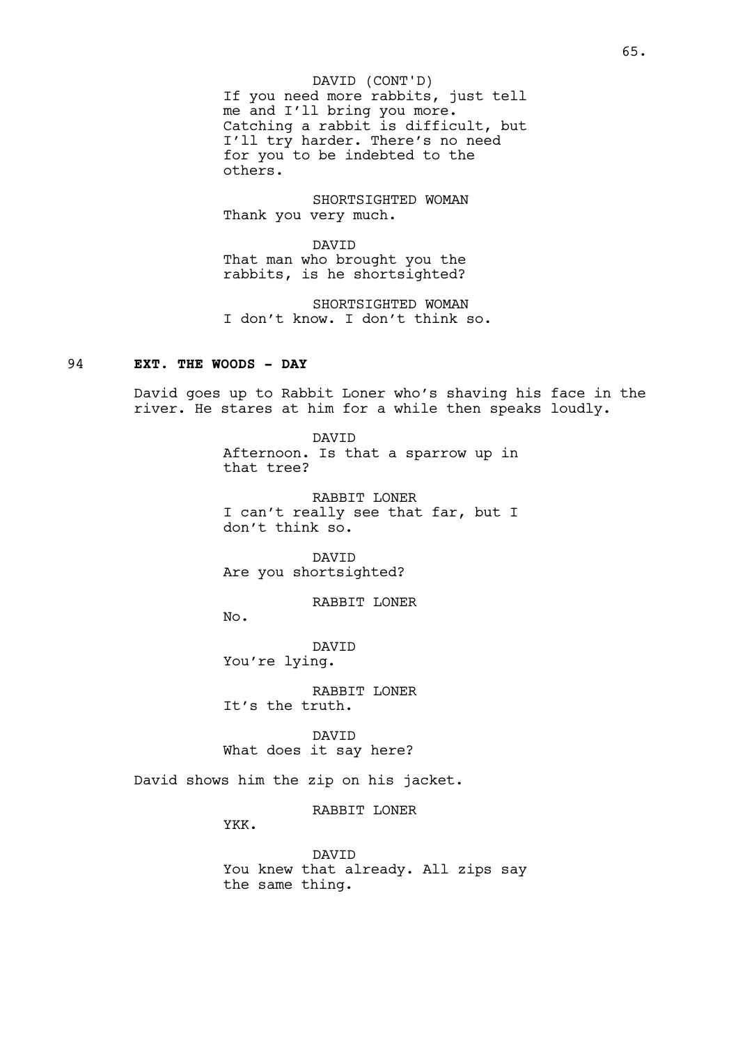DAVID (CONT'D)
If you need more rabbits, just tell me and I'll bring you more. Catching a rabbit is difficult, but I'll try harder. There's no need for you to be indebted to the others.

SHORTSIGHTED WOMAN
Thank you very much.

DAVID
That man who brought you the rabbits, is he shortsighted?

SHORTSIGHTED WOMAN
I don't know. I don't think so.

94 **EXT. THE WOODS - DAY**

David goes up to Rabbit Loner who's shaving his face in the river. He stares at him for a while then speaks loudly.

DAVID
Afternoon. Is that a sparrow up in that tree?

RABBIT LONER
I can't really see that far, but I don't think so.

DAVID
Are you shortsighted?

RABBIT LONER
No.

DAVID
You're lying.

RABBIT LONER
It's the truth.

DAVID
What does it say here?

David shows him the zip on his jacket.

RABBIT LONER
YKK.

DAVID
You knew that already. All zips say the same thing.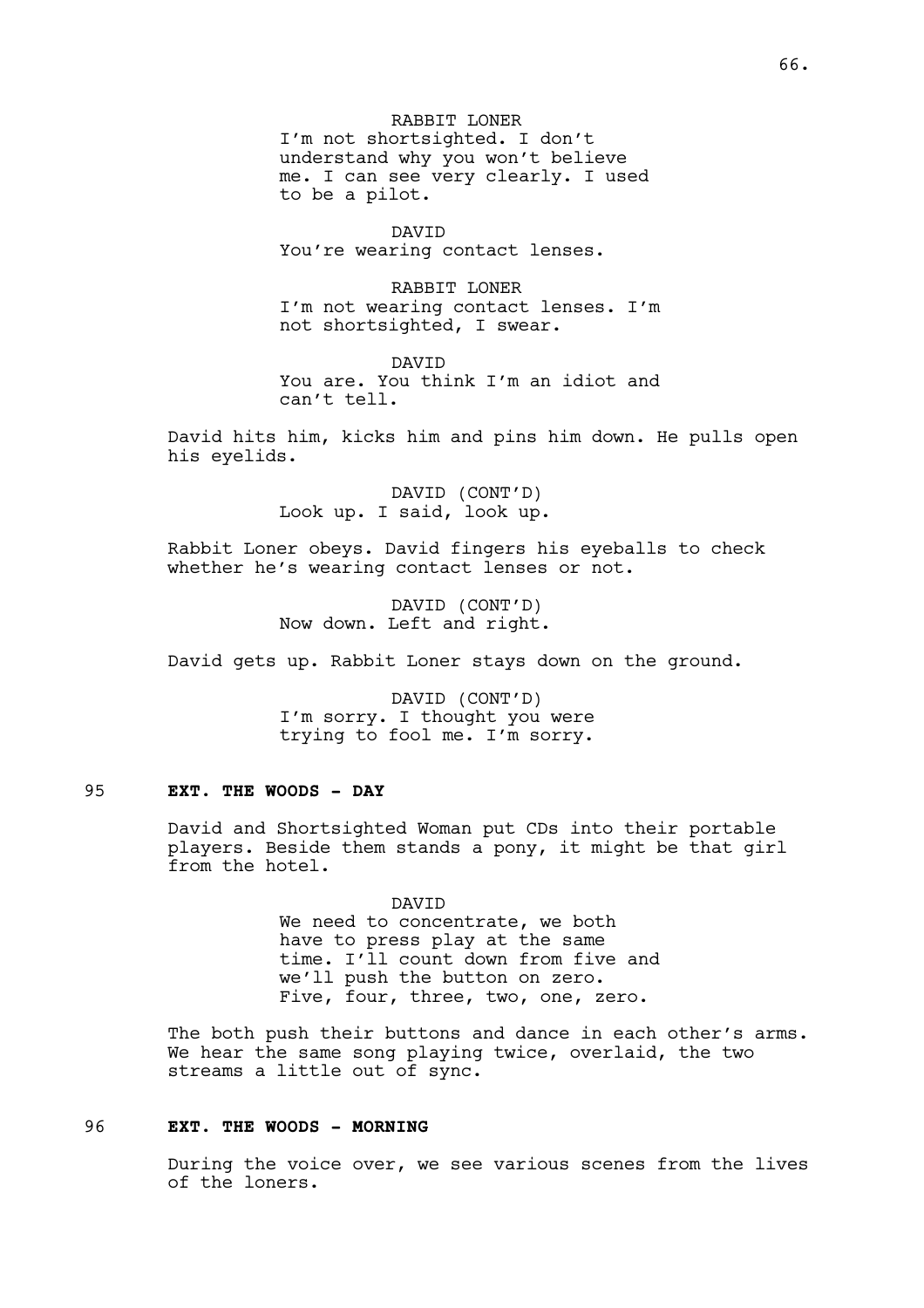RABBIT LONER
I'm not shortsighted. I don't understand why you won't believe me. I can see very clearly. I used to be a pilot.

DAVID
You're wearing contact lenses.

RABBIT LONER
I'm not wearing contact lenses. I'm not shortsighted, I swear.

DAVID
You are. You think I'm an idiot and can't tell.

David hits him, kicks him and pins him down. He pulls open his eyelids.

DAVID (CONT'D)
Look up. I said, look up.

Rabbit Loner obeys. David fingers his eyeballs to check whether he's wearing contact lenses or not.

DAVID (CONT'D)
Now down. Left and right.

David gets up. Rabbit Loner stays down on the ground.

DAVID (CONT'D)
I'm sorry. I thought you were trying to fool me. I'm sorry.

95 **EXT. THE WOODS - DAY**

David and Shortsighted Woman put CDs into their portable players. Beside them stands a pony, it might be that girl from the hotel.

DAVID
We need to concentrate, we both have to press play at the same time. I'll count down from five and we'll push the button on zero. Five, four, three, two, one, zero.

The both push their buttons and dance in each other's arms. We hear the same song playing twice, overlaid, the two streams a little out of sync.

96 **EXT. THE WOODS - MORNING**

During the voice over, we see various scenes from the lives of the loners.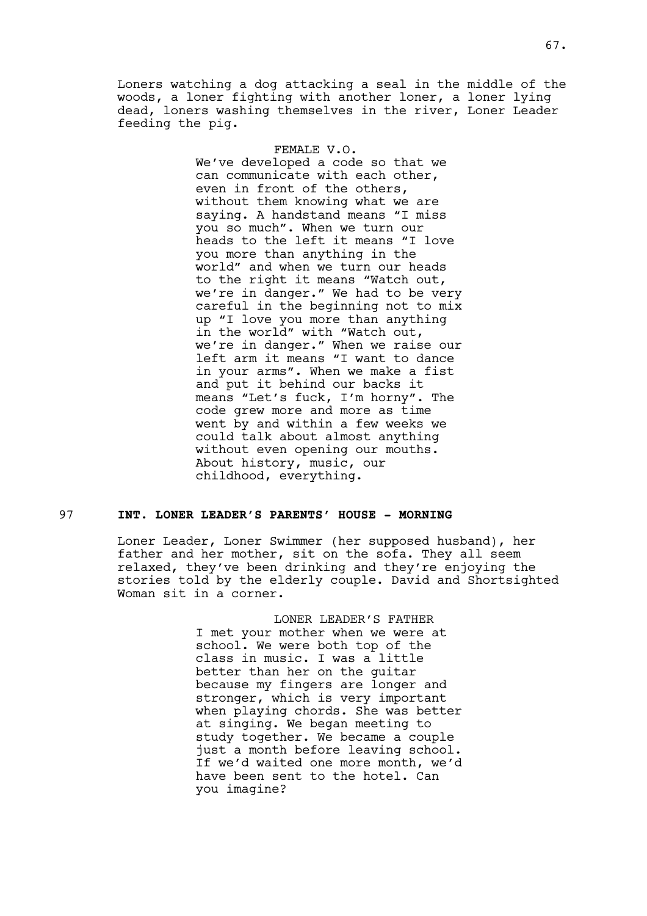Loners watching a dog attacking a seal in the middle of the woods, a loner fighting with another loner, a loner lying dead, loners washing themselves in the river, Loner Leader feeding the pig.

FEMALE V.O.
We've developed a code so that we can communicate with each other, even in front of the others, without them knowing what we are saying. A handstand means "I miss you so much". When we turn our heads to the left it means "I love you more than anything in the world" and when we turn our heads to the right it means "Watch out, we're in danger." We had to be very careful in the beginning not to mix up "I love you more than anything in the world" with "Watch out, we're in danger." When we raise our left arm it means "I want to dance in your arms". When we make a fist and put it behind our backs it means "Let's fuck, I'm horny". The code grew more and more as time went by and within a few weeks we could talk about almost anything without even opening our mouths. About history, music, our childhood, everything.

97 **INT. LONER LEADER'S PARENTS' HOUSE - MORNING**

Loner Leader, Loner Swimmer (her supposed husband), her father and her mother, sit on the sofa. They all seem relaxed, they've been drinking and they're enjoying the stories told by the elderly couple. David and Shortsighted Woman sit in a corner.

LONER LEADER'S FATHER
I met your mother when we were at school. We were both top of the class in music. I was a little better than her on the guitar because my fingers are longer and stronger, which is very important when playing chords. She was better at singing. We began meeting to study together. We became a couple just a month before leaving school. If we'd waited one more month, we'd have been sent to the hotel. Can you imagine?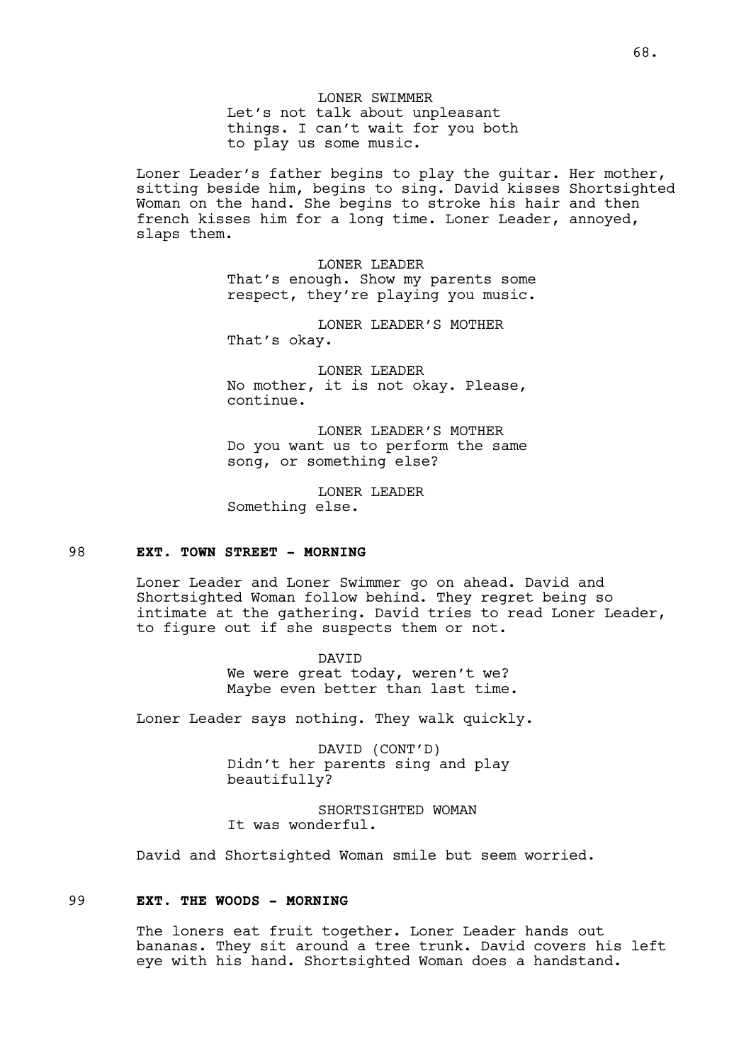LONER SWIMMER
Let's not talk about unpleasant things. I can't wait for you both to play us some music.

Loner Leader's father begins to play the guitar. Her mother, sitting beside him, begins to sing. David kisses Shortsighted Woman on the hand. She begins to stroke his hair and then french kisses him for a long time. Loner Leader, annoyed, slaps them.

LONER LEADER
That's enough. Show my parents some respect, they're playing you music.

LONER LEADER'S MOTHER
That's okay.

LONER LEADER
No mother, it is not okay. Please, continue.

LONER LEADER'S MOTHER
Do you want us to perform the same song, or something else?

LONER LEADER
Something else.

98 **EXT. TOWN STREET - MORNING**

Loner Leader and Loner Swimmer go on ahead. David and Shortsighted Woman follow behind. They regret being so intimate at the gathering. David tries to read Loner Leader, to figure out if she suspects them or not.

DAVID
We were great today, weren't we? Maybe even better than last time.

Loner Leader says nothing. They walk quickly.

DAVID (CONT'D)
Didn't her parents sing and play beautifully?

SHORTSIGHTED WOMAN
It was wonderful.

David and Shortsighted Woman smile but seem worried.

99 **EXT. THE WOODS - MORNING**

The loners eat fruit together. Loner Leader hands out bananas. They sit around a tree trunk. David covers his left eye with his hand. Shortsighted Woman does a handstand.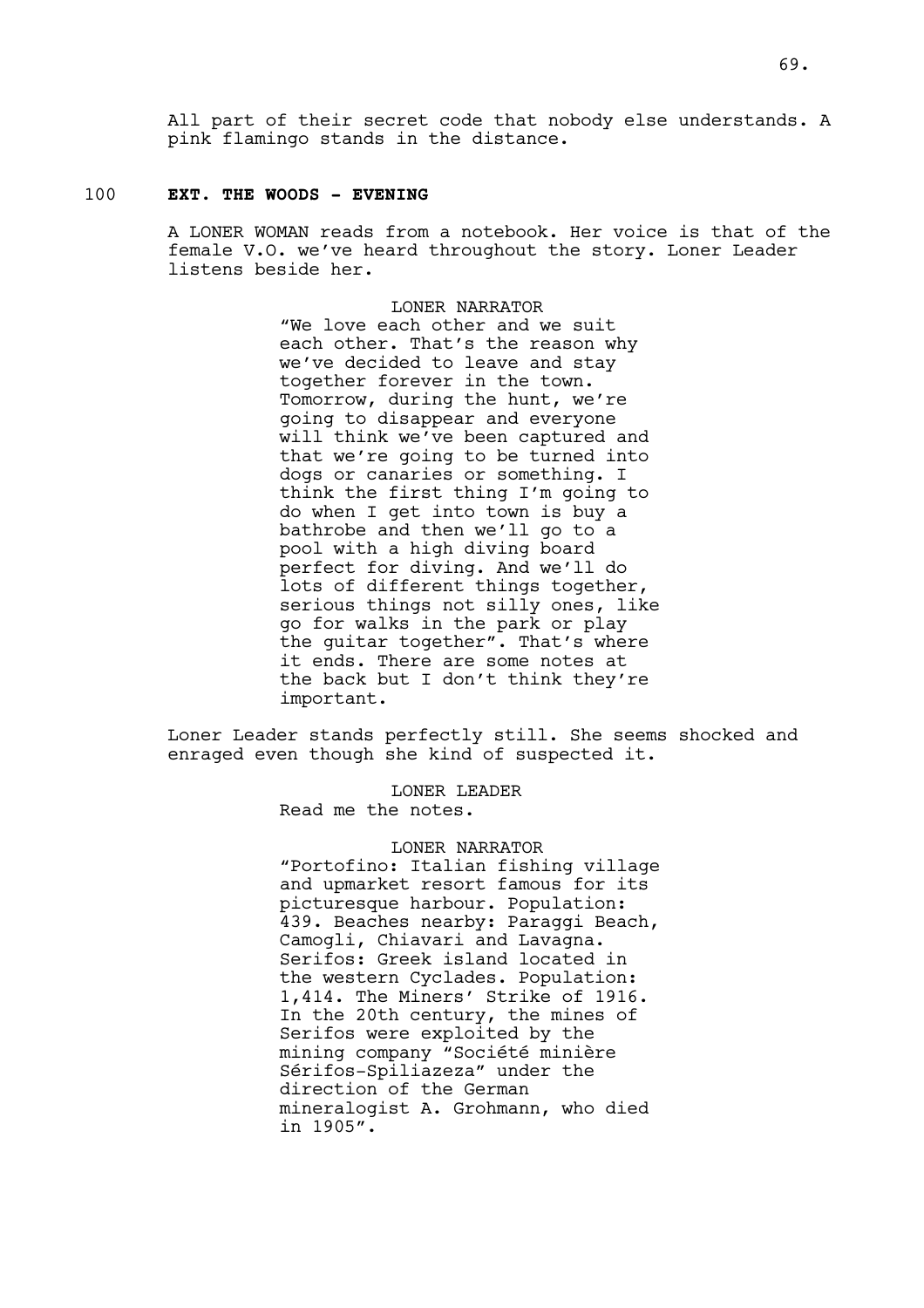All part of their secret code that nobody else understands. A pink flamingo stands in the distance.

100 **EXT. THE WOODS - EVENING**

A LONER WOMAN reads from a notebook. Her voice is that of the female V.O. we've heard throughout the story. Loner Leader listens beside her.

LONER NARRATOR
"We love each other and we suit each other. That's the reason why we've decided to leave and stay together forever in the town. Tomorrow, during the hunt, we're going to disappear and everyone will think we've been captured and that we're going to be turned into dogs or canaries or something. I think the first thing I'm going to do when I get into town is buy a bathrobe and then we'll go to a pool with a high diving board perfect for diving. And we'll do lots of different things together, serious things not silly ones, like go for walks in the park or play the guitar together". That's where it ends. There are some notes at the back but I don't think they're important.

Loner Leader stands perfectly still. She seems shocked and enraged even though she kind of suspected it.

LONER LEADER
Read me the notes.

LONER NARRATOR
"Portofino: Italian fishing village and upmarket resort famous for its picturesque harbour. Population: 439. Beaches nearby: Paraggi Beach, Camogli, Chiavari and Lavagna. Serifos: Greek island located in the western Cyclades. Population: 1,414. The Miners' Strike of 1916. In the 20th century, the mines of Serifos were exploited by the mining company "Société minière Sérifos-Spiliazeza" under the direction of the German mineralogist A. Grohmann, who died in 1905".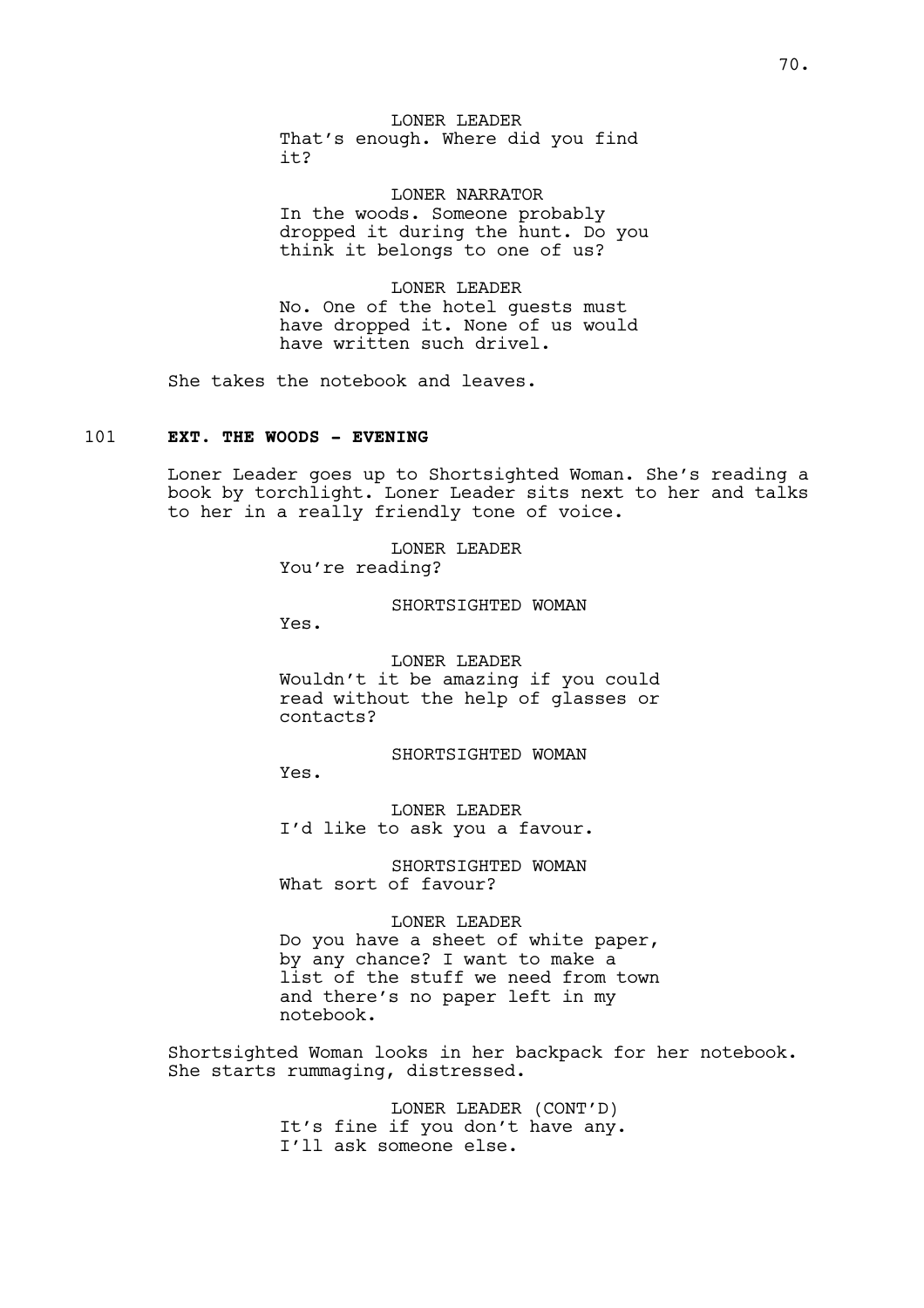LONER LEADER
That's enough. Where did you find it?

LONER NARRATOR
In the woods. Someone probably dropped it during the hunt. Do you think it belongs to one of us?

LONER LEADER
No. One of the hotel guests must have dropped it. None of us would have written such drivel.

She takes the notebook and leaves.

101 **EXT. THE WOODS - EVENING**

Loner Leader goes up to Shortsighted Woman. She's reading a book by torchlight. Loner Leader sits next to her and talks to her in a really friendly tone of voice.

LONER LEADER
You're reading?

SHORTSIGHTED WOMAN
Yes.

LONER LEADER
Wouldn't it be amazing if you could read without the help of glasses or contacts?

SHORTSIGHTED WOMAN
Yes.

LONER LEADER
I'd like to ask you a favour.

SHORTSIGHTED WOMAN
What sort of favour?

LONER LEADER
Do you have a sheet of white paper, by any chance? I want to make a list of the stuff we need from town and there's no paper left in my notebook.

Shortsighted Woman looks in her backpack for her notebook. She starts rummaging, distressed.

LONER LEADER (CONT'D)
It's fine if you don't have any. I'll ask someone else.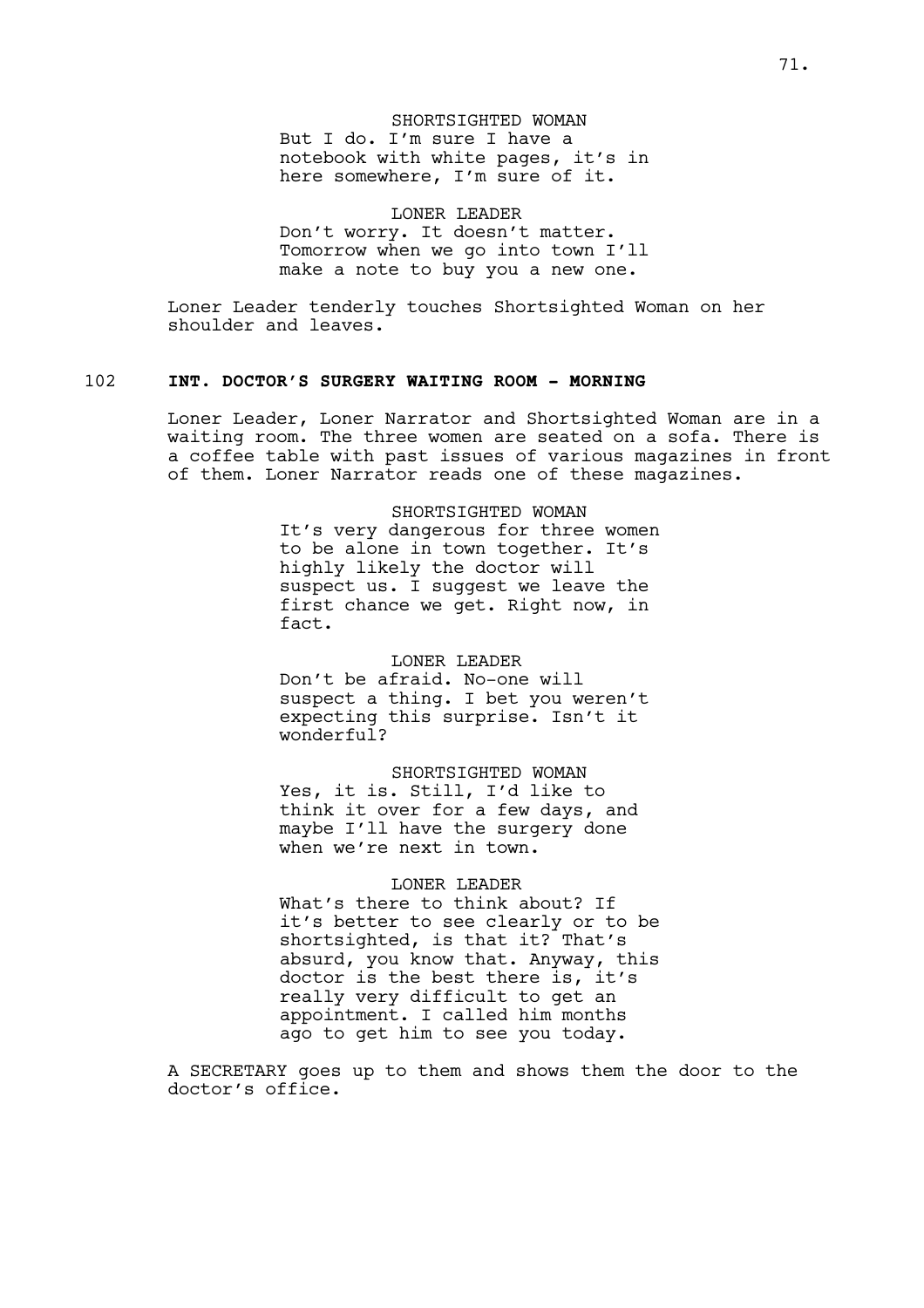SHORTSIGHTED WOMAN
But I do. I'm sure I have a notebook with white pages, it's in here somewhere, I'm sure of it.

LONER LEADER
Don't worry. It doesn't matter. Tomorrow when we go into town I'll make a note to buy you a new one.

Loner Leader tenderly touches Shortsighted Woman on her shoulder and leaves.

**102 INT. DOCTOR'S SURGERY WAITING ROOM - MORNING**

Loner Leader, Loner Narrator and Shortsighted Woman are in a waiting room. The three women are seated on a sofa. There is a coffee table with past issues of various magazines in front of them. Loner Narrator reads one of these magazines.

SHORTSIGHTED WOMAN
It's very dangerous for three women to be alone in town together. It's highly likely the doctor will suspect us. I suggest we leave the first chance we get. Right now, in fact.

LONER LEADER
Don't be afraid. No-one will suspect a thing. I bet you weren't expecting this surprise. Isn't it wonderful?

SHORTSIGHTED WOMAN
Yes, it is. Still, I'd like to think it over for a few days, and maybe I'll have the surgery done when we're next in town.

LONER LEADER
What's there to think about? If it's better to see clearly or to be shortsighted, is that it? That's absurd, you know that. Anyway, this doctor is the best there is, it's really very difficult to get an appointment. I called him months ago to get him to see you today.

A SECRETARY goes up to them and shows them the door to the doctor's office.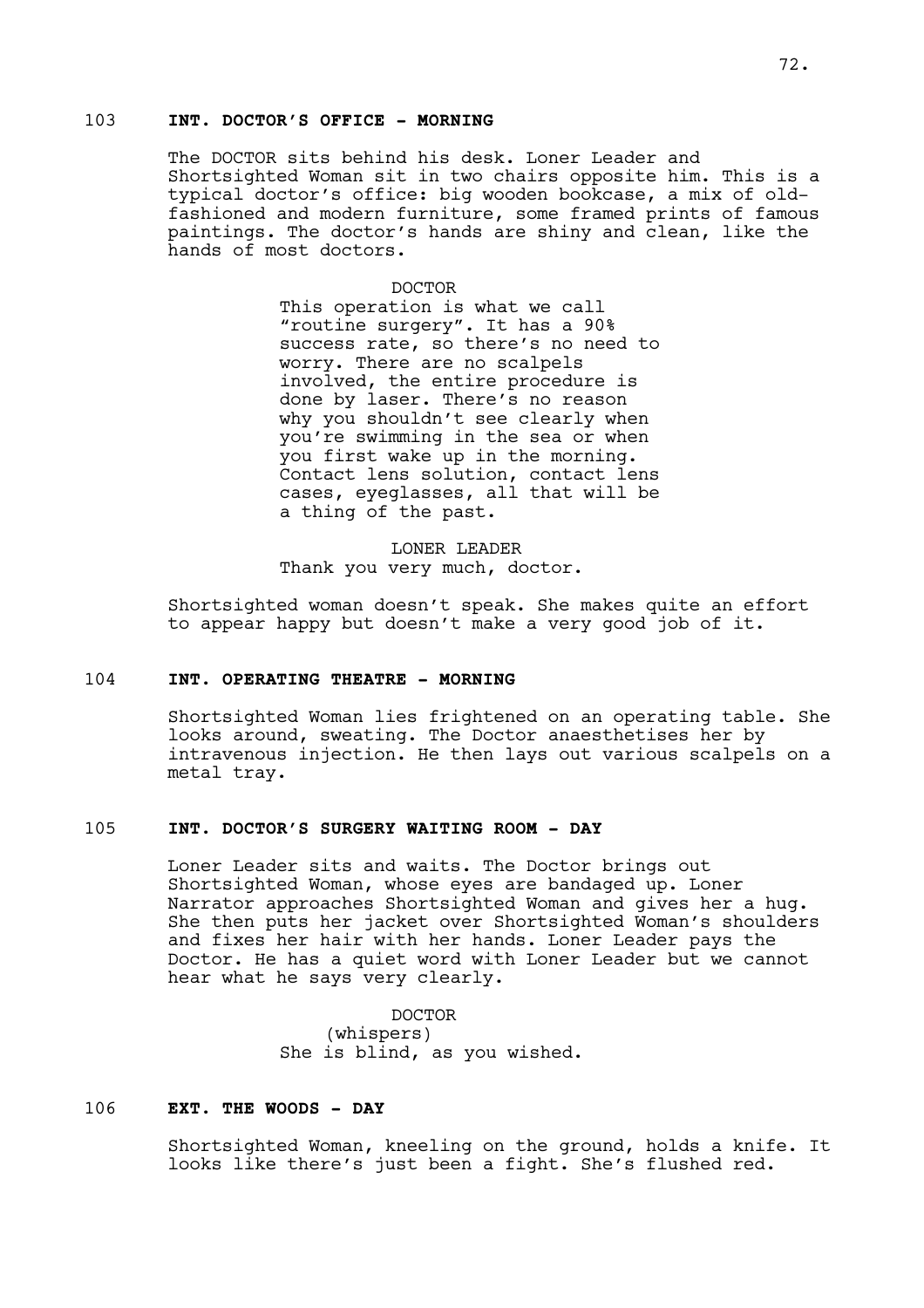103 **INT. DOCTOR'S OFFICE - MORNING**

The DOCTOR sits behind his desk. Loner Leader and Shortsighted Woman sit in two chairs opposite him. This is a typical doctor's office: big wooden bookcase, a mix of old-fashioned and modern furniture, some framed prints of famous paintings. The doctor's hands are shiny and clean, like the hands of most doctors.

DOCTOR
This operation is what we call "routine surgery". It has a 90% success rate, so there's no need to worry. There are no scalpels involved, the entire procedure is done by laser. There's no reason why you shouldn't see clearly when you're swimming in the sea or when you first wake up in the morning. Contact lens solution, contact lens cases, eyeglasses, all that will be a thing of the past.

LONER LEADER
Thank you very much, doctor.

Shortsighted woman doesn't speak. She makes quite an effort to appear happy but doesn't make a very good job of it.

104 **INT. OPERATING THEATRE - MORNING**

Shortsighted Woman lies frightened on an operating table. She looks around, sweating. The Doctor anaesthetises her by intravenous injection. He then lays out various scalpels on a metal tray.

105 **INT. DOCTOR'S SURGERY WAITING ROOM - DAY**

Loner Leader sits and waits. The Doctor brings out Shortsighted Woman, whose eyes are bandaged up. Loner Narrator approaches Shortsighted Woman and gives her a hug. She then puts her jacket over Shortsighted Woman's shoulders and fixes her hair with her hands. Loner Leader pays the Doctor. He has a quiet word with Loner Leader but we cannot hear what he says very clearly.

DOCTOR
(whispers)
She is blind, as you wished.

106 **EXT. THE WOODS - DAY**

Shortsighted Woman, kneeling on the ground, holds a knife. It looks like there's just been a fight. She's flushed red.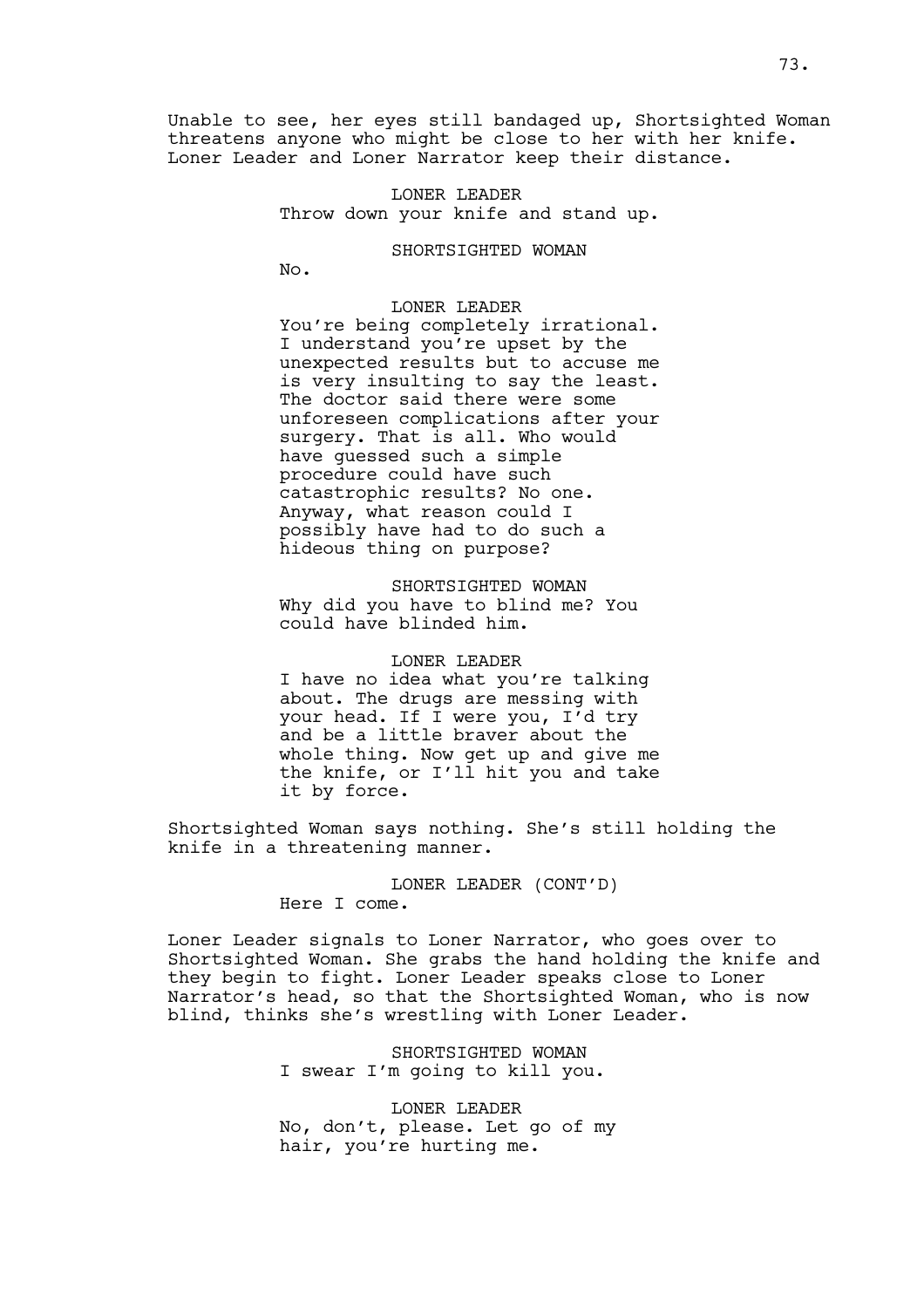Unable to see, her eyes still bandaged up, Shortsighted Woman threatens anyone who might be close to her with her knife. Loner Leader and Loner Narrator keep their distance.

LONER LEADER
Throw down your knife and stand up.

SHORTSIGHTED WOMAN
No.

LONER LEADER
You're being completely irrational. I understand you're upset by the unexpected results but to accuse me is very insulting to say the least. The doctor said there were some unforeseen complications after your surgery. That is all. Who would have guessed such a simple procedure could have such catastrophic results? No one. Anyway, what reason could I possibly have had to do such a hideous thing on purpose?

SHORTSIGHTED WOMAN
Why did you have to blind me? You could have blinded him.

LONER LEADER
I have no idea what you're talking about. The drugs are messing with your head. If I were you, I'd try and be a little braver about the whole thing. Now get up and give me the knife, or I'll hit you and take it by force.

Shortsighted Woman says nothing. She's still holding the knife in a threatening manner.

LONER LEADER (CONT'D)
Here I come.

Loner Leader signals to Loner Narrator, who goes over to Shortsighted Woman. She grabs the hand holding the knife and they begin to fight. Loner Leader speaks close to Loner Narrator's head, so that the Shortsighted Woman, who is now blind, thinks she's wrestling with Loner Leader.

SHORTSIGHTED WOMAN
I swear I'm going to kill you.

LONER LEADER
No, don't, please. Let go of my hair, you're hurting me.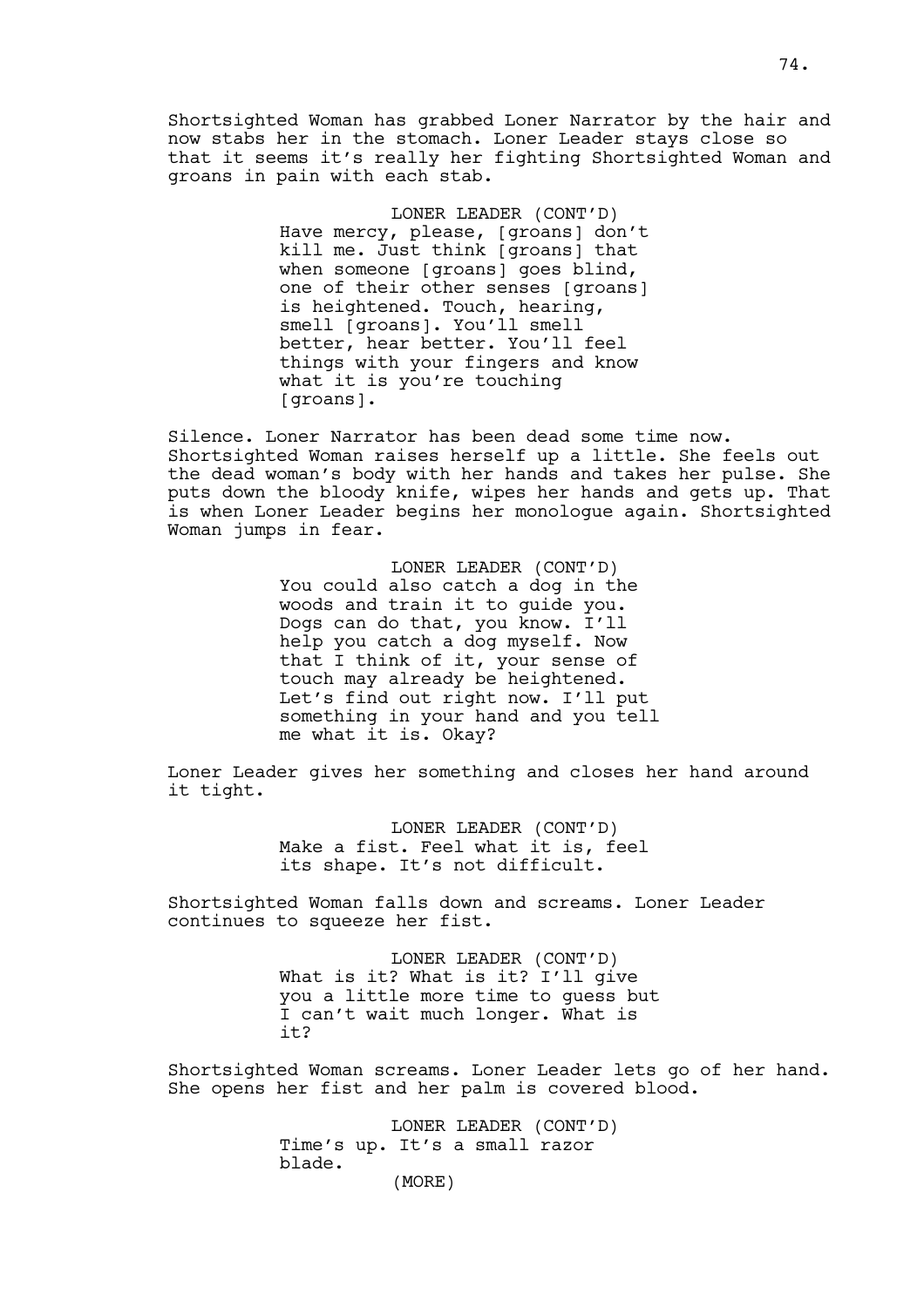Shortsighted Woman has grabbed Loner Narrator by the hair and now stabs her in the stomach. Loner Leader stays close so that it seems it's really her fighting Shortsighted Woman and groans in pain with each stab.

LONER LEADER (CONT'D)
Have mercy, please, [groans] don't kill me. Just think [groans] that when someone [groans] goes blind, one of their other senses [groans] is heightened. Touch, hearing, smell [groans]. You'll smell better, hear better. You'll feel things with your fingers and know what it is you're touching [groans].

Silence. Loner Narrator has been dead some time now. Shortsighted Woman raises herself up a little. She feels out the dead woman's body with her hands and takes her pulse. She puts down the bloody knife, wipes her hands and gets up. That is when Loner Leader begins her monologue again. Shortsighted Woman jumps in fear.

LONER LEADER (CONT'D)
You could also catch a dog in the woods and train it to guide you. Dogs can do that, you know. I'll help you catch a dog myself. Now that I think of it, your sense of touch may already be heightened. Let's find out right now. I'll put something in your hand and you tell me what it is. Okay?

Loner Leader gives her something and closes her hand around it tight.

LONER LEADER (CONT'D)
Make a fist. Feel what it is, feel its shape. It's not difficult.

Shortsighted Woman falls down and screams. Loner Leader continues to squeeze her fist.

LONER LEADER (CONT'D)
What is it? What is it? I'll give you a little more time to guess but I can't wait much longer. What is it?

Shortsighted Woman screams. Loner Leader lets go of her hand. She opens her fist and her palm is covered blood.

LONER LEADER (CONT'D)
Time's up. It's a small razor blade.
(MORE)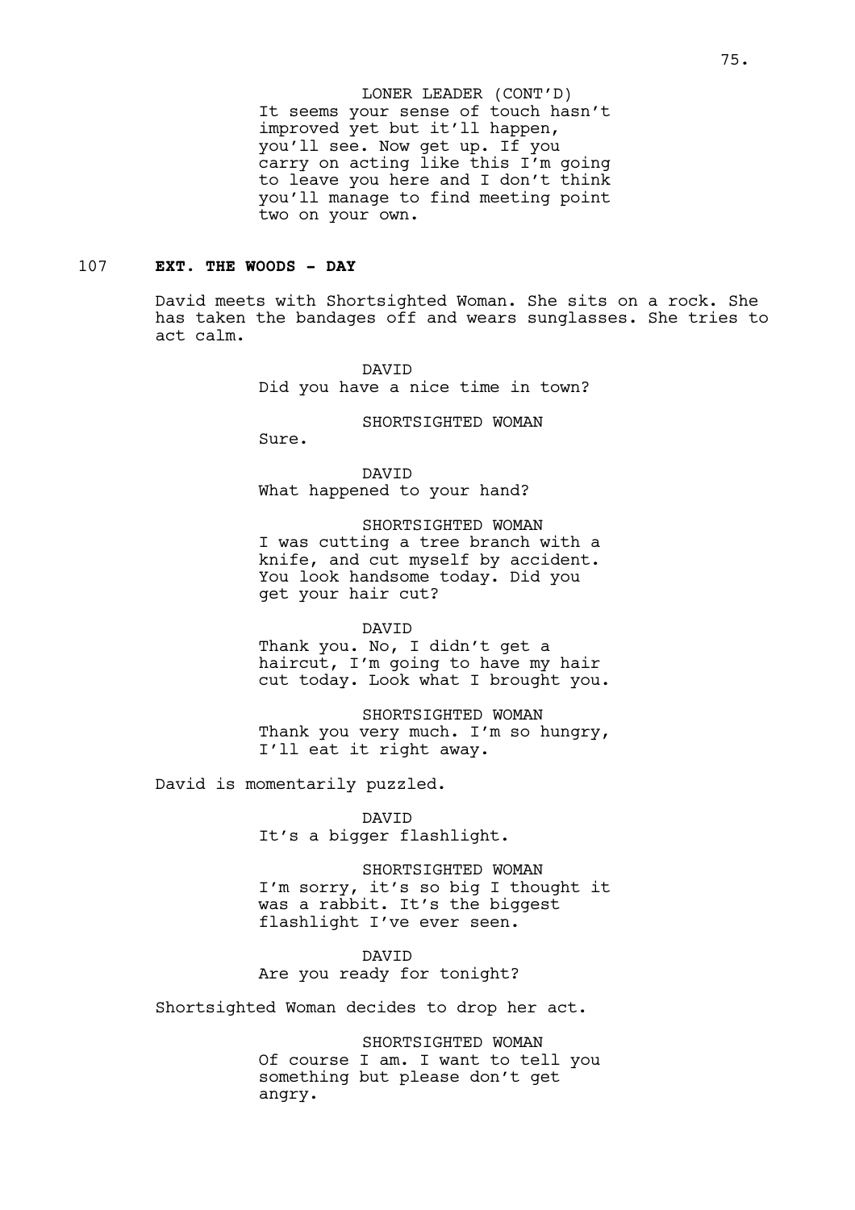LONER LEADER (CONT'D)
It seems your sense of touch hasn't improved yet but it'll happen, you'll see. Now get up. If you carry on acting like this I'm going to leave you here and I don't think you'll manage to find meeting point two on your own.

107 **EXT. THE WOODS - DAY**

David meets with Shortsighted Woman. She sits on a rock. She has taken the bandages off and wears sunglasses. She tries to act calm.

DAVID
Did you have a nice time in town?

SHORTSIGHTED WOMAN
Sure.

DAVID
What happened to your hand?

SHORTSIGHTED WOMAN
I was cutting a tree branch with a knife, and cut myself by accident. You look handsome today. Did you get your hair cut?

DAVID
Thank you. No, I didn't get a haircut, I'm going to have my hair cut today. Look what I brought you.

SHORTSIGHTED WOMAN
Thank you very much. I'm so hungry, I'll eat it right away.

David is momentarily puzzled.

DAVID
It's a bigger flashlight.

SHORTSIGHTED WOMAN
I'm sorry, it's so big I thought it was a rabbit. It's the biggest flashlight I've ever seen.

DAVID
Are you ready for tonight?

Shortsighted Woman decides to drop her act.

SHORTSIGHTED WOMAN
Of course I am. I want to tell you something but please don't get angry.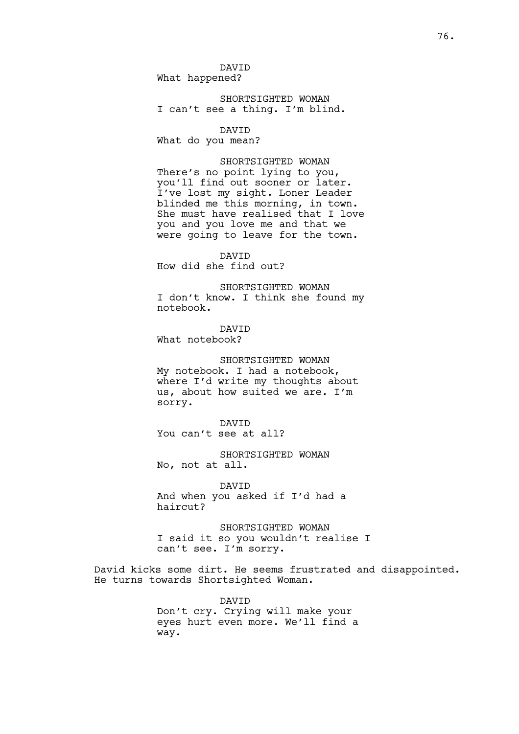DAVID
What happened?

SHORTSIGHTED WOMAN
I can't see a thing. I'm blind.

DAVID
What do you mean?

SHORTSIGHTED WOMAN
There's no point lying to you, you'll find out sooner or later. I've lost my sight. Loner Leader blinded me this morning, in town. She must have realised that I love you and you love me and that we were going to leave for the town.

DAVID
How did she find out?

SHORTSIGHTED WOMAN
I don't know. I think she found my notebook.

DAVID
What notebook?

SHORTSIGHTED WOMAN
My notebook. I had a notebook, where I'd write my thoughts about us, about how suited we are. I'm sorry.

DAVID
You can't see at all?

SHORTSIGHTED WOMAN
No, not at all.

DAVID
And when you asked if I'd had a haircut?

SHORTSIGHTED WOMAN
I said it so you wouldn't realise I can't see. I'm sorry.

David kicks some dirt. He seems frustrated and disappointed. He turns towards Shortsighted Woman.

DAVID
Don't cry. Crying will make your eyes hurt even more. We'll find a way.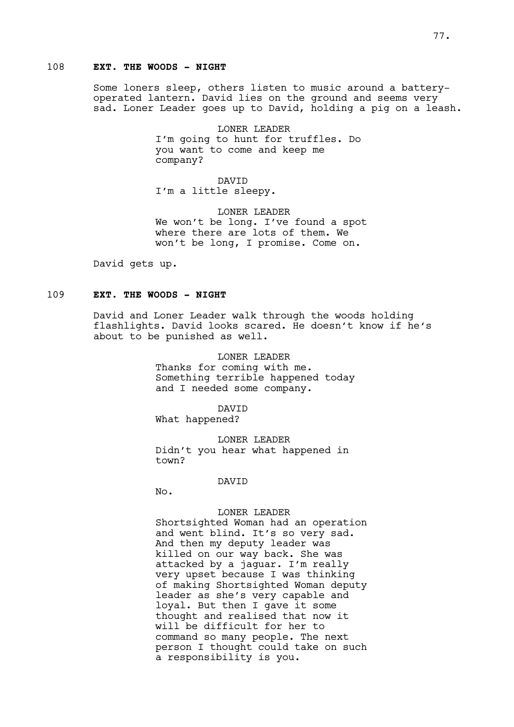108 **EXT. THE WOODS - NIGHT**

Some loners sleep, others listen to music around a battery-operated lantern. David lies on the ground and seems very sad. Loner Leader goes up to David, holding a pig on a leash.

LONER LEADER
I'm going to hunt for truffles. Do you want to come and keep me company?

DAVID
I'm a little sleepy.

LONER LEADER
We won't be long. I've found a spot where there are lots of them. We won't be long, I promise. Come on.

David gets up.

109 **EXT. THE WOODS - NIGHT**

David and Loner Leader walk through the woods holding flashlights. David looks scared. He doesn't know if he's about to be punished as well.

LONER LEADER
Thanks for coming with me. Something terrible happened today and I needed some company.

DAVID
What happened?

LONER LEADER
Didn't you hear what happened in town?

DAVID
No.

LONER LEADER
Shortsighted Woman had an operation and went blind. It's so very sad. And then my deputy leader was killed on our way back. She was attacked by a jaguar. I'm really very upset because I was thinking of making Shortsighted Woman deputy leader as she's very capable and loyal. But then I gave it some thought and realised that now it will be difficult for her to command so many people. The next person I thought could take on such a responsibility is you.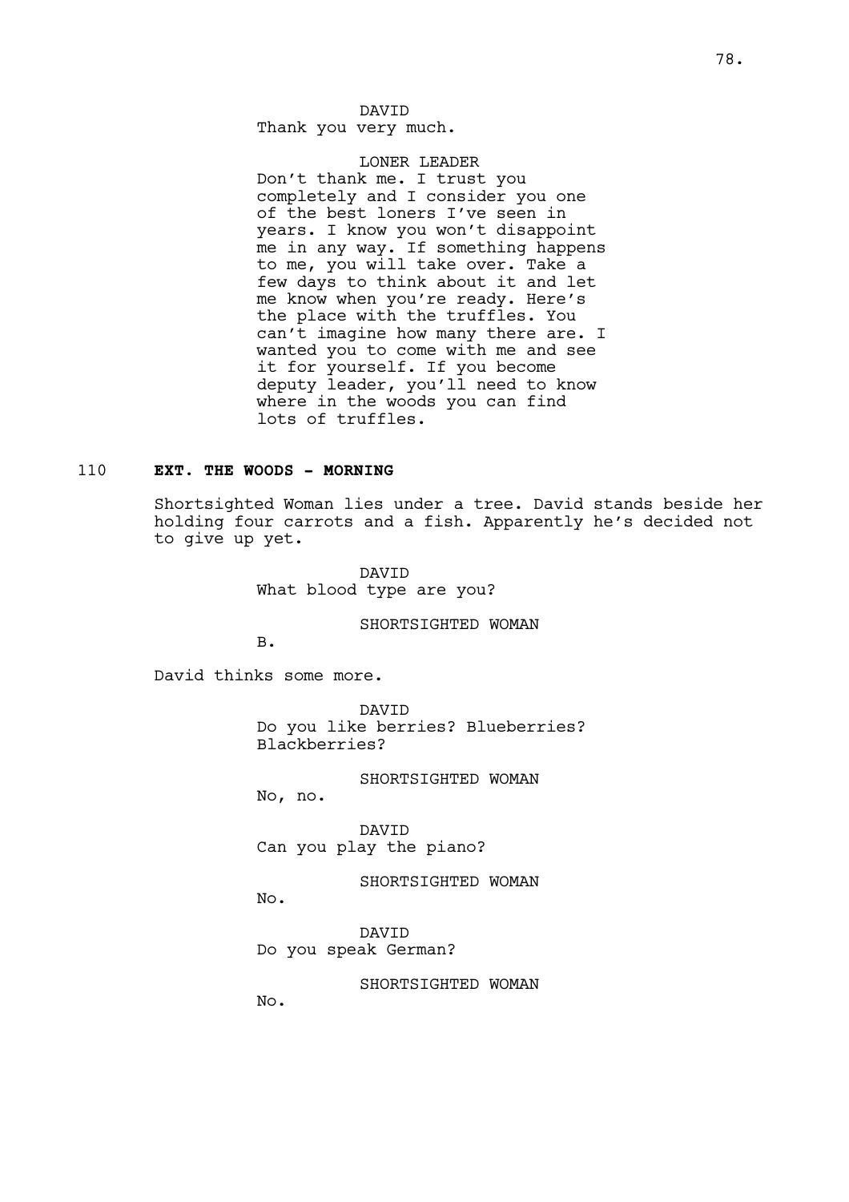DAVID
Thank you very much.

LONER LEADER
Don't thank me. I trust you completely and I consider you one of the best loners I've seen in years. I know you won't disappoint me in any way. If something happens to me, you will take over. Take a few days to think about it and let me know when you're ready. Here's the place with the truffles. You can't imagine how many there are. I wanted you to come with me and see it for yourself. If you become deputy leader, you'll need to know where in the woods you can find lots of truffles.

110 **EXT. THE WOODS - MORNING**

Shortsighted Woman lies under a tree. David stands beside her holding four carrots and a fish. Apparently he's decided not to give up yet.

DAVID
What blood type are you?

SHORTSIGHTED WOMAN
B.

David thinks some more.

DAVID
Do you like berries? Blueberries? Blackberries?

SHORTSIGHTED WOMAN
No, no.

DAVID
Can you play the piano?

SHORTSIGHTED WOMAN
No.

DAVID
Do you speak German?

SHORTSIGHTED WOMAN
No.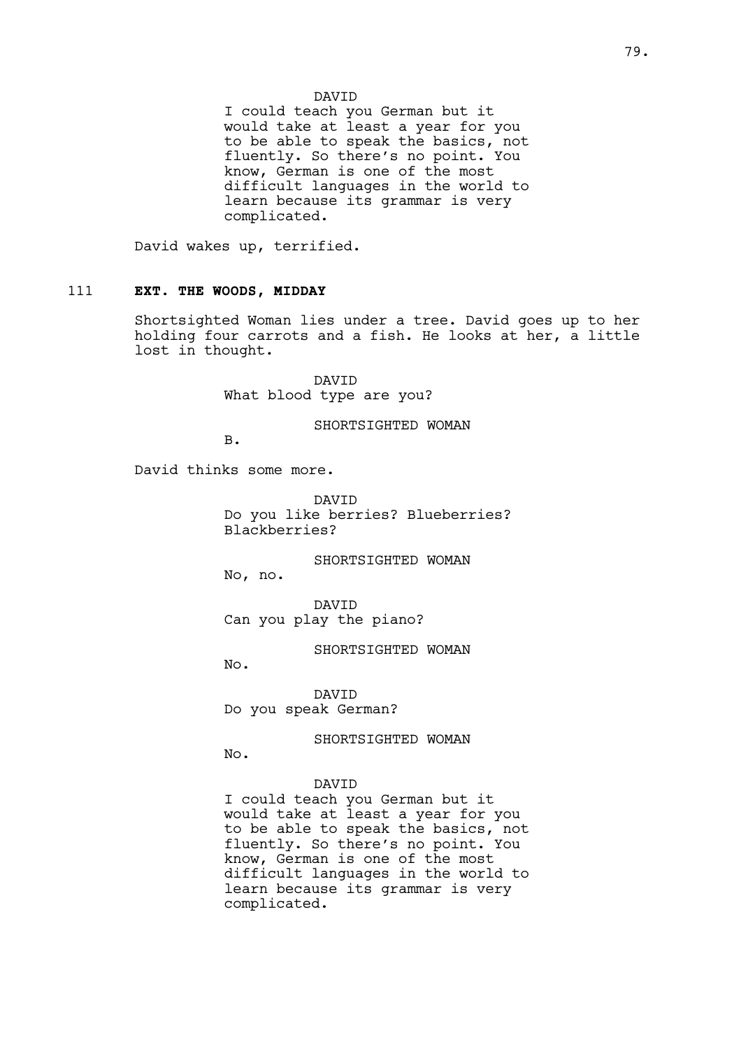DAVID
I could teach you German but it would take at least a year for you to be able to speak the basics, not fluently. So there's no point. You know, German is one of the most difficult languages in the world to learn because its grammar is very complicated.

David wakes up, terrified.

111 **EXT. THE WOODS, MIDDAY**

Shortsighted Woman lies under a tree. David goes up to her holding four carrots and a fish. He looks at her, a little lost in thought.

DAVID
What blood type are you?

SHORTSIGHTED WOMAN
B.

David thinks some more.

DAVID
Do you like berries? Blueberries? Blackberries?

SHORTSIGHTED WOMAN
No, no.

DAVID
Can you play the piano?

SHORTSIGHTED WOMAN
No.

DAVID
Do you speak German?

SHORTSIGHTED WOMAN
No.

DAVID
I could teach you German but it would take at least a year for you to be able to speak the basics, not fluently. So there's no point. You know, German is one of the most difficult languages in the world to learn because its grammar is very complicated.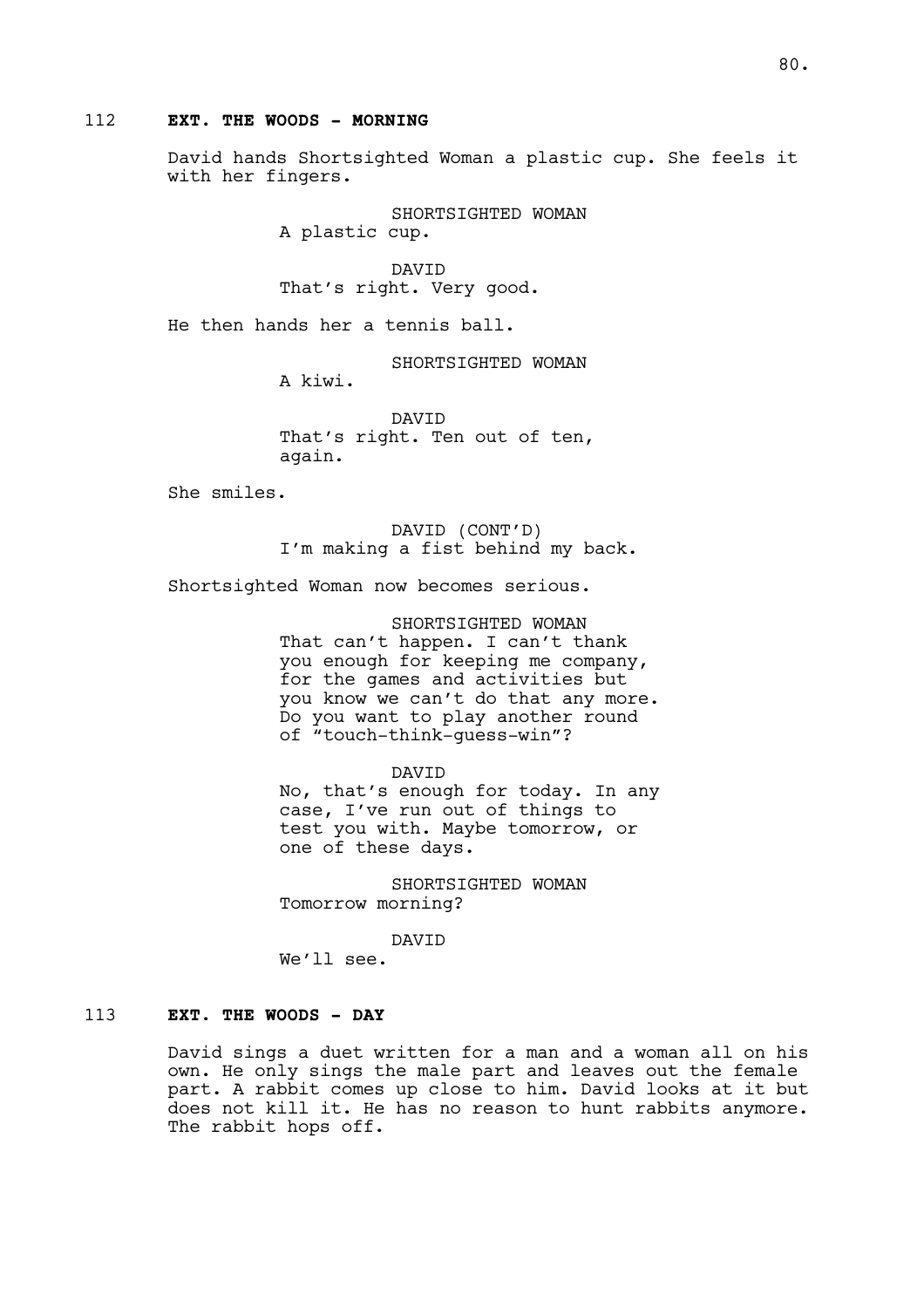**112 EXT. THE WOODS - MORNING**

David hands Shortsighted Woman a plastic cup. She feels it with her fingers.

SHORTSIGHTED WOMAN
A plastic cup.

DAVID
That's right. Very good.

He then hands her a tennis ball.

SHORTSIGHTED WOMAN
A kiwi.

DAVID
That's right. Ten out of ten, again.

She smiles.

DAVID (CONT'D)
I'm making a fist behind my back.

Shortsighted Woman now becomes serious.

SHORTSIGHTED WOMAN
That can't happen. I can't thank you enough for keeping me company, for the games and activities but you know we can't do that any more. Do you want to play another round of "touch-think-guess-win"?

DAVID
No, that's enough for today. In any case, I've run out of things to test you with. Maybe tomorrow, or one of these days.

SHORTSIGHTED WOMAN
Tomorrow morning?

DAVID
We'll see.

**113 EXT. THE WOODS - DAY**

David sings a duet written for a man and a woman all on his own. He only sings the male part and leaves out the female part. A rabbit comes up close to him. David looks at it but does not kill it. He has no reason to hunt rabbits anymore. The rabbit hops off.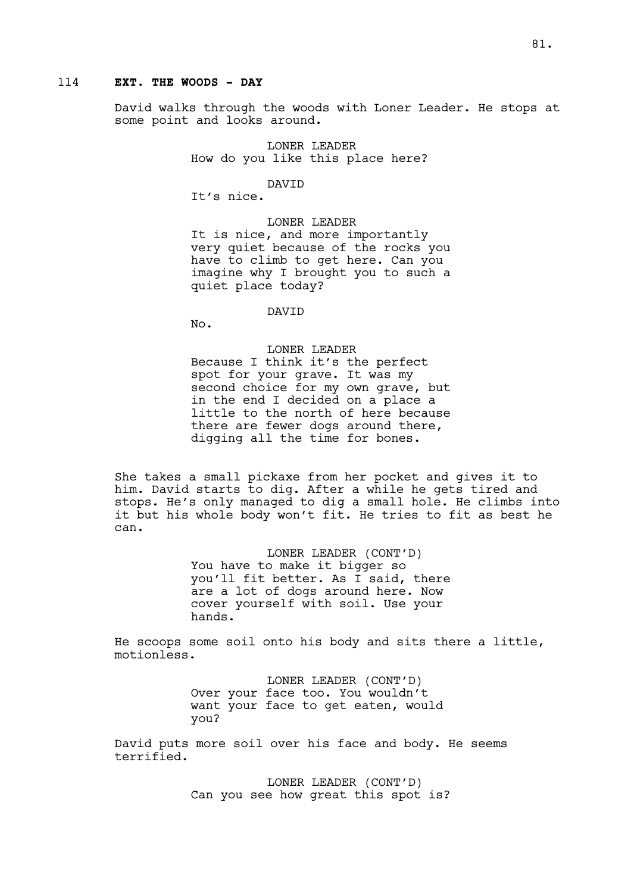114 **EXT. THE WOODS - DAY**

David walks through the woods with Loner Leader. He stops at some point and looks around.

LONER LEADER
How do you like this place here?

DAVID
It's nice.

LONER LEADER
It is nice, and more importantly very quiet because of the rocks you have to climb to get here. Can you imagine why I brought you to such a quiet place today?

DAVID
No.

LONER LEADER
Because I think it's the perfect spot for your grave. It was my second choice for my own grave, but in the end I decided on a place a little to the north of here because there are fewer dogs around there, digging all the time for bones.

She takes a small pickaxe from her pocket and gives it to him. David starts to dig. After a while he gets tired and stops. He's only managed to dig a small hole. He climbs into it but his whole body won't fit. He tries to fit as best he can.

LONER LEADER (CONT'D)
You have to make it bigger so you'll fit better. As I said, there are a lot of dogs around here. Now cover yourself with soil. Use your hands.

He scoops some soil onto his body and sits there a little, motionless.

LONER LEADER (CONT'D)
Over your face too. You wouldn't want your face to get eaten, would you?

David puts more soil over his face and body. He seems terrified.

LONER LEADER (CONT'D)
Can you see how great this spot is?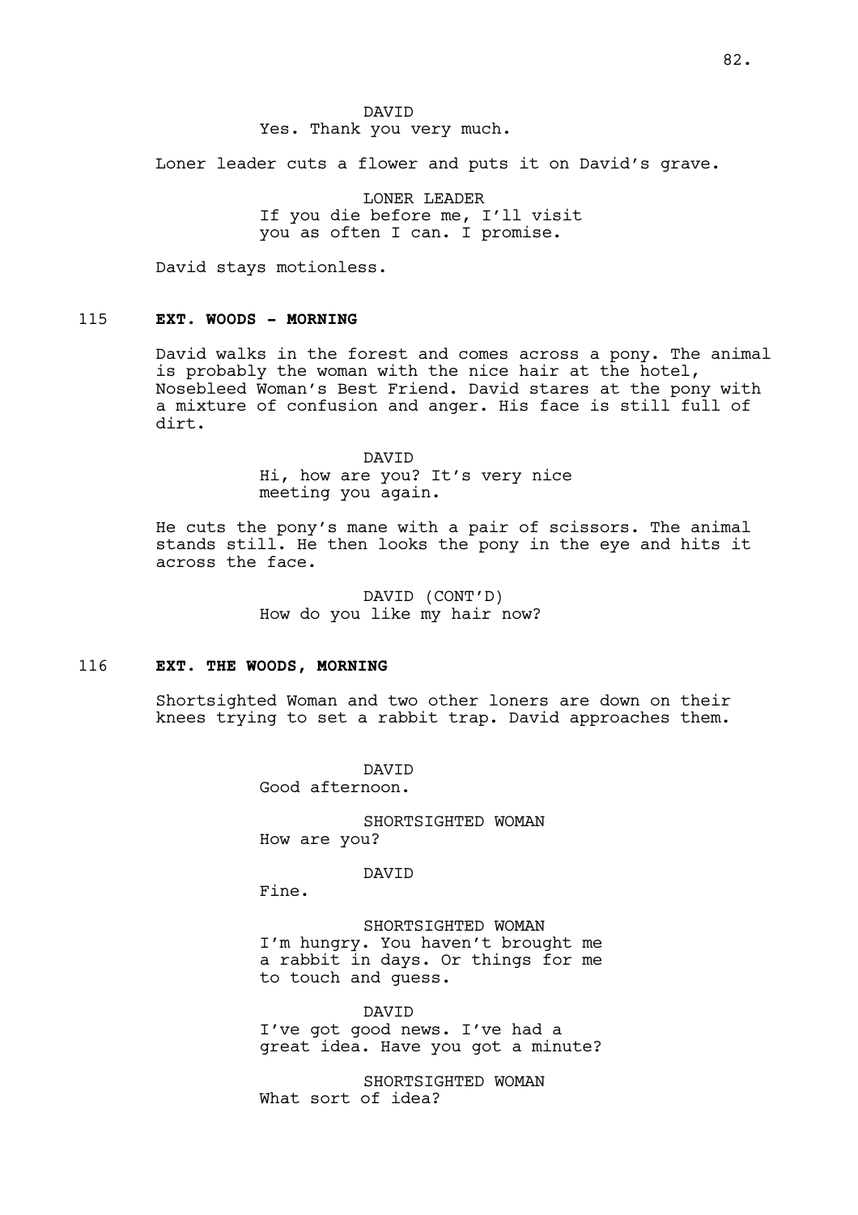DAVID
Yes. Thank you very much.

Loner leader cuts a flower and puts it on David's grave.

LONER LEADER
If you die before me, I'll visit you as often I can. I promise.

David stays motionless.

115 **EXT. WOODS - MORNING**

David walks in the forest and comes across a pony. The animal is probably the woman with the nice hair at the hotel, Nosebleed Woman's Best Friend. David stares at the pony with a mixture of confusion and anger. His face is still full of dirt.

DAVID
Hi, how are you? It's very nice meeting you again.

He cuts the pony's mane with a pair of scissors. The animal stands still. He then looks the pony in the eye and hits it across the face.

DAVID (CONT'D)
How do you like my hair now?

116 **EXT. THE WOODS, MORNING**

Shortsighted Woman and two other loners are down on their knees trying to set a rabbit trap. David approaches them.

DAVID
Good afternoon.

SHORTSIGHTED WOMAN
How are you?

DAVID
Fine.

SHORTSIGHTED WOMAN
I'm hungry. You haven't brought me a rabbit in days. Or things for me to touch and guess.

DAVID
I've got good news. I've had a great idea. Have you got a minute?

SHORTSIGHTED WOMAN
What sort of idea?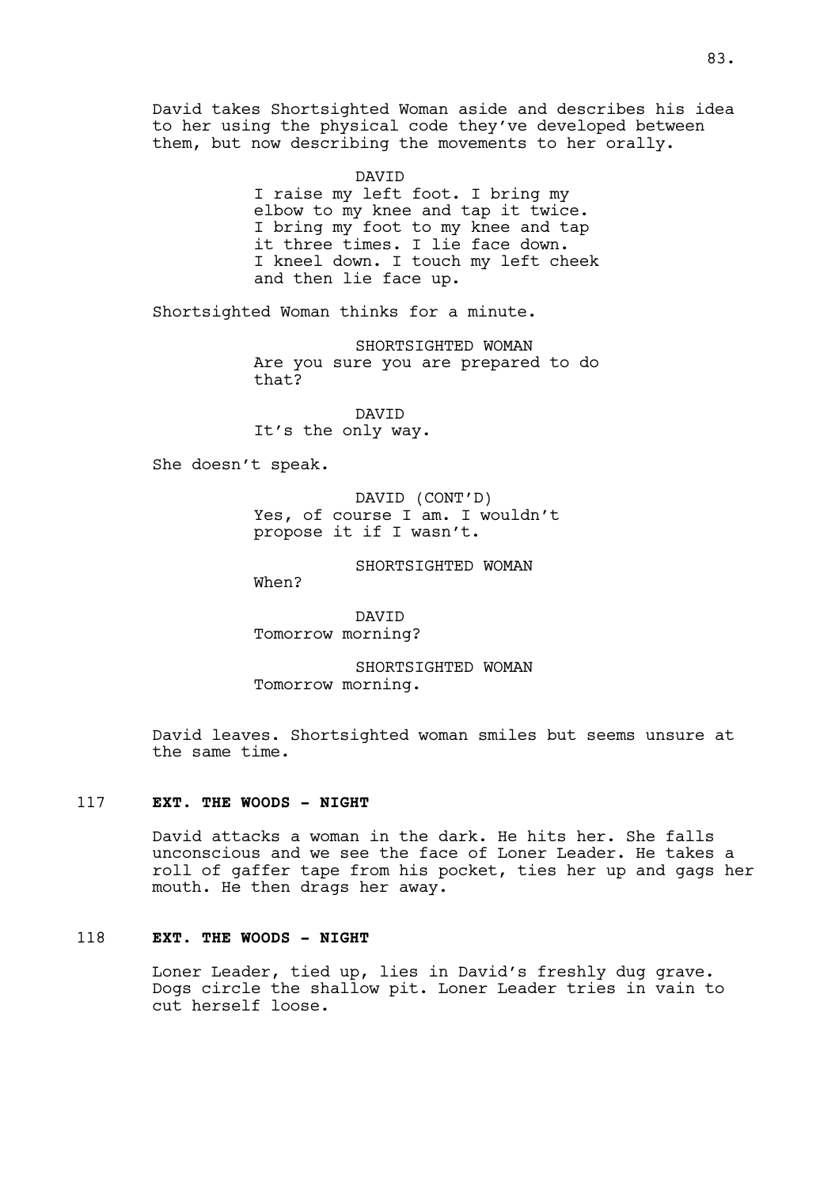David takes Shortsighted Woman aside and describes his idea to her using the physical code they've developed between them, but now describing the movements to her orally.

DAVID
I raise my left foot. I bring my elbow to my knee and tap it twice. I bring my foot to my knee and tap it three times. I lie face down. I kneel down. I touch my left cheek and then lie face up.

Shortsighted Woman thinks for a minute.

SHORTSIGHTED WOMAN
Are you sure you are prepared to do that?

DAVID
It's the only way.

She doesn't speak.

DAVID (CONT'D)
Yes, of course I am. I wouldn't propose it if I wasn't.

SHORTSIGHTED WOMAN
When?

DAVID
Tomorrow morning?

SHORTSIGHTED WOMAN
Tomorrow morning.

David leaves. Shortsighted woman smiles but seems unsure at the same time.

117 **EXT. THE WOODS - NIGHT**

David attacks a woman in the dark. He hits her. She falls unconscious and we see the face of Loner Leader. He takes a roll of gaffer tape from his pocket, ties her up and gags her mouth. He then drags her away.

118 **EXT. THE WOODS - NIGHT**

Loner Leader, tied up, lies in David's freshly dug grave. Dogs circle the shallow pit. Loner Leader tries in vain to cut herself loose.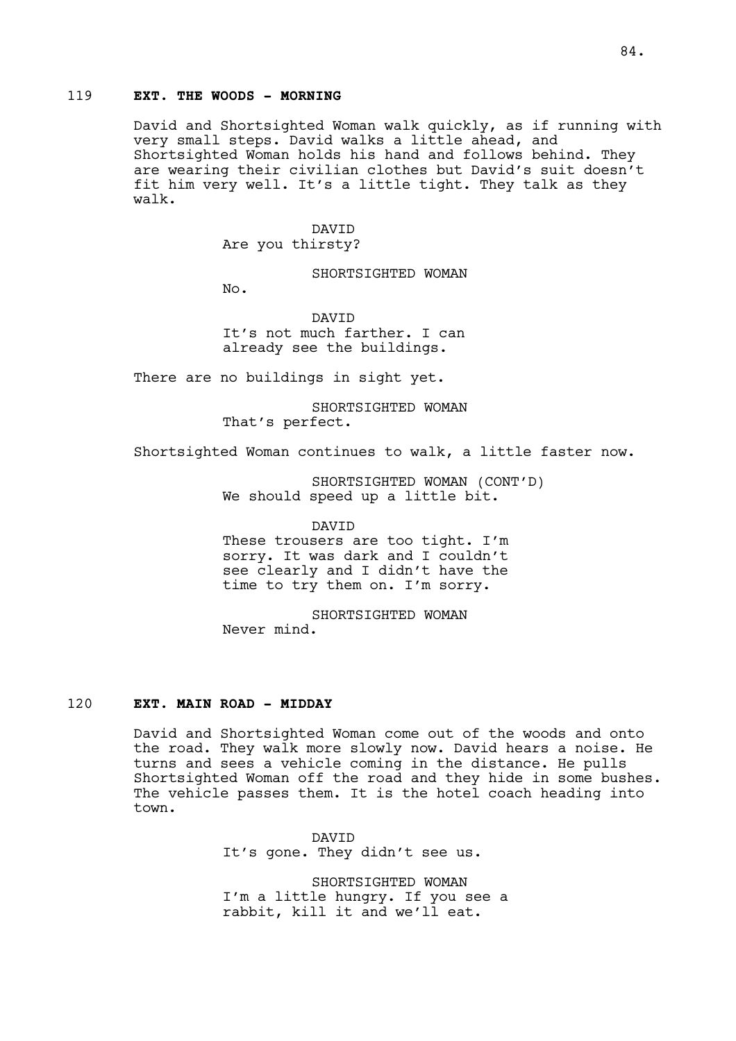119 **EXT. THE WOODS - MORNING**

David and Shortsighted Woman walk quickly, as if running with very small steps. David walks a little ahead, and Shortsighted Woman holds his hand and follows behind. They are wearing their civilian clothes but David's suit doesn't fit him very well. It's a little tight. They talk as they walk.

DAVID
Are you thirsty?

SHORTSIGHTED WOMAN
No.

DAVID
It's not much farther. I can already see the buildings.

There are no buildings in sight yet.

SHORTSIGHTED WOMAN
That's perfect.

Shortsighted Woman continues to walk, a little faster now.

SHORTSIGHTED WOMAN (CONT'D)
We should speed up a little bit.

DAVID
These trousers are too tight. I'm sorry. It was dark and I couldn't see clearly and I didn't have the time to try them on. I'm sorry.

SHORTSIGHTED WOMAN
Never mind.

120 **EXT. MAIN ROAD - MIDDAY**

David and Shortsighted Woman come out of the woods and onto the road. They walk more slowly now. David hears a noise. He turns and sees a vehicle coming in the distance. He pulls Shortsighted Woman off the road and they hide in some bushes. The vehicle passes them. It is the hotel coach heading into town.

DAVID
It's gone. They didn't see us.

SHORTSIGHTED WOMAN
I'm a little hungry. If you see a rabbit, kill it and we'll eat.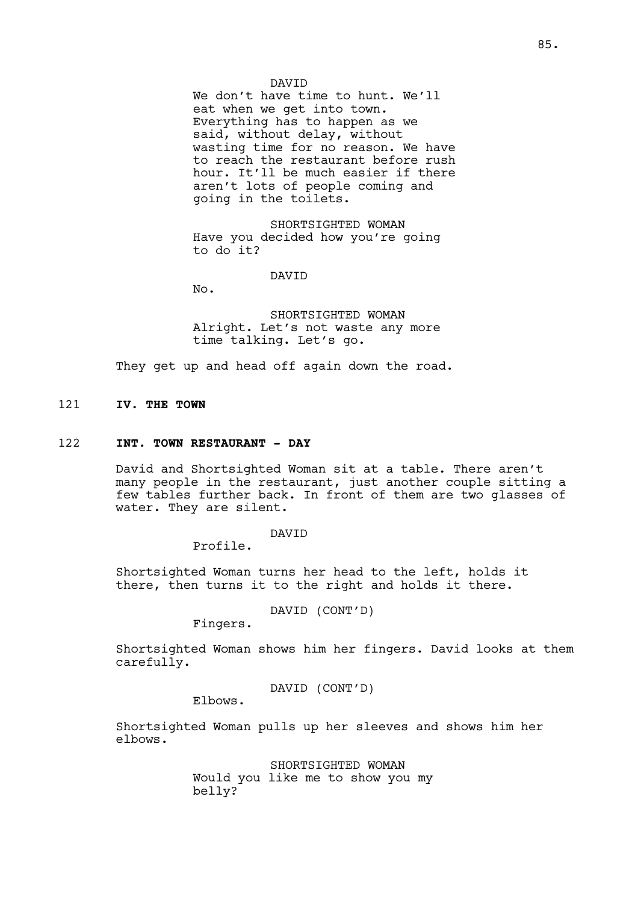DAVID

We don't have time to hunt. We'll eat when we get into town. Everything has to happen as we said, without delay, without wasting time for no reason. We have to reach the restaurant before rush hour. It'll be much easier if there aren't lots of people coming and going in the toilets.

SHORTSIGHTED WOMAN

Have you decided how you're going to do it?

DAVID

No.

SHORTSIGHTED WOMAN

Alright. Let's not waste any more time talking. Let's go.

They get up and head off again down the road.

121 **IV. THE TOWN**

122 **INT. TOWN RESTAURANT - DAY**

David and Shortsighted Woman sit at a table. There aren't many people in the restaurant, just another couple sitting a few tables further back. In front of them are two glasses of water. They are silent.

DAVID

Profile.

Shortsighted Woman turns her head to the left, holds it there, then turns it to the right and holds it there.

DAVID (CONT'D)

Fingers.

Shortsighted Woman shows him her fingers. David looks at them carefully.

DAVID (CONT'D)

Elbows.

Shortsighted Woman pulls up her sleeves and shows him her elbows.

SHORTSIGHTED WOMAN

Would you like me to show you my belly?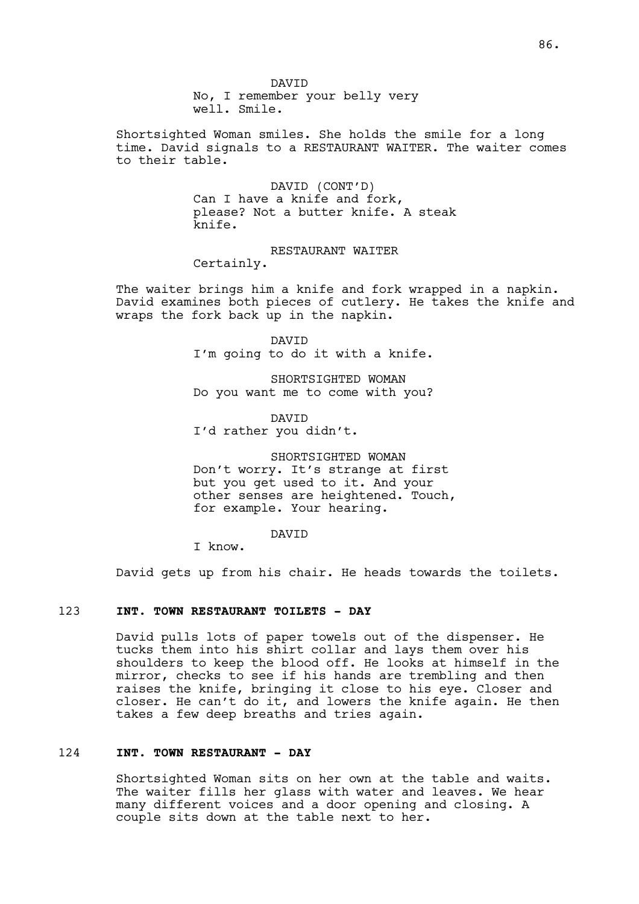DAVID
No, I remember your belly very well. Smile.

Shortsighted Woman smiles. She holds the smile for a long time. David signals to a RESTAURANT WAITER. The waiter comes to their table.

DAVID (CONT'D)
Can I have a knife and fork, please? Not a butter knife. A steak knife.

RESTAURANT WAITER
Certainly.

The waiter brings him a knife and fork wrapped in a napkin. David examines both pieces of cutlery. He takes the knife and wraps the fork back up in the napkin.

DAVID
I'm going to do it with a knife.

SHORTSIGHTED WOMAN
Do you want me to come with you?

DAVID
I'd rather you didn't.

SHORTSIGHTED WOMAN
Don't worry. It's strange at first but you get used to it. And your other senses are heightened. Touch, for example. Your hearing.

DAVID
I know.

David gets up from his chair. He heads towards the toilets.

**123 INT. TOWN RESTAURANT TOILETS - DAY**

David pulls lots of paper towels out of the dispenser. He tucks them into his shirt collar and lays them over his shoulders to keep the blood off. He looks at himself in the mirror, checks to see if his hands are trembling and then raises the knife, bringing it close to his eye. Closer and closer. He can't do it, and lowers the knife again. He then takes a few deep breaths and tries again.

**124 INT. TOWN RESTAURANT - DAY**

Shortsighted Woman sits on her own at the table and waits. The waiter fills her glass with water and leaves. We hear many different voices and a door opening and closing. A couple sits down at the table next to her.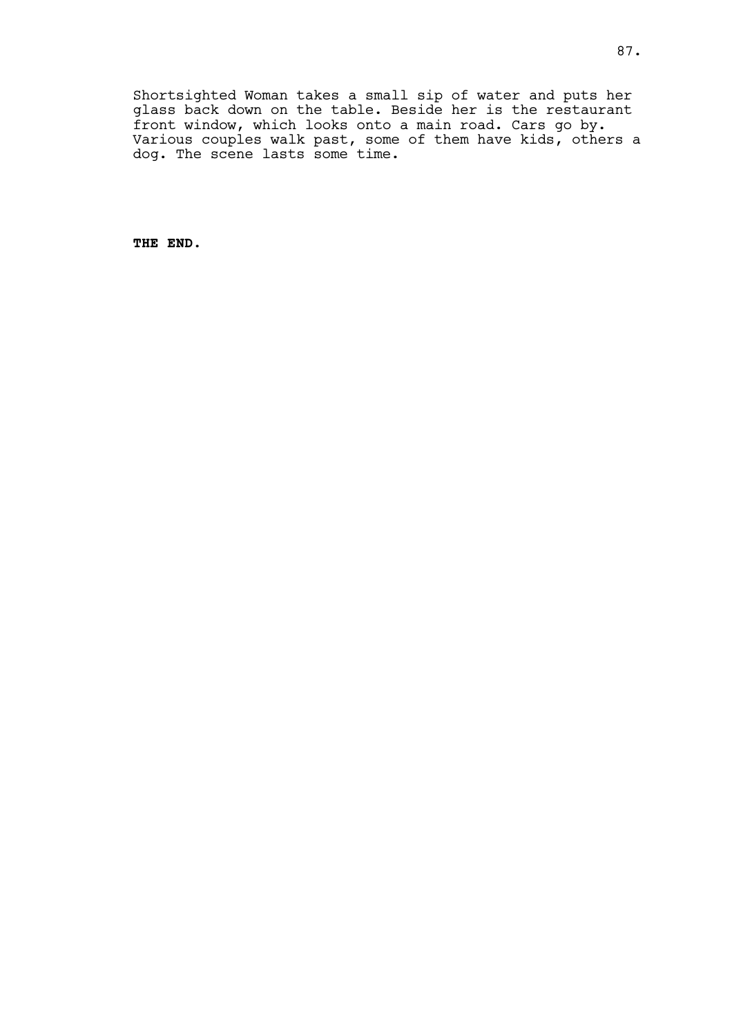Shortsighted Woman takes a small sip of water and puts her glass back down on the table. Beside her is the restaurant front window, which looks onto a main road. Cars go by. Various couples walk past, some of them have kids, others a dog. The scene lasts some time.

**THE END.**